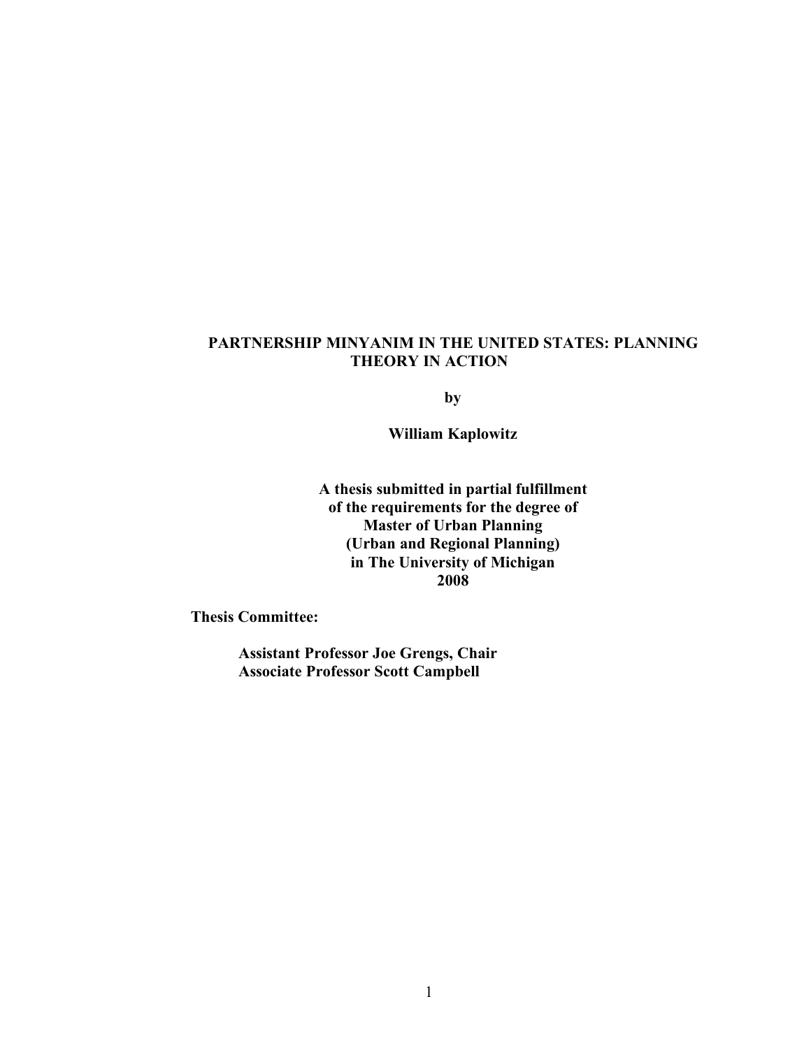# PARTNERSHIP MINYANIM IN THE UNITED STATES: PLANNING THEORY IN ACTION

**by**

**William Kaplowitz**

**A thesis submitted in partial fulfillment**
**of the requirements for the degree of**
**Master of Urban Planning**
**(Urban and Regional Planning)**
**in The University of Michigan**
**2008**

**Thesis Committee:**

**Assistant Professor Joe Grengs, Chair**
**Associate Professor Scott Campbell**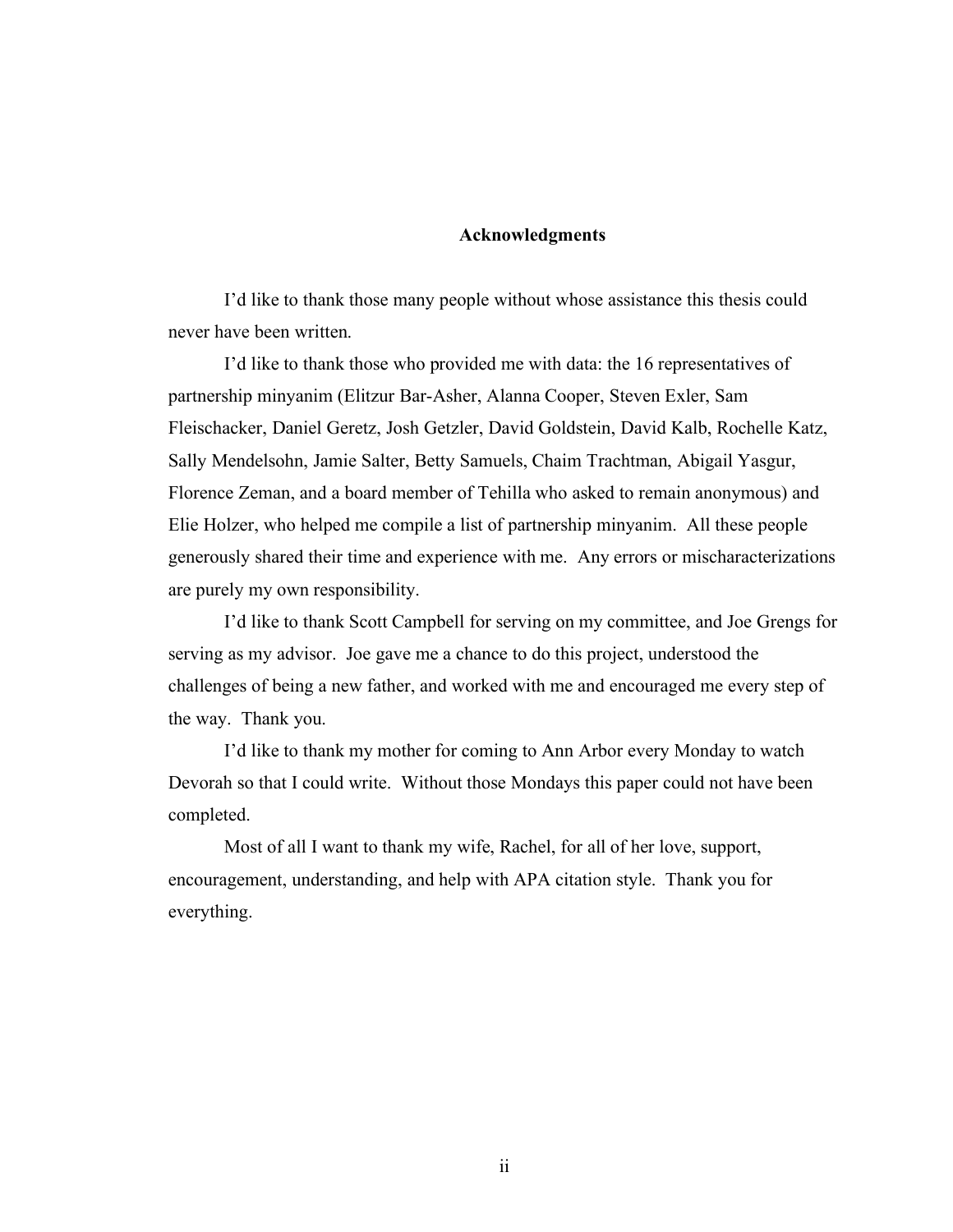## Acknowledgments

I'd like to thank those many people without whose assistance this thesis could never have been written.

I'd like to thank those who provided me with data: the 16 representatives of partnership minyanim (Elitzur Bar-Asher, Alanna Cooper, Steven Exler, Sam Fleischacker, Daniel Geretz, Josh Getzler, David Goldstein, David Kalb, Rochelle Katz, Sally Mendelsohn, Jamie Salter, Betty Samuels, Chaim Trachtman, Abigail Yasgur, Florence Zeman, and a board member of Tehilla who asked to remain anonymous) and Elie Holzer, who helped me compile a list of partnership minyanim. All these people generously shared their time and experience with me. Any errors or mischaracterizations are purely my own responsibility.

I'd like to thank Scott Campbell for serving on my committee, and Joe Grengs for serving as my advisor. Joe gave me a chance to do this project, understood the challenges of being a new father, and worked with me and encouraged me every step of the way. Thank you.

I'd like to thank my mother for coming to Ann Arbor every Monday to watch Devorah so that I could write. Without those Mondays this paper could not have been completed.

Most of all I want to thank my wife, Rachel, for all of her love, support, encouragement, understanding, and help with APA citation style. Thank you for everything.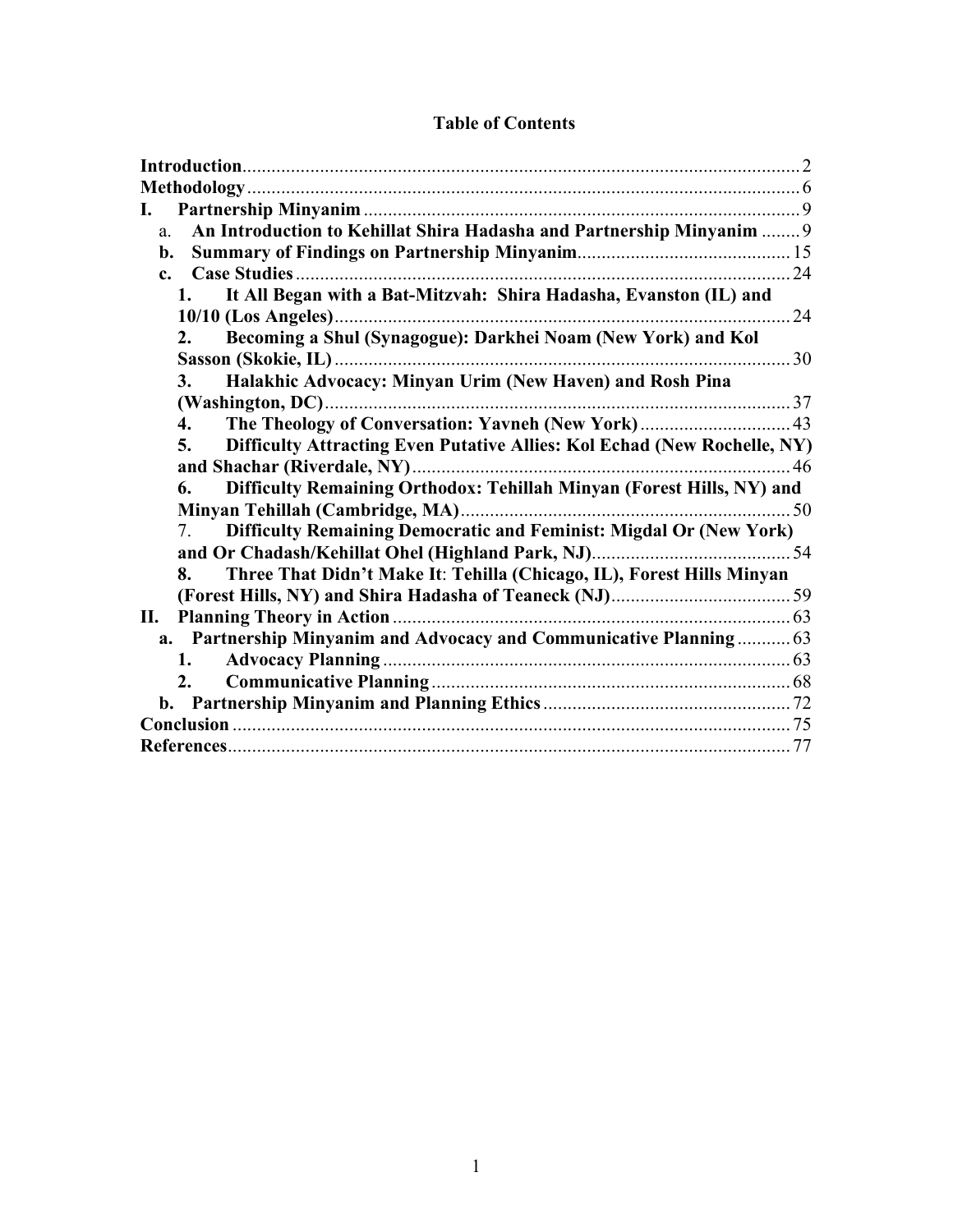# Table of Contents

**Introduction** ..... 2

**Methodology** ..... 6

**I. Partnership Minyanim** ..... 9

- a. **An Introduction to Kehillat Shira Hadasha and Partnership Minyanim** ..... 9
- **b. Summary of Findings on Partnership Minyanim** ..... 15
- **c. Case Studies** ..... 24
  1. **It All Began with a Bat-Mitzvah: Shira Hadasha, Evanston (IL) and 10/10 (Los Angeles)** ..... 24
  2. **Becoming a Shul (Synagogue): Darkhei Noam (New York) and Kol Sasson (Skokie, IL)** ..... 30
  3. **Halakhic Advocacy: Minyan Urim (New Haven) and Rosh Pina (Washington, DC)** ..... 37
  4. **The Theology of Conversation: Yavneh (New York)** ..... 43
  5. **Difficulty Attracting Even Putative Allies: Kol Echad (New Rochelle, NY) and Shachar (Riverdale, NY)** ..... 46
  6. **Difficulty Remaining Orthodox: Tehillah Minyan (Forest Hills, NY) and Minyan Tehillah (Cambridge, MA)** ..... 50
  7. **Difficulty Remaining Democratic and Feminist: Migdal Or (New York) and Or Chadash/Kehillat Ohel (Highland Park, NJ)** ..... 54
  8. **Three That Didn't Make It: Tehilla (Chicago, IL), Forest Hills Minyan (Forest Hills, NY) and Shira Hadasha of Teaneck (NJ)** ..... 59

**II. Planning Theory in Action** ..... 63

- **a. Partnership Minyanim and Advocacy and Communicative Planning** ..... 63
  1. **Advocacy Planning** ..... 63
  2. **Communicative Planning** ..... 68
- **b. Partnership Minyanim and Planning Ethics** ..... 72

**Conclusion** ..... 75

**References** ..... 77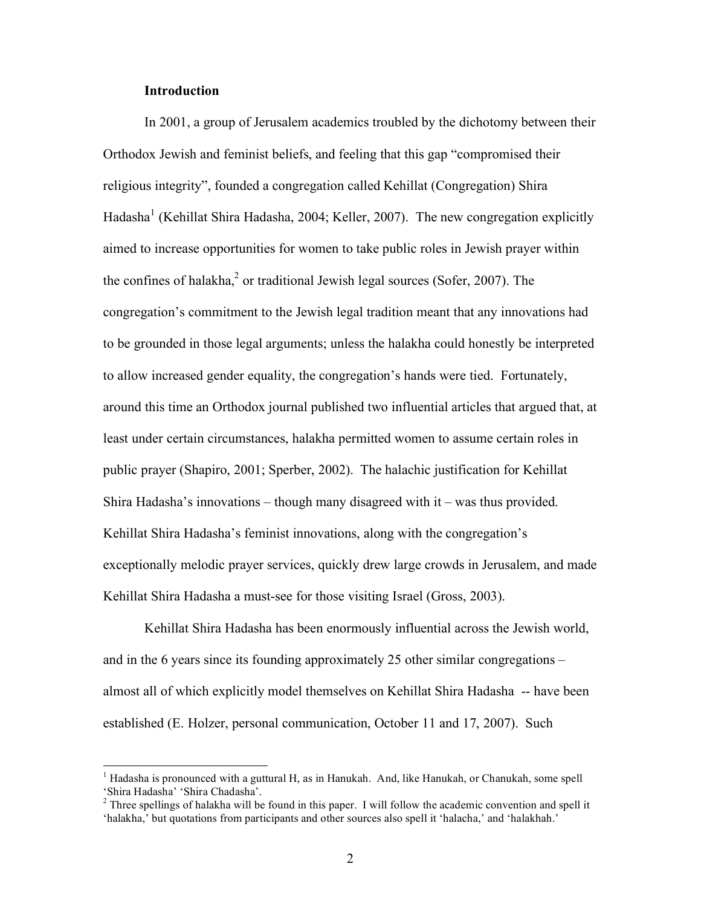## Introduction

In 2001, a group of Jerusalem academics troubled by the dichotomy between their Orthodox Jewish and feminist beliefs, and feeling that this gap "compromised their religious integrity", founded a congregation called Kehillat (Congregation) Shira Hadasha[1] (Kehillat Shira Hadasha, 2004; Keller, 2007). The new congregation explicitly aimed to increase opportunities for women to take public roles in Jewish prayer within the confines of halakha,[2] or traditional Jewish legal sources (Sofer, 2007). The congregation's commitment to the Jewish legal tradition meant that any innovations had to be grounded in those legal arguments; unless the halakha could honestly be interpreted to allow increased gender equality, the congregation's hands were tied. Fortunately, around this time an Orthodox journal published two influential articles that argued that, at least under certain circumstances, halakha permitted women to assume certain roles in public prayer (Shapiro, 2001; Sperber, 2002). The halachic justification for Kehillat Shira Hadasha's innovations – though many disagreed with it – was thus provided. Kehillat Shira Hadasha's feminist innovations, along with the congregation's exceptionally melodic prayer services, quickly drew large crowds in Jerusalem, and made Kehillat Shira Hadasha a must-see for those visiting Israel (Gross, 2003).

Kehillat Shira Hadasha has been enormously influential across the Jewish world, and in the 6 years since its founding approximately 25 other similar congregations – almost all of which explicitly model themselves on Kehillat Shira Hadasha -- have been established (E. Holzer, personal communication, October 11 and 17, 2007). Such

---

[1] Hadasha is pronounced with a guttural H, as in Hanukah. And, like Hanukah, or Chanukah, some spell 'Shira Hadasha' 'Shira Chadasha'.

[2] Three spellings of halakha will be found in this paper. I will follow the academic convention and spell it 'halakha,' but quotations from participants and other sources also spell it 'halacha,' and 'halakhah.'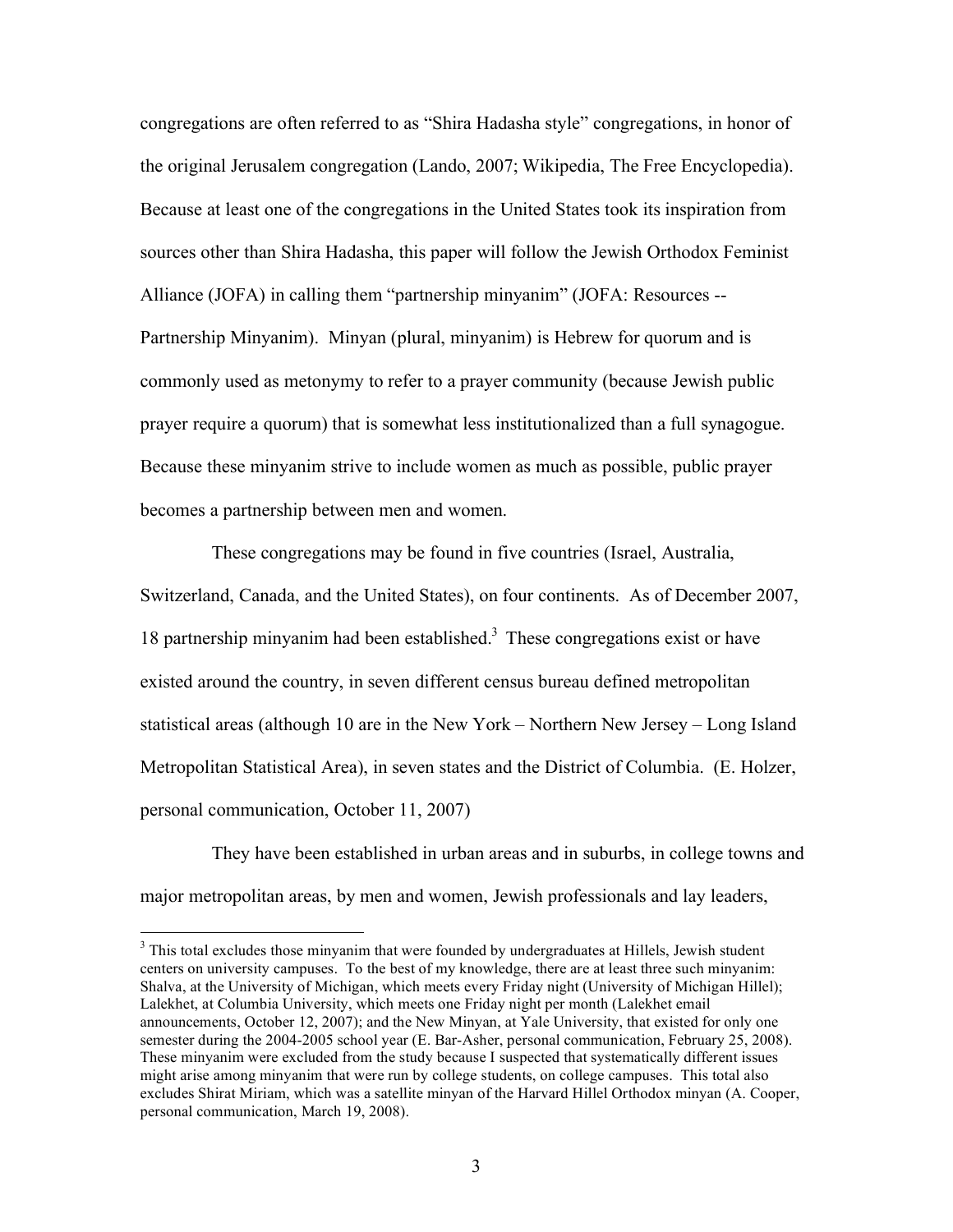congregations are often referred to as "Shira Hadasha style" congregations, in honor of the original Jerusalem congregation (Lando, 2007; Wikipedia, The Free Encyclopedia). Because at least one of the congregations in the United States took its inspiration from sources other than Shira Hadasha, this paper will follow the Jewish Orthodox Feminist Alliance (JOFA) in calling them "partnership minyanim" (JOFA: Resources -- Partnership Minyanim). Minyan (plural, minyanim) is Hebrew for quorum and is commonly used as metonymy to refer to a prayer community (because Jewish public prayer require a quorum) that is somewhat less institutionalized than a full synagogue. Because these minyanim strive to include women as much as possible, public prayer becomes a partnership between men and women.

These congregations may be found in five countries (Israel, Australia, Switzerland, Canada, and the United States), on four continents. As of December 2007, 18 partnership minyanim had been established.[3] These congregations exist or have existed around the country, in seven different census bureau defined metropolitan statistical areas (although 10 are in the New York – Northern New Jersey – Long Island Metropolitan Statistical Area), in seven states and the District of Columbia. (E. Holzer, personal communication, October 11, 2007)

They have been established in urban areas and in suburbs, in college towns and major metropolitan areas, by men and women, Jewish professionals and lay leaders,

[3] This total excludes those minyanim that were founded by undergraduates at Hillels, Jewish student centers on university campuses. To the best of my knowledge, there are at least three such minyanim: Shalva, at the University of Michigan, which meets every Friday night (University of Michigan Hillel); Lalekhet, at Columbia University, which meets one Friday night per month (Lalekhet email announcements, October 12, 2007); and the New Minyan, at Yale University, that existed for only one semester during the 2004-2005 school year (E. Bar-Asher, personal communication, February 25, 2008). These minyanim were excluded from the study because I suspected that systematically different issues might arise among minyanim that were run by college students, on college campuses. This total also excludes Shirat Miriam, which was a satellite minyan of the Harvard Hillel Orthodox minyan (A. Cooper, personal communication, March 19, 2008).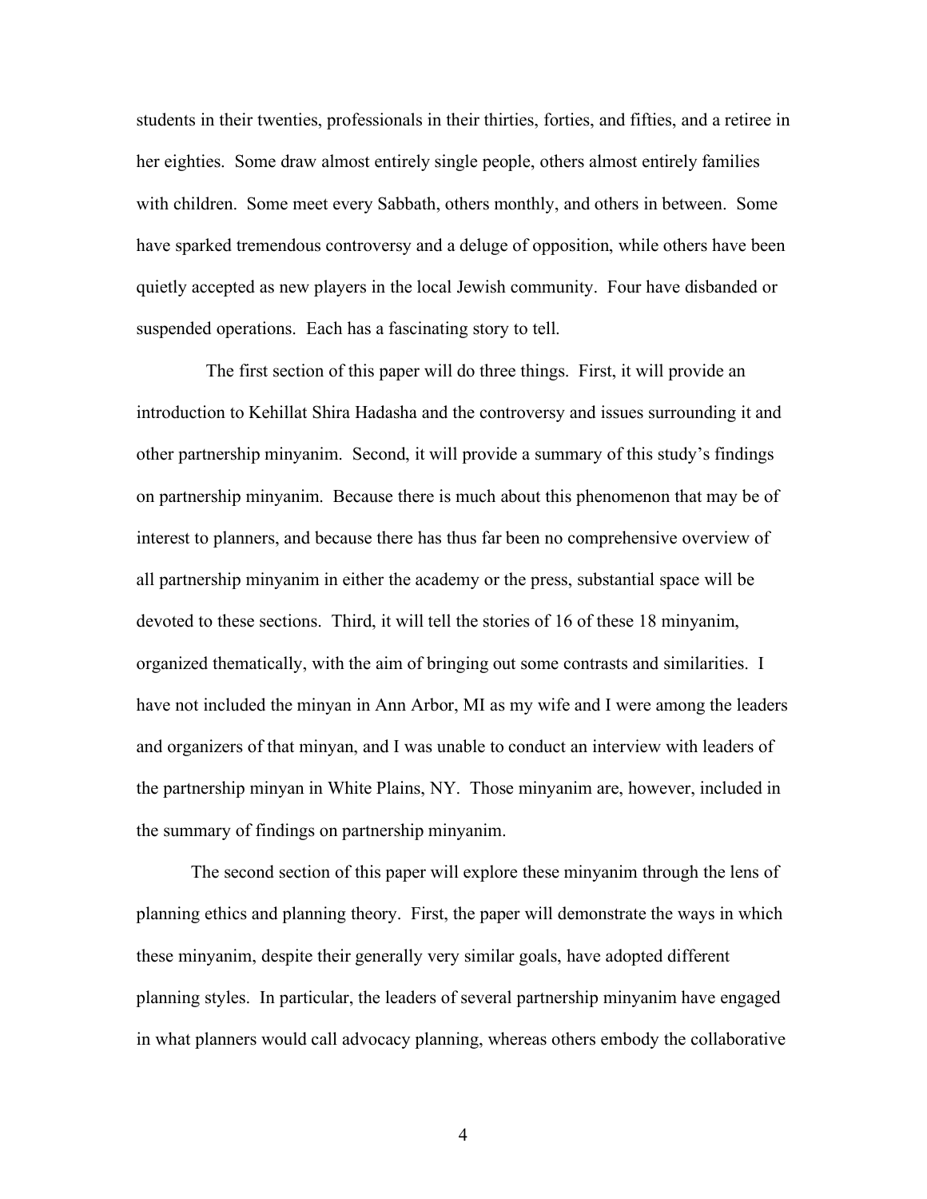students in their twenties, professionals in their thirties, forties, and fifties, and a retiree in her eighties. Some draw almost entirely single people, others almost entirely families with children. Some meet every Sabbath, others monthly, and others in between. Some have sparked tremendous controversy and a deluge of opposition, while others have been quietly accepted as new players in the local Jewish community. Four have disbanded or suspended operations. Each has a fascinating story to tell.

The first section of this paper will do three things. First, it will provide an introduction to Kehillat Shira Hadasha and the controversy and issues surrounding it and other partnership minyanim. Second, it will provide a summary of this study's findings on partnership minyanim. Because there is much about this phenomenon that may be of interest to planners, and because there has thus far been no comprehensive overview of all partnership minyanim in either the academy or the press, substantial space will be devoted to these sections. Third, it will tell the stories of 16 of these 18 minyanim, organized thematically, with the aim of bringing out some contrasts and similarities. I have not included the minyan in Ann Arbor, MI as my wife and I were among the leaders and organizers of that minyan, and I was unable to conduct an interview with leaders of the partnership minyan in White Plains, NY. Those minyanim are, however, included in the summary of findings on partnership minyanim.

The second section of this paper will explore these minyanim through the lens of planning ethics and planning theory. First, the paper will demonstrate the ways in which these minyanim, despite their generally very similar goals, have adopted different planning styles. In particular, the leaders of several partnership minyanim have engaged in what planners would call advocacy planning, whereas others embody the collaborative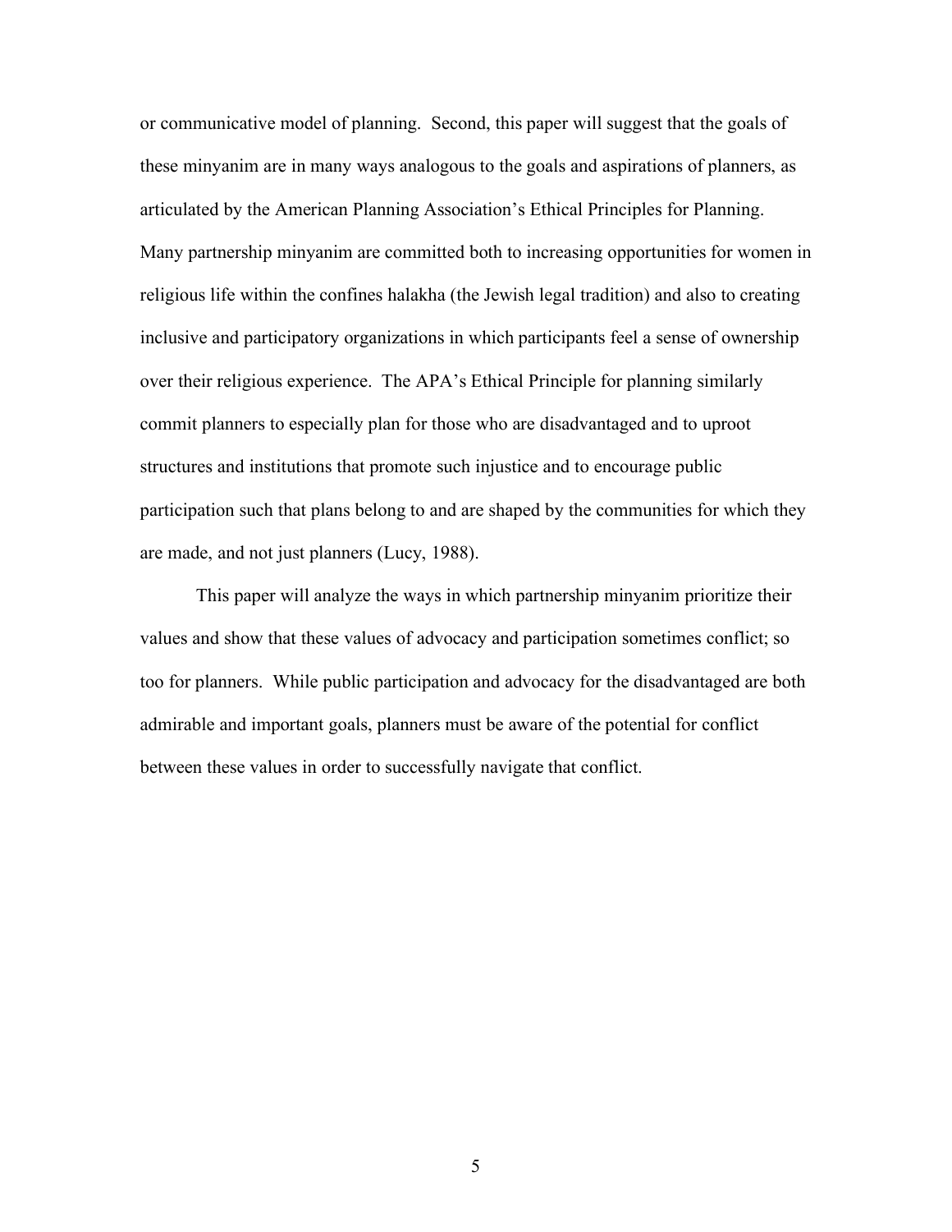or communicative model of planning. Second, this paper will suggest that the goals of these minyanim are in many ways analogous to the goals and aspirations of planners, as articulated by the American Planning Association's Ethical Principles for Planning. Many partnership minyanim are committed both to increasing opportunities for women in religious life within the confines halakha (the Jewish legal tradition) and also to creating inclusive and participatory organizations in which participants feel a sense of ownership over their religious experience. The APA's Ethical Principle for planning similarly commit planners to especially plan for those who are disadvantaged and to uproot structures and institutions that promote such injustice and to encourage public participation such that plans belong to and are shaped by the communities for which they are made, and not just planners (Lucy, 1988).

This paper will analyze the ways in which partnership minyanim prioritize their values and show that these values of advocacy and participation sometimes conflict; so too for planners. While public participation and advocacy for the disadvantaged are both admirable and important goals, planners must be aware of the potential for conflict between these values in order to successfully navigate that conflict.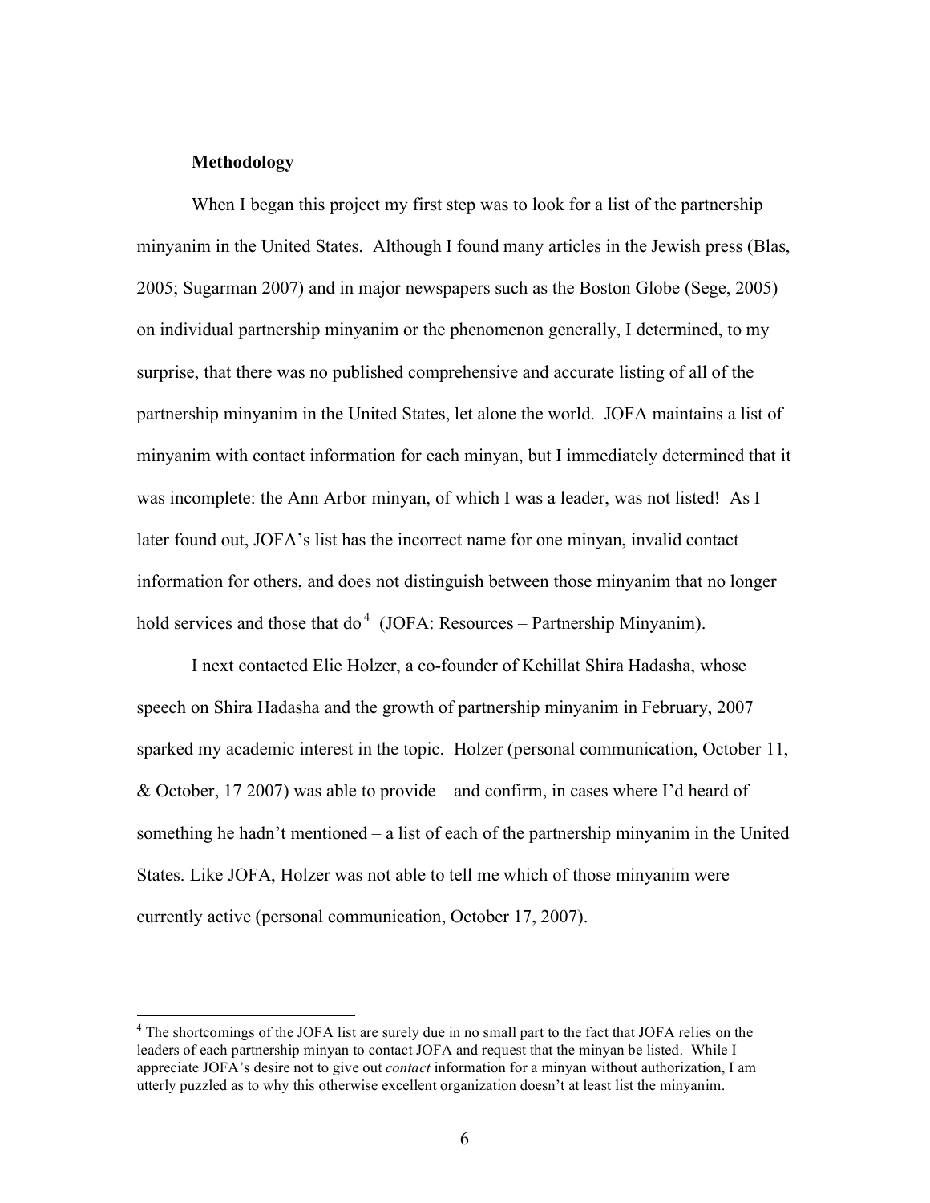**Methodology**

When I began this project my first step was to look for a list of the partnership minyanim in the United States. Although I found many articles in the Jewish press (Blas, 2005; Sugarman 2007) and in major newspapers such as the Boston Globe (Sege, 2005) on individual partnership minyanim or the phenomenon generally, I determined, to my surprise, that there was no published comprehensive and accurate listing of all of the partnership minyanim in the United States, let alone the world. JOFA maintains a list of minyanim with contact information for each minyan, but I immediately determined that it was incomplete: the Ann Arbor minyan, of which I was a leader, was not listed! As I later found out, JOFA's list has the incorrect name for one minyan, invalid contact information for others, and does not distinguish between those minyanim that no longer hold services and those that do[4] (JOFA: Resources – Partnership Minyanim).

I next contacted Elie Holzer, a co-founder of Kehillat Shira Hadasha, whose speech on Shira Hadasha and the growth of partnership minyanim in February, 2007 sparked my academic interest in the topic. Holzer (personal communication, October 11, & October, 17 2007) was able to provide – and confirm, in cases where I'd heard of something he hadn't mentioned – a list of each of the partnership minyanim in the United States. Like JOFA, Holzer was not able to tell me which of those minyanim were currently active (personal communication, October 17, 2007).

---

[4] The shortcomings of the JOFA list are surely due in no small part to the fact that JOFA relies on the leaders of each partnership minyan to contact JOFA and request that the minyan be listed. While I appreciate JOFA's desire not to give out *contact* information for a minyan without authorization, I am utterly puzzled as to why this otherwise excellent organization doesn't at least list the minyanim.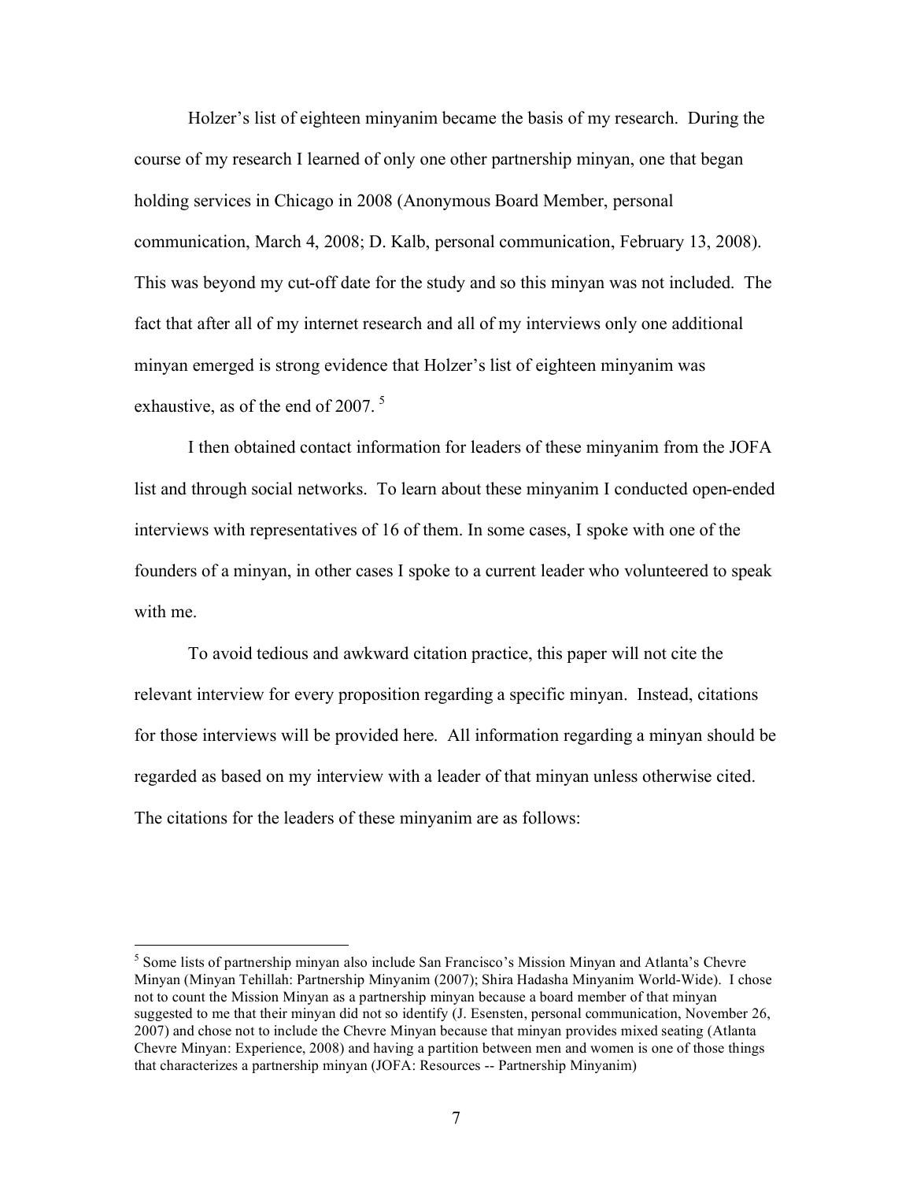Holzer's list of eighteen minyanim became the basis of my research. During the course of my research I learned of only one other partnership minyan, one that began holding services in Chicago in 2008 (Anonymous Board Member, personal communication, March 4, 2008; D. Kalb, personal communication, February 13, 2008). This was beyond my cut-off date for the study and so this minyan was not included. The fact that after all of my internet research and all of my interviews only one additional minyan emerged is strong evidence that Holzer's list of eighteen minyanim was exhaustive, as of the end of 2007. [5]

I then obtained contact information for leaders of these minyanim from the JOFA list and through social networks. To learn about these minyanim I conducted open-ended interviews with representatives of 16 of them. In some cases, I spoke with one of the founders of a minyan, in other cases I spoke to a current leader who volunteered to speak with me.

To avoid tedious and awkward citation practice, this paper will not cite the relevant interview for every proposition regarding a specific minyan. Instead, citations for those interviews will be provided here. All information regarding a minyan should be regarded as based on my interview with a leader of that minyan unless otherwise cited. The citations for the leaders of these minyanim are as follows:

---

[5] Some lists of partnership minyan also include San Francisco's Mission Minyan and Atlanta's Chevre Minyan (Minyan Tehillah: Partnership Minyanim (2007); Shira Hadasha Minyanim World-Wide). I chose not to count the Mission Minyan as a partnership minyan because a board member of that minyan suggested to me that their minyan did not so identify (J. Esensten, personal communication, November 26, 2007) and chose not to include the Chevre Minyan because that minyan provides mixed seating (Atlanta Chevre Minyan: Experience, 2008) and having a partition between men and women is one of those things that characterizes a partnership minyan (JOFA: Resources -- Partnership Minyanim)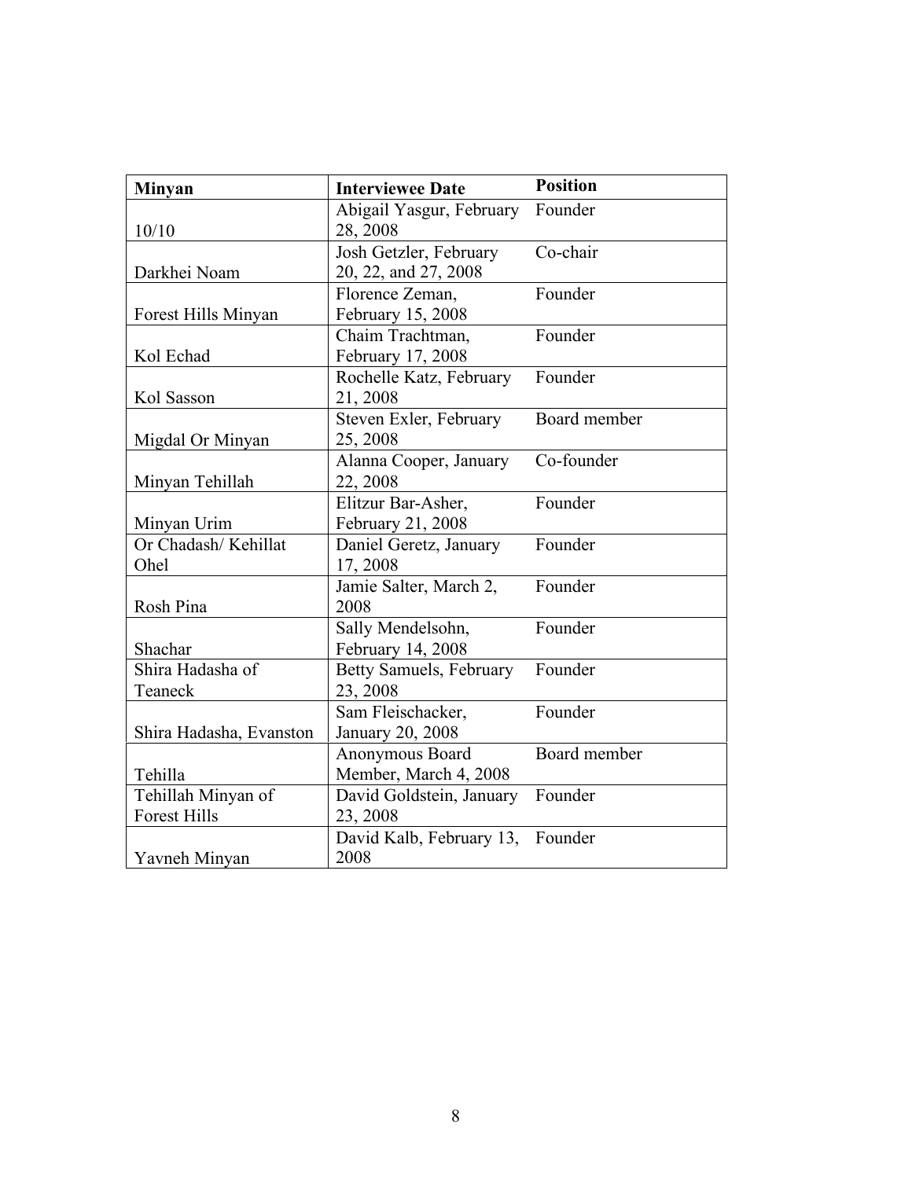| Minyan | Interviewee Date | Position |
| --- | --- | --- |
| 10/10 | Abigail Yasgur, February 28, 2008 | Founder |
| Darkhei Noam | Josh Getzler, February 20, 22, and 27, 2008 | Co-chair |
| Forest Hills Minyan | Florence Zeman, February 15, 2008 | Founder |
| Kol Echad | Chaim Trachtman, February 17, 2008 | Founder |
| Kol Sasson | Rochelle Katz, February 21, 2008 | Founder |
| Migdal Or Minyan | Steven Exler, February 25, 2008 | Board member |
| Minyan Tehillah | Alanna Cooper, January 22, 2008 | Co-founder |
| Minyan Urim | Elitzur Bar-Asher, February 21, 2008 | Founder |
| Or Chadash/ Kehillat Ohel | Daniel Geretz, January 17, 2008 | Founder |
| Rosh Pina | Jamie Salter, March 2, 2008 | Founder |
| Shachar | Sally Mendelsohn, February 14, 2008 | Founder |
| Shira Hadasha of Teaneck | Betty Samuels, February 23, 2008 | Founder |
| Shira Hadasha, Evanston | Sam Fleischacker, January 20, 2008 | Founder |
| Tehilla | Anonymous Board Member, March 4, 2008 | Board member |
| Tehillah Minyan of Forest Hills | David Goldstein, January 23, 2008 | Founder |
| Yavneh Minyan | David Kalb, February 13, 2008 | Founder |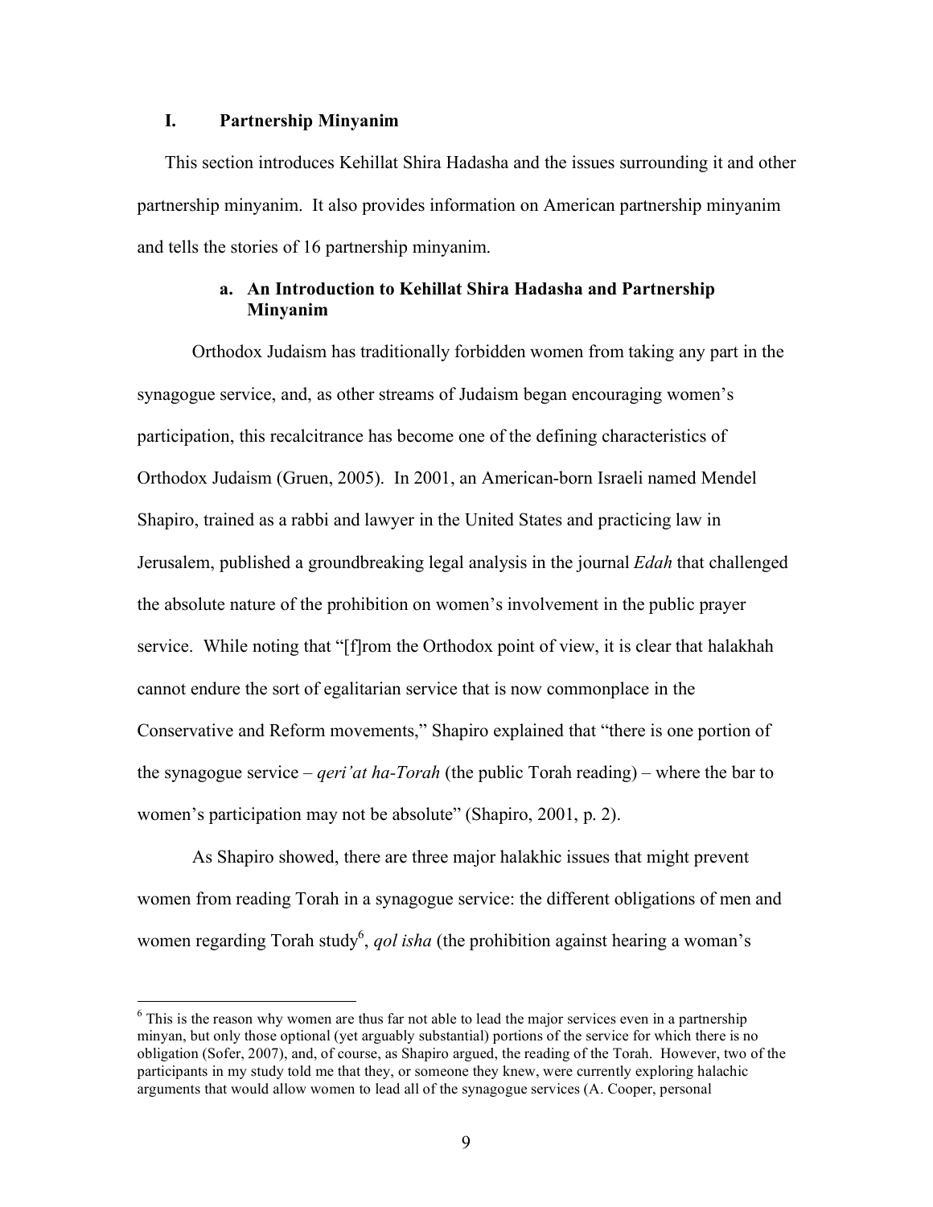## I. Partnership Minyanim

This section introduces Kehillat Shira Hadasha and the issues surrounding it and other partnership minyanim. It also provides information on American partnership minyanim and tells the stories of 16 partnership minyanim.

### a. An Introduction to Kehillat Shira Hadasha and Partnership Minyanim

Orthodox Judaism has traditionally forbidden women from taking any part in the synagogue service, and, as other streams of Judaism began encouraging women's participation, this recalcitrance has become one of the defining characteristics of Orthodox Judaism (Gruen, 2005). In 2001, an American-born Israeli named Mendel Shapiro, trained as a rabbi and lawyer in the United States and practicing law in Jerusalem, published a groundbreaking legal analysis in the journal *Edah* that challenged the absolute nature of the prohibition on women's involvement in the public prayer service. While noting that "[f]rom the Orthodox point of view, it is clear that halakhah cannot endure the sort of egalitarian service that is now commonplace in the Conservative and Reform movements," Shapiro explained that "there is one portion of the synagogue service – *qeri'at ha-Torah* (the public Torah reading) – where the bar to women's participation may not be absolute" (Shapiro, 2001, p. 2).

As Shapiro showed, there are three major halakhic issues that might prevent women from reading Torah in a synagogue service: the different obligations of men and women regarding Torah study[6], *qol isha* (the prohibition against hearing a woman's

[6] This is the reason why women are thus far not able to lead the major services even in a partnership minyan, but only those optional (yet arguably substantial) portions of the service for which there is no obligation (Sofer, 2007), and, of course, as Shapiro argued, the reading of the Torah. However, two of the participants in my study told me that they, or someone they knew, were currently exploring halachic arguments that would allow women to lead all of the synagogue services (A. Cooper, personal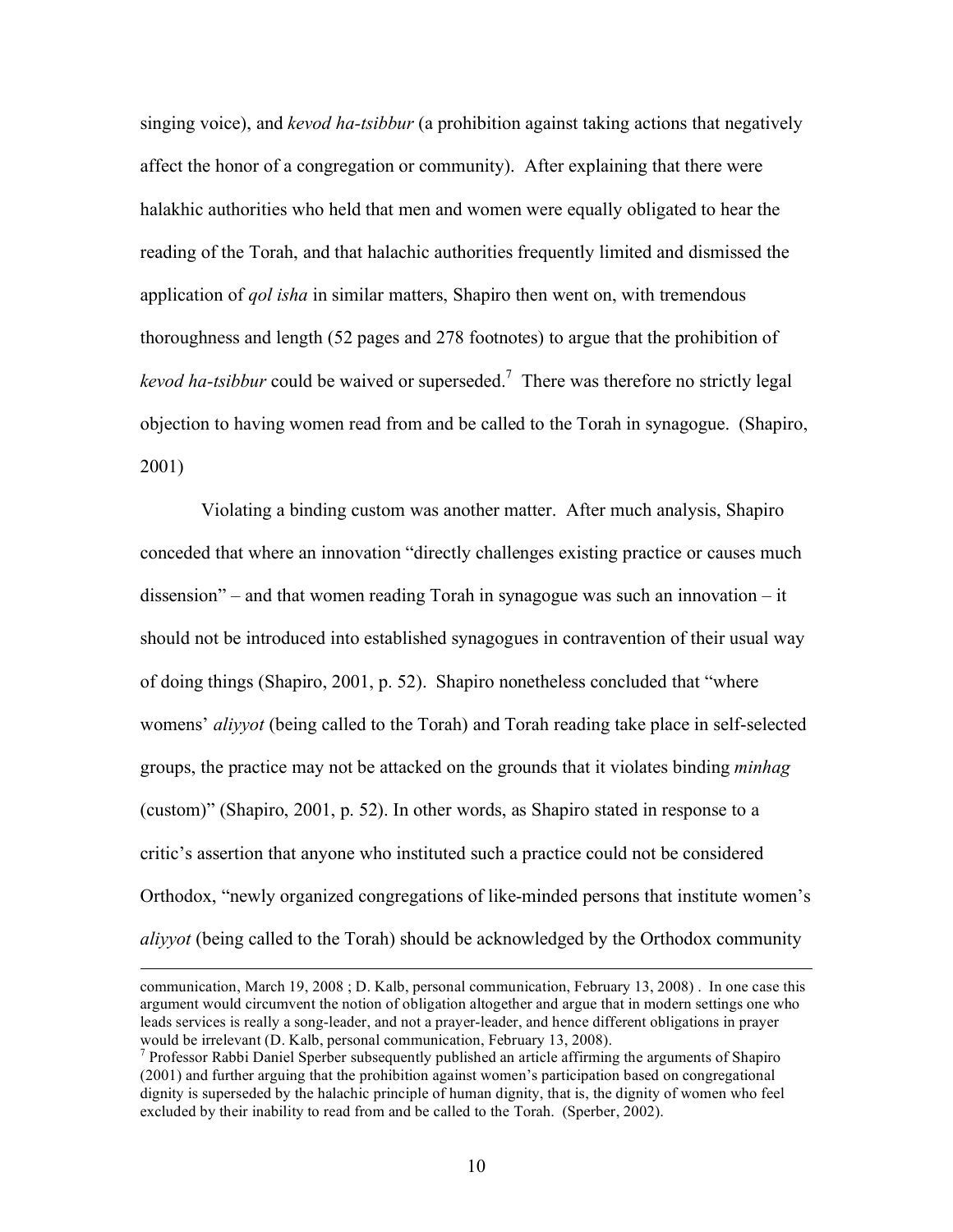singing voice), and *kevod ha-tsibbur* (a prohibition against taking actions that negatively affect the honor of a congregation or community). After explaining that there were halakhic authorities who held that men and women were equally obligated to hear the reading of the Torah, and that halachic authorities frequently limited and dismissed the application of *qol isha* in similar matters, Shapiro then went on, with tremendous thoroughness and length (52 pages and 278 footnotes) to argue that the prohibition of *kevod ha-tsibbur* could be waived or superseded.[7] There was therefore no strictly legal objection to having women read from and be called to the Torah in synagogue. (Shapiro, 2001)

Violating a binding custom was another matter. After much analysis, Shapiro conceded that where an innovation "directly challenges existing practice or causes much dissension" – and that women reading Torah in synagogue was such an innovation – it should not be introduced into established synagogues in contravention of their usual way of doing things (Shapiro, 2001, p. 52). Shapiro nonetheless concluded that "where womens' *aliyyot* (being called to the Torah) and Torah reading take place in self-selected groups, the practice may not be attacked on the grounds that it violates binding *minhag* (custom)" (Shapiro, 2001, p. 52). In other words, as Shapiro stated in response to a critic's assertion that anyone who instituted such a practice could not be considered Orthodox, "newly organized congregations of like-minded persons that institute women's *aliyyot* (being called to the Torah) should be acknowledged by the Orthodox community

---

communication, March 19, 2008 ; D. Kalb, personal communication, February 13, 2008) . In one case this argument would circumvent the notion of obligation altogether and argue that in modern settings one who leads services is really a song-leader, and not a prayer-leader, and hence different obligations in prayer would be irrelevant (D. Kalb, personal communication, February 13, 2008).

[7] Professor Rabbi Daniel Sperber subsequently published an article affirming the arguments of Shapiro (2001) and further arguing that the prohibition against women's participation based on congregational dignity is superseded by the halachic principle of human dignity, that is, the dignity of women who feel excluded by their inability to read from and be called to the Torah. (Sperber, 2002).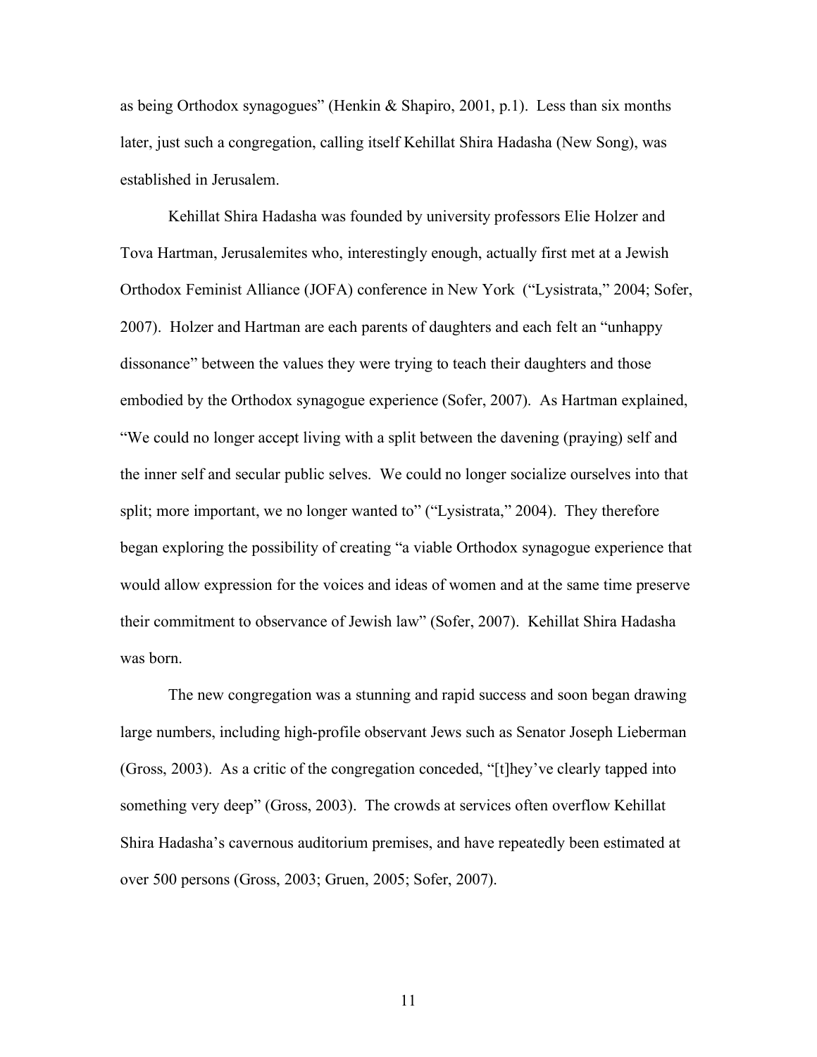as being Orthodox synagogues" (Henkin & Shapiro, 2001, p.1). Less than six months later, just such a congregation, calling itself Kehillat Shira Hadasha (New Song), was established in Jerusalem.

Kehillat Shira Hadasha was founded by university professors Elie Holzer and Tova Hartman, Jerusalemites who, interestingly enough, actually first met at a Jewish Orthodox Feminist Alliance (JOFA) conference in New York ("Lysistrata," 2004; Sofer, 2007). Holzer and Hartman are each parents of daughters and each felt an "unhappy dissonance" between the values they were trying to teach their daughters and those embodied by the Orthodox synagogue experience (Sofer, 2007). As Hartman explained, "We could no longer accept living with a split between the davening (praying) self and the inner self and secular public selves. We could no longer socialize ourselves into that split; more important, we no longer wanted to" ("Lysistrata," 2004). They therefore began exploring the possibility of creating "a viable Orthodox synagogue experience that would allow expression for the voices and ideas of women and at the same time preserve their commitment to observance of Jewish law" (Sofer, 2007). Kehillat Shira Hadasha was born.

The new congregation was a stunning and rapid success and soon began drawing large numbers, including high-profile observant Jews such as Senator Joseph Lieberman (Gross, 2003). As a critic of the congregation conceded, "[t]hey've clearly tapped into something very deep" (Gross, 2003). The crowds at services often overflow Kehillat Shira Hadasha's cavernous auditorium premises, and have repeatedly been estimated at over 500 persons (Gross, 2003; Gruen, 2005; Sofer, 2007).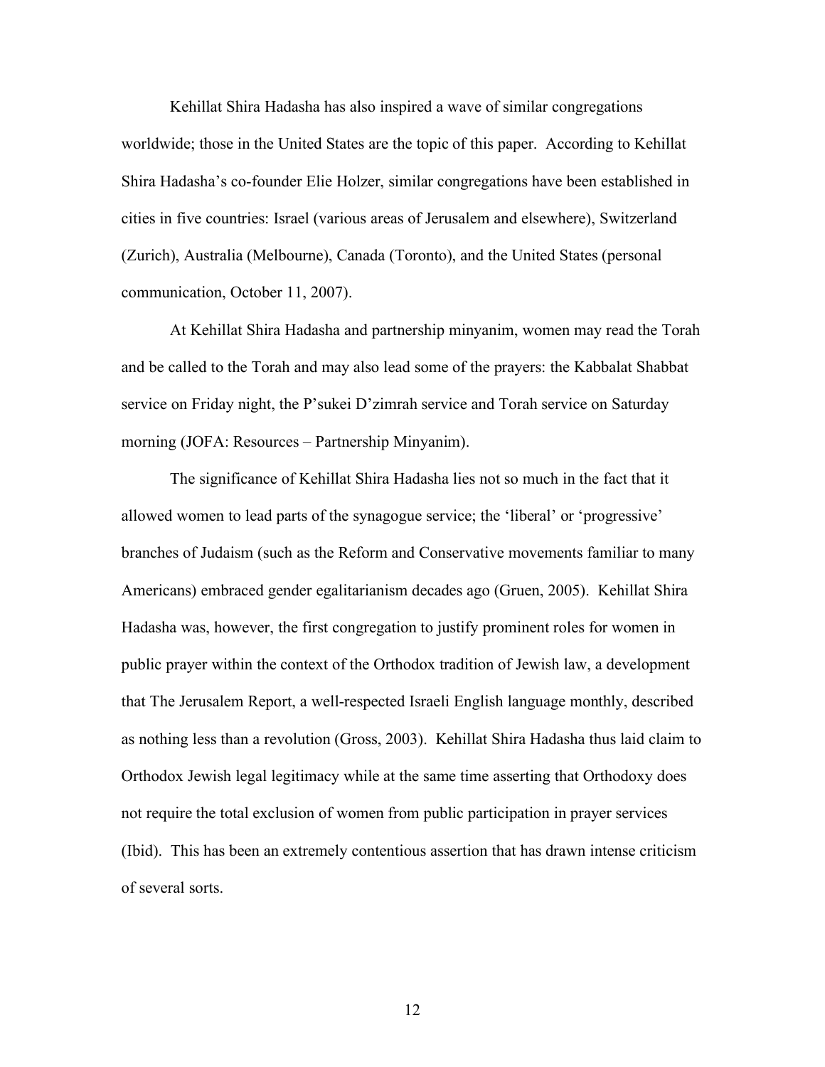Kehillat Shira Hadasha has also inspired a wave of similar congregations worldwide; those in the United States are the topic of this paper. According to Kehillat Shira Hadasha's co-founder Elie Holzer, similar congregations have been established in cities in five countries: Israel (various areas of Jerusalem and elsewhere), Switzerland (Zurich), Australia (Melbourne), Canada (Toronto), and the United States (personal communication, October 11, 2007).

At Kehillat Shira Hadasha and partnership minyanim, women may read the Torah and be called to the Torah and may also lead some of the prayers: the Kabbalat Shabbat service on Friday night, the P'sukei D'zimrah service and Torah service on Saturday morning (JOFA: Resources – Partnership Minyanim).

The significance of Kehillat Shira Hadasha lies not so much in the fact that it allowed women to lead parts of the synagogue service; the 'liberal' or 'progressive' branches of Judaism (such as the Reform and Conservative movements familiar to many Americans) embraced gender egalitarianism decades ago (Gruen, 2005). Kehillat Shira Hadasha was, however, the first congregation to justify prominent roles for women in public prayer within the context of the Orthodox tradition of Jewish law, a development that The Jerusalem Report, a well-respected Israeli English language monthly, described as nothing less than a revolution (Gross, 2003). Kehillat Shira Hadasha thus laid claim to Orthodox Jewish legal legitimacy while at the same time asserting that Orthodoxy does not require the total exclusion of women from public participation in prayer services (Ibid). This has been an extremely contentious assertion that has drawn intense criticism of several sorts.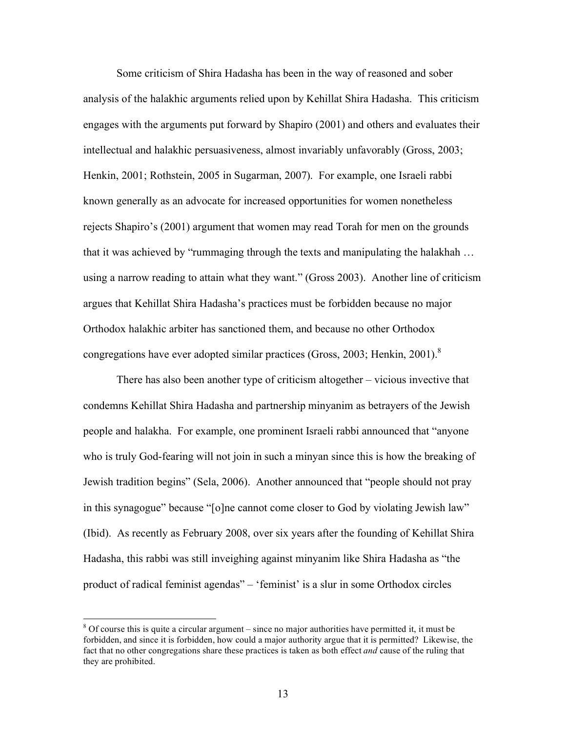Some criticism of Shira Hadasha has been in the way of reasoned and sober analysis of the halakhic arguments relied upon by Kehillat Shira Hadasha. This criticism engages with the arguments put forward by Shapiro (2001) and others and evaluates their intellectual and halakhic persuasiveness, almost invariably unfavorably (Gross, 2003; Henkin, 2001; Rothstein, 2005 in Sugarman, 2007). For example, one Israeli rabbi known generally as an advocate for increased opportunities for women nonetheless rejects Shapiro's (2001) argument that women may read Torah for men on the grounds that it was achieved by "rummaging through the texts and manipulating the halakhah … using a narrow reading to attain what they want." (Gross 2003). Another line of criticism argues that Kehillat Shira Hadasha's practices must be forbidden because no major Orthodox halakhic arbiter has sanctioned them, and because no other Orthodox congregations have ever adopted similar practices (Gross, 2003; Henkin, 2001).[8]

There has also been another type of criticism altogether – vicious invective that condemns Kehillat Shira Hadasha and partnership minyanim as betrayers of the Jewish people and halakha. For example, one prominent Israeli rabbi announced that "anyone who is truly God-fearing will not join in such a minyan since this is how the breaking of Jewish tradition begins" (Sela, 2006). Another announced that "people should not pray in this synagogue" because "[o]ne cannot come closer to God by violating Jewish law" (Ibid). As recently as February 2008, over six years after the founding of Kehillat Shira Hadasha, this rabbi was still inveighing against minyanim like Shira Hadasha as "the product of radical feminist agendas" – 'feminist' is a slur in some Orthodox circles

[8] Of course this is quite a circular argument – since no major authorities have permitted it, it must be forbidden, and since it is forbidden, how could a major authority argue that it is permitted? Likewise, the fact that no other congregations share these practices is taken as both effect *and* cause of the ruling that they are prohibited.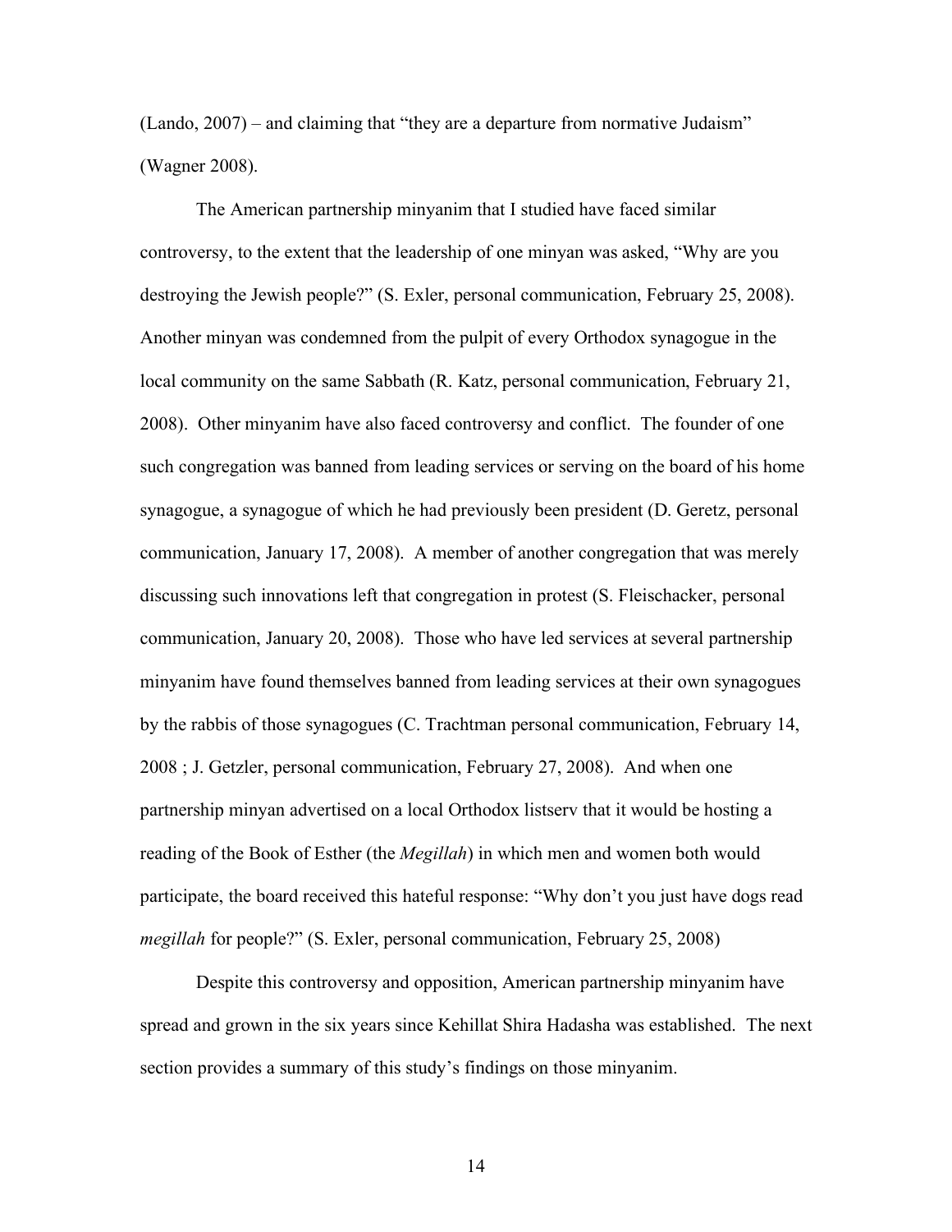(Lando, 2007) – and claiming that "they are a departure from normative Judaism" (Wagner 2008).

The American partnership minyanim that I studied have faced similar controversy, to the extent that the leadership of one minyan was asked, "Why are you destroying the Jewish people?" (S. Exler, personal communication, February 25, 2008). Another minyan was condemned from the pulpit of every Orthodox synagogue in the local community on the same Sabbath (R. Katz, personal communication, February 21, 2008). Other minyanim have also faced controversy and conflict. The founder of one such congregation was banned from leading services or serving on the board of his home synagogue, a synagogue of which he had previously been president (D. Geretz, personal communication, January 17, 2008). A member of another congregation that was merely discussing such innovations left that congregation in protest (S. Fleischacker, personal communication, January 20, 2008). Those who have led services at several partnership minyanim have found themselves banned from leading services at their own synagogues by the rabbis of those synagogues (C. Trachtman personal communication, February 14, 2008 ; J. Getzler, personal communication, February 27, 2008). And when one partnership minyan advertised on a local Orthodox listserv that it would be hosting a reading of the Book of Esther (the *Megillah*) in which men and women both would participate, the board received this hateful response: "Why don't you just have dogs read *megillah* for people?" (S. Exler, personal communication, February 25, 2008)

Despite this controversy and opposition, American partnership minyanim have spread and grown in the six years since Kehillat Shira Hadasha was established. The next section provides a summary of this study's findings on those minyanim.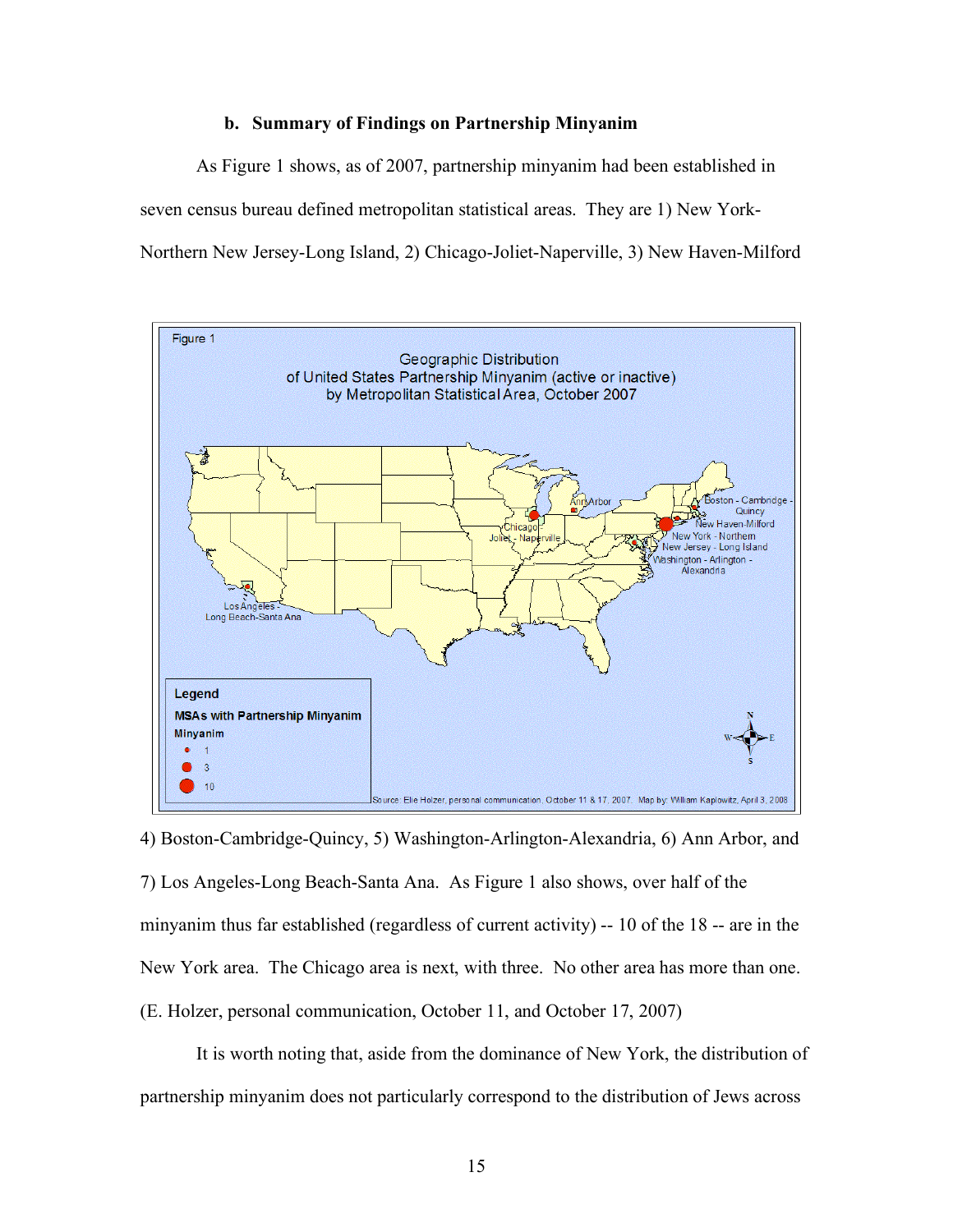### b. Summary of Findings on Partnership Minyanim

As Figure 1 shows, as of 2007, partnership minyanim had been established in seven census bureau defined metropolitan statistical areas. They are 1) New York-Northern New Jersey-Long Island, 2) Chicago-Joliet-Naperville, 3) New Haven-Milford 4) Boston-Cambridge-Quincy, 5) Washington-Arlington-Alexandria, 6) Ann Arbor, and 7) Los Angeles-Long Beach-Santa Ana. As Figure 1 also shows, over half of the minyanim thus far established (regardless of current activity) -- 10 of the 18 -- are in the New York area. The Chicago area is next, with three. No other area has more than one. (E. Holzer, personal communication, October 11, and October 17, 2007)

Figure 1

Geographic Distribution of United States Partnership Minyanim (active or inactive) by Metropolitan Statistical Area, October 2007

Source: Elie Holzer, personal communication, October 11 & 17, 2007. Map by: William Kaplowitz, April 3, 2008

It is worth noting that, aside from the dominance of New York, the distribution of partnership minyanim does not particularly correspond to the distribution of Jews across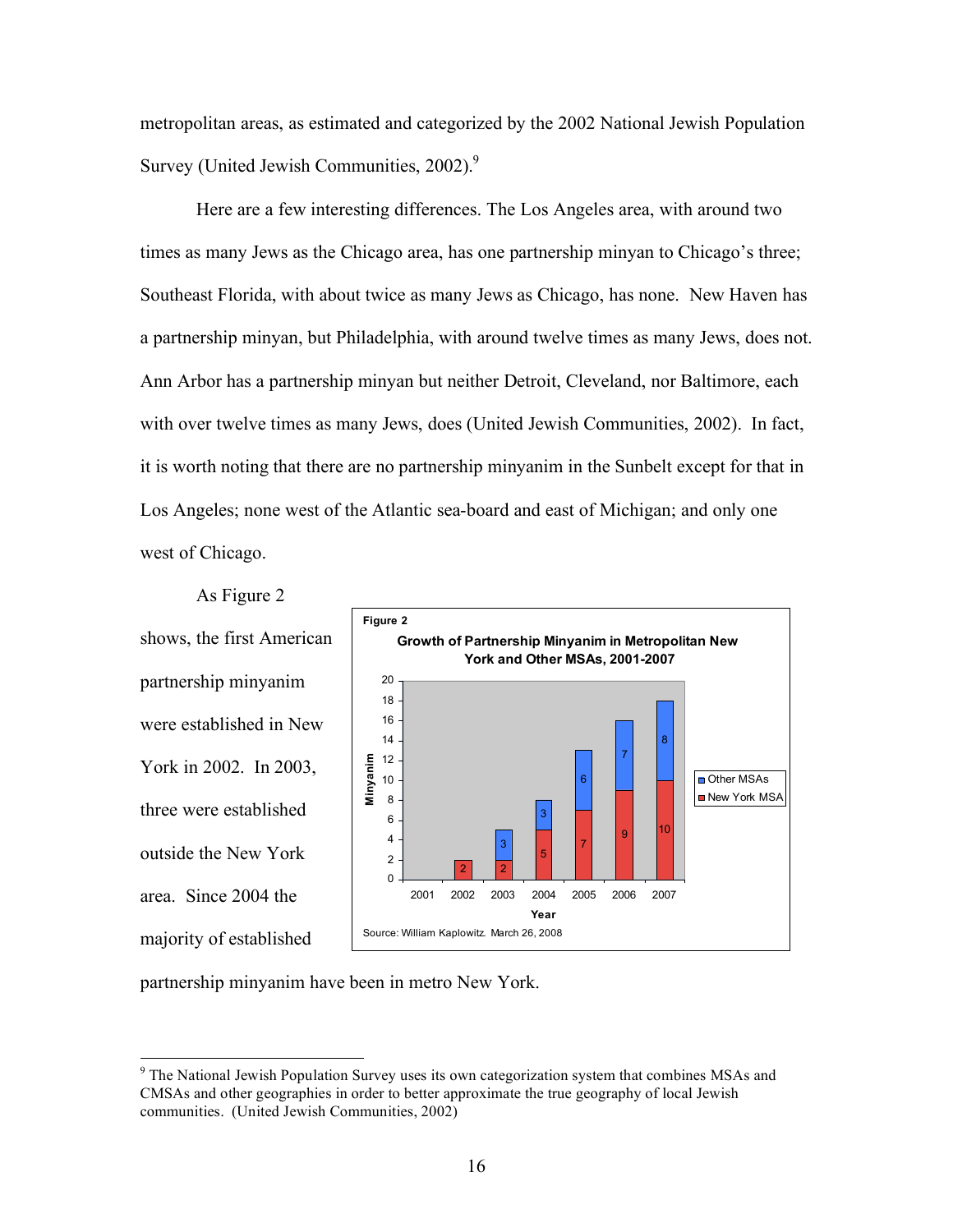metropolitan areas, as estimated and categorized by the 2002 National Jewish Population Survey (United Jewish Communities, 2002).[9]

Here are a few interesting differences. The Los Angeles area, with around two times as many Jews as the Chicago area, has one partnership minyan to Chicago's three; Southeast Florida, with about twice as many Jews as Chicago, has none. New Haven has a partnership minyan, but Philadelphia, with around twelve times as many Jews, does not. Ann Arbor has a partnership minyan but neither Detroit, Cleveland, nor Baltimore, each with over twelve times as many Jews, does (United Jewish Communities, 2002). In fact, it is worth noting that there are no partnership minyanim in the Sunbelt except for that in Los Angeles; none west of the Atlantic sea-board and east of Michigan; and only one west of Chicago.

As Figure 2 shows, the first American partnership minyanim were established in New York in 2002. In 2003, three were established outside the New York area. Since 2004 the majority of established partnership minyanim have been in metro New York.

**Figure 2**

**Growth of Partnership Minyanim in Metropolitan New York and Other MSAs, 2001-2007**

| Year | New York MSA | Other MSAs |
|---|---|---|
| 2001 | | |
| 2002 | 2 | |
| 2003 | 2 | 3 |
| 2004 | 5 | 3 |
| 2005 | 7 | 6 |
| 2006 | 9 | 7 |
| 2007 | 10 | 8 |

Source: William Kaplowitz. March 26, 2008

[9] The National Jewish Population Survey uses its own categorization system that combines MSAs and CMSAs and other geographies in order to better approximate the true geography of local Jewish communities. (United Jewish Communities, 2002)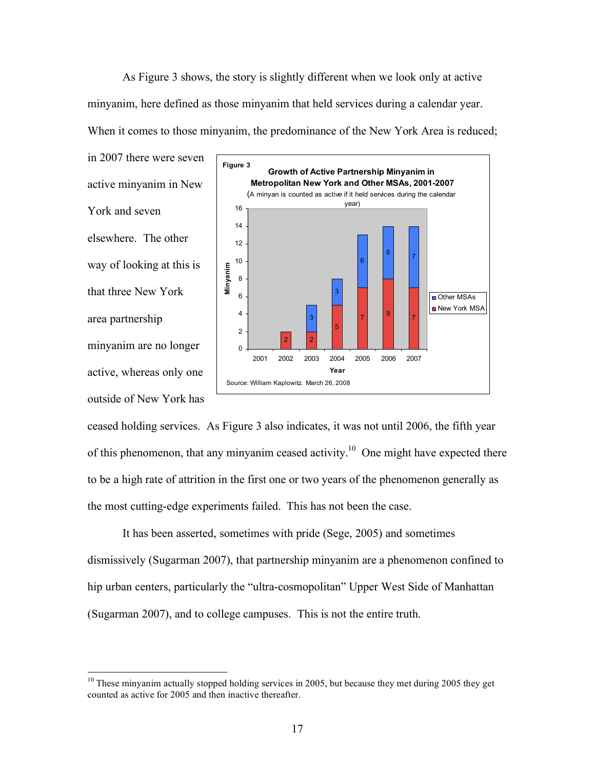As Figure 3 shows, the story is slightly different when we look only at active minyanim, here defined as those minyanim that held services during a calendar year. When it comes to those minyanim, the predominance of the New York Area is reduced; in 2007 there were seven active minyanim in New York and seven elsewhere. The other way of looking at this is that three New York area partnership minyanim are no longer active, whereas only one outside of New York has ceased holding services. As Figure 3 also indicates, it was not until 2006, the fifth year of this phenomenon, that any minyanim ceased activity.[10] One might have expected there to be a high rate of attrition in the first one or two years of the phenomenon generally as the most cutting-edge experiments failed. This has not been the case.

**Figure 3**

**Growth of Active Partnership Minyanim in Metropolitan New York and Other MSAs, 2001-2007**

(A minyan is counted as active if it held services during the calendar year)

| Year | New York MSA | Other MSAs |
|---|---|---|
| 2001 | | |
| 2002 | 2 | |
| 2003 | 2 | 3 |
| 2004 | 5 | 3 |
| 2005 | 7 | 6 |
| 2006 | 8 | 6 |
| 2007 | 7 | 7 |

Source: William Kaplowitz. March 26, 2008

It has been asserted, sometimes with pride (Sege, 2005) and sometimes dismissively (Sugarman 2007), that partnership minyanim are a phenomenon confined to hip urban centers, particularly the "ultra-cosmopolitan" Upper West Side of Manhattan (Sugarman 2007), and to college campuses. This is not the entire truth.

[10] These minyanim actually stopped holding services in 2005, but because they met during 2005 they get counted as active for 2005 and then inactive thereafter.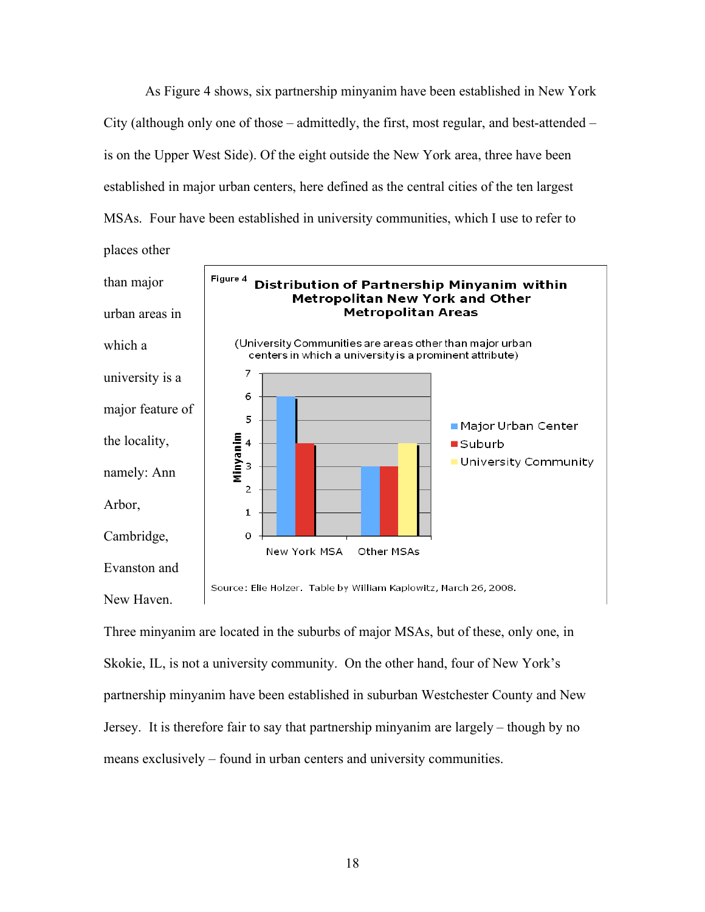As Figure 4 shows, six partnership minyanim have been established in New York City (although only one of those – admittedly, the first, most regular, and best-attended – is on the Upper West Side). Of the eight outside the New York area, three have been established in major urban centers, here defined as the central cities of the ten largest MSAs. Four have been established in university communities, which I use to refer to places other than major urban areas in which a university is a major feature of the locality, namely: Ann Arbor, Cambridge, Evanston and New Haven.

**Figure 4** **Distribution of Partnership Minyanim within Metropolitan New York and Other Metropolitan Areas**

(University Communities are areas other than major urban centers in which a university is a prominent attribute)

Source: Elie Holzer. Table by William Kaplowitz, March 26, 2008.

Three minyanim are located in the suburbs of major MSAs, but of these, only one, in Skokie, IL, is not a university community. On the other hand, four of New York's partnership minyanim have been established in suburban Westchester County and New Jersey. It is therefore fair to say that partnership minyanim are largely – though by no means exclusively – found in urban centers and university communities.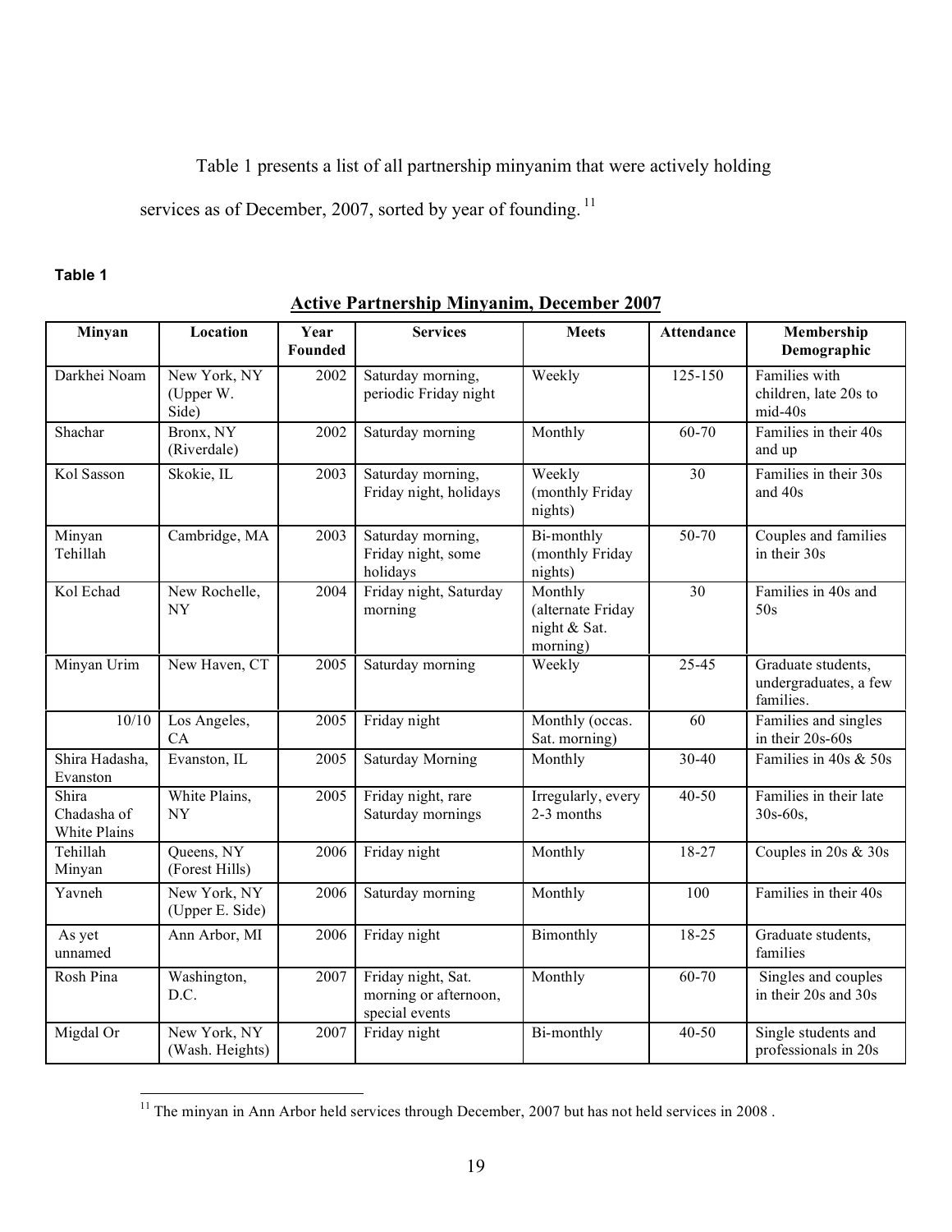Table 1 presents a list of all partnership minyanim that were actively holding services as of December, 2007, sorted by year of founding.[11]

**Table 1**

**Active Partnership Minyanim, December 2007**

| Minyan | Location | Year Founded | Services | Meets | Attendance | Membership Demographic |
|---|---|---|---|---|---|---|
| Darkhei Noam | New York, NY (Upper W. Side) | 2002 | Saturday morning, periodic Friday night | Weekly | 125-150 | Families with children, late 20s to mid-40s |
| Shachar | Bronx, NY (Riverdale) | 2002 | Saturday morning | Monthly | 60-70 | Families in their 40s and up |
| Kol Sasson | Skokie, IL | 2003 | Saturday morning, Friday night, holidays | Weekly (monthly Friday nights) | 30 | Families in their 30s and 40s |
| Minyan Tehillah | Cambridge, MA | 2003 | Saturday morning, Friday night, some holidays | Bi-monthly (monthly Friday nights) | 50-70 | Couples and families in their 30s |
| Kol Echad | New Rochelle, NY | 2004 | Friday night, Saturday morning | Monthly (alternate Friday night & Sat. morning) | 30 | Families in 40s and 50s |
| Minyan Urim | New Haven, CT | 2005 | Saturday morning | Weekly | 25-45 | Graduate students, undergraduates, a few families. |
| 10/10 | Los Angeles, CA | 2005 | Friday night | Monthly (occas. Sat. morning) | 60 | Families and singles in their 20s-60s |
| Shira Hadasha, Evanston | Evanston, IL | 2005 | Saturday Morning | Monthly | 30-40 | Families in 40s & 50s |
| Shira Chadasha of White Plains | White Plains, NY | 2005 | Friday night, rare Saturday mornings | Irregularly, every 2-3 months | 40-50 | Families in their late 30s-60s, |
| Tehillah Minyan | Queens, NY (Forest Hills) | 2006 | Friday night | Monthly | 18-27 | Couples in 20s & 30s |
| Yavneh | New York, NY (Upper E. Side) | 2006 | Saturday morning | Monthly | 100 | Families in their 40s |
| As yet unnamed | Ann Arbor, MI | 2006 | Friday night | Bimonthly | 18-25 | Graduate students, families |
| Rosh Pina | Washington, D.C. | 2007 | Friday night, Sat. morning or afternoon, special events | Monthly | 60-70 | Singles and couples in their 20s and 30s |
| Migdal Or | New York, NY (Wash. Heights) | 2007 | Friday night | Bi-monthly | 40-50 | Single students and professionals in 20s |

[11] The minyan in Ann Arbor held services through December, 2007 but has not held services in 2008 .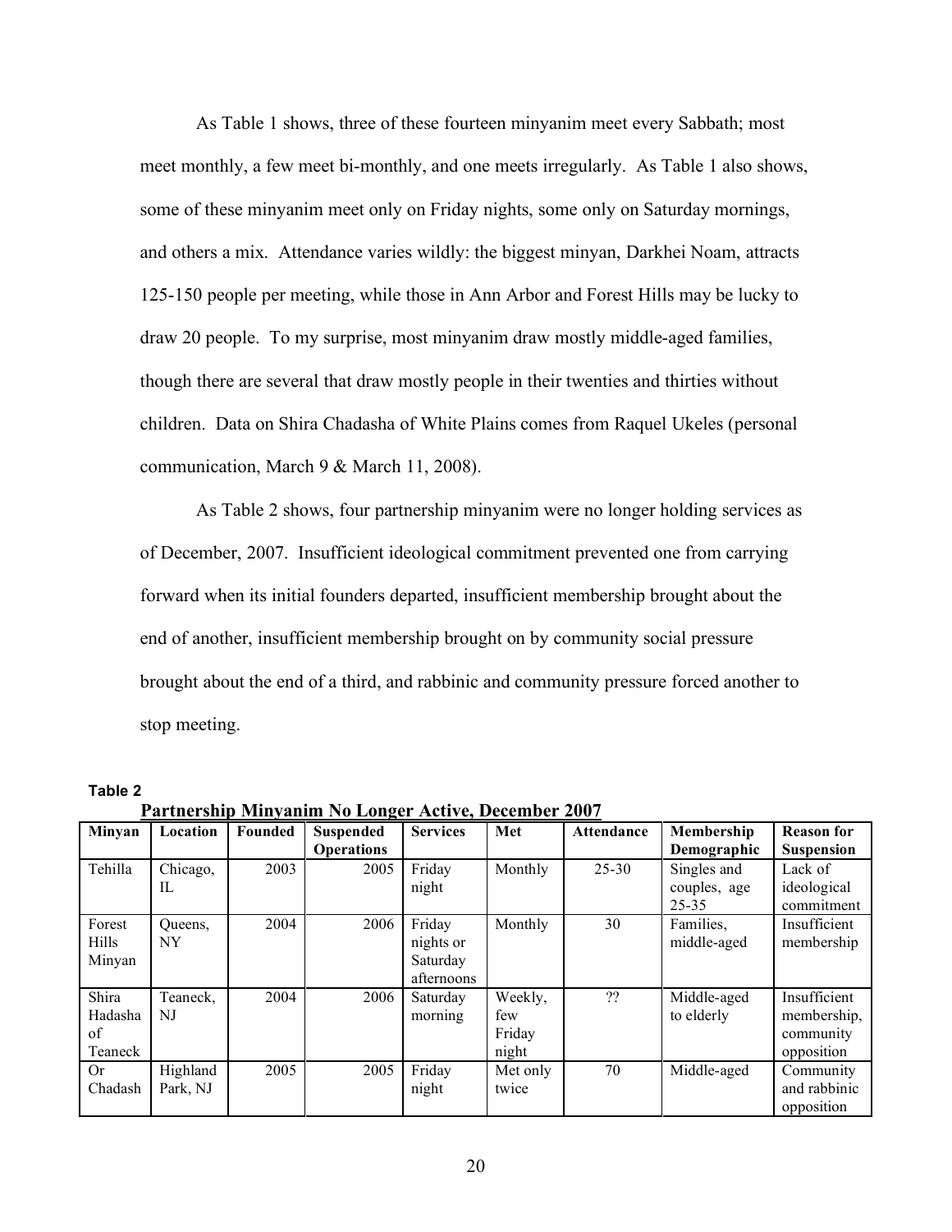As Table 1 shows, three of these fourteen minyanim meet every Sabbath; most meet monthly, a few meet bi-monthly, and one meets irregularly. As Table 1 also shows, some of these minyanim meet only on Friday nights, some only on Saturday mornings, and others a mix. Attendance varies wildly: the biggest minyan, Darkhei Noam, attracts 125-150 people per meeting, while those in Ann Arbor and Forest Hills may be lucky to draw 20 people. To my surprise, most minyanim draw mostly middle-aged families, though there are several that draw mostly people in their twenties and thirties without children. Data on Shira Chadasha of White Plains comes from Raquel Ukeles (personal communication, March 9 & March 11, 2008).

As Table 2 shows, four partnership minyanim were no longer holding services as of December, 2007. Insufficient ideological commitment prevented one from carrying forward when its initial founders departed, insufficient membership brought about the end of another, insufficient membership brought on by community social pressure brought about the end of a third, and rabbinic and community pressure forced another to stop meeting.

**Table 2**

**Partnership Minyanim No Longer Active, December 2007**

| Minyan | Location | Founded | Suspended Operations | Services | Met | Attendance | Membership Demographic | Reason for Suspension |
|---|---|---|---|---|---|---|---|---|
| Tehilla | Chicago, IL | 2003 | 2005 | Friday night | Monthly | 25-30 | Singles and couples, age 25-35 | Lack of ideological commitment |
| Forest Hills Minyan | Queens, NY | 2004 | 2006 | Friday nights or Saturday afternoons | Monthly | 30 | Families, middle-aged | Insufficient membership |
| Shira Hadasha of Teaneck | Teaneck, NJ | 2004 | 2006 | Saturday morning | Weekly, few Friday night | ?? | Middle-aged to elderly | Insufficient membership, community opposition |
| Or Chadash | Highland Park, NJ | 2005 | 2005 | Friday night | Met only twice | 70 | Middle-aged | Community and rabbinic opposition |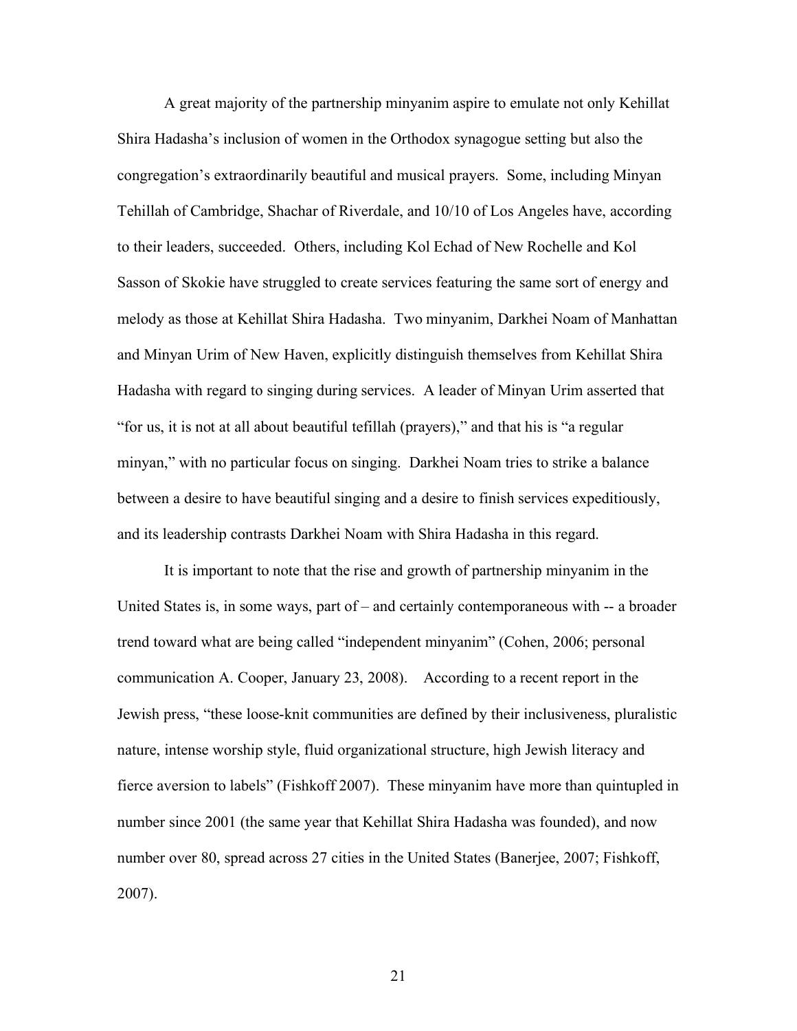A great majority of the partnership minyanim aspire to emulate not only Kehillat Shira Hadasha's inclusion of women in the Orthodox synagogue setting but also the congregation's extraordinarily beautiful and musical prayers. Some, including Minyan Tehillah of Cambridge, Shachar of Riverdale, and 10/10 of Los Angeles have, according to their leaders, succeeded. Others, including Kol Echad of New Rochelle and Kol Sasson of Skokie have struggled to create services featuring the same sort of energy and melody as those at Kehillat Shira Hadasha. Two minyanim, Darkhei Noam of Manhattan and Minyan Urim of New Haven, explicitly distinguish themselves from Kehillat Shira Hadasha with regard to singing during services. A leader of Minyan Urim asserted that "for us, it is not at all about beautiful tefillah (prayers)," and that his is "a regular minyan," with no particular focus on singing. Darkhei Noam tries to strike a balance between a desire to have beautiful singing and a desire to finish services expeditiously, and its leadership contrasts Darkhei Noam with Shira Hadasha in this regard.

It is important to note that the rise and growth of partnership minyanim in the United States is, in some ways, part of – and certainly contemporaneous with -- a broader trend toward what are being called "independent minyanim" (Cohen, 2006; personal communication A. Cooper, January 23, 2008). According to a recent report in the Jewish press, "these loose-knit communities are defined by their inclusiveness, pluralistic nature, intense worship style, fluid organizational structure, high Jewish literacy and fierce aversion to labels" (Fishkoff 2007). These minyanim have more than quintupled in number since 2001 (the same year that Kehillat Shira Hadasha was founded), and now number over 80, spread across 27 cities in the United States (Banerjee, 2007; Fishkoff, 2007).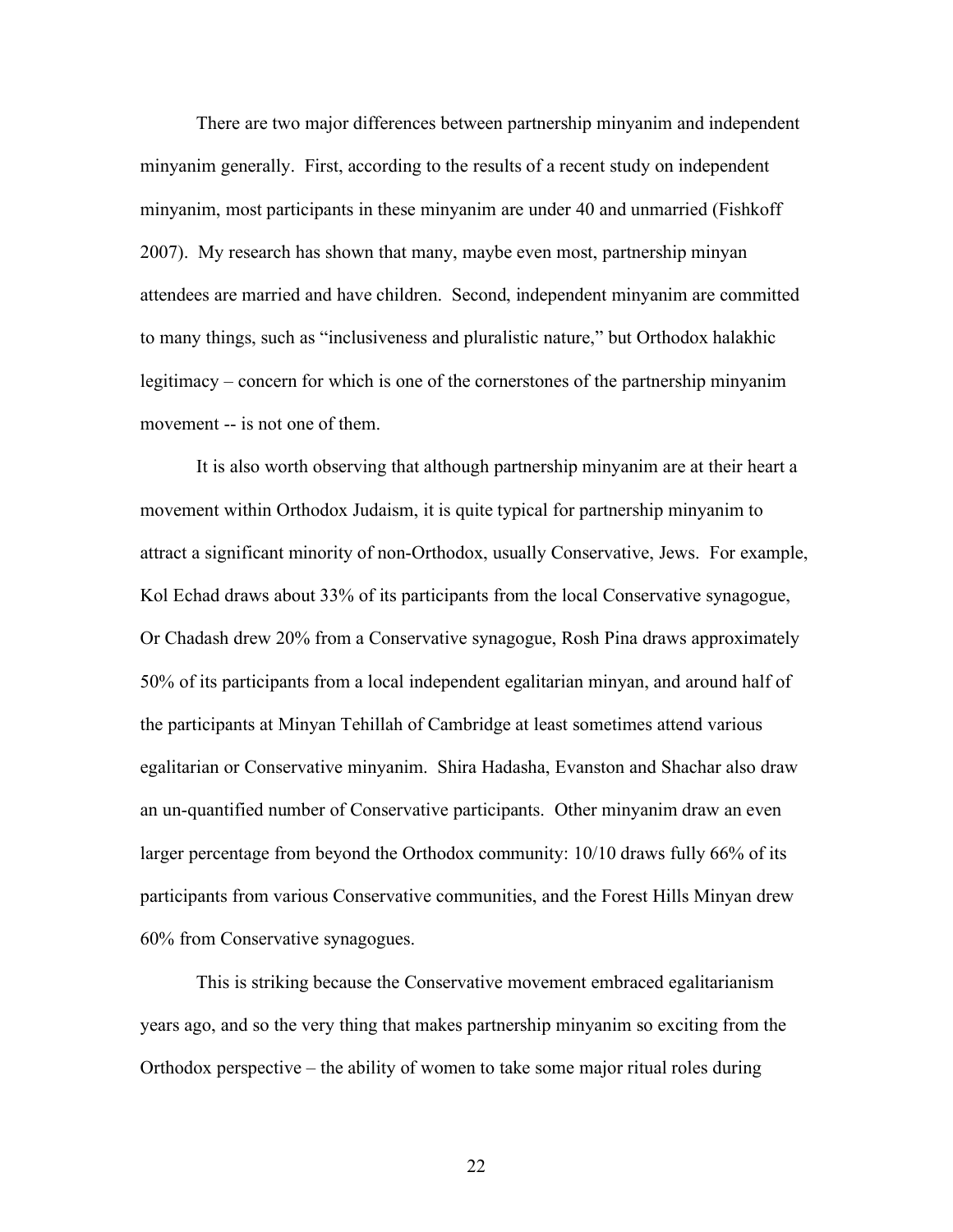There are two major differences between partnership minyanim and independent minyanim generally. First, according to the results of a recent study on independent minyanim, most participants in these minyanim are under 40 and unmarried (Fishkoff 2007). My research has shown that many, maybe even most, partnership minyan attendees are married and have children. Second, independent minyanim are committed to many things, such as "inclusiveness and pluralistic nature," but Orthodox halakhic legitimacy – concern for which is one of the cornerstones of the partnership minyanim movement -- is not one of them.

It is also worth observing that although partnership minyanim are at their heart a movement within Orthodox Judaism, it is quite typical for partnership minyanim to attract a significant minority of non-Orthodox, usually Conservative, Jews. For example, Kol Echad draws about 33% of its participants from the local Conservative synagogue, Or Chadash drew 20% from a Conservative synagogue, Rosh Pina draws approximately 50% of its participants from a local independent egalitarian minyan, and around half of the participants at Minyan Tehillah of Cambridge at least sometimes attend various egalitarian or Conservative minyanim. Shira Hadasha, Evanston and Shachar also draw an un-quantified number of Conservative participants. Other minyanim draw an even larger percentage from beyond the Orthodox community: 10/10 draws fully 66% of its participants from various Conservative communities, and the Forest Hills Minyan drew 60% from Conservative synagogues.

This is striking because the Conservative movement embraced egalitarianism years ago, and so the very thing that makes partnership minyanim so exciting from the Orthodox perspective – the ability of women to take some major ritual roles during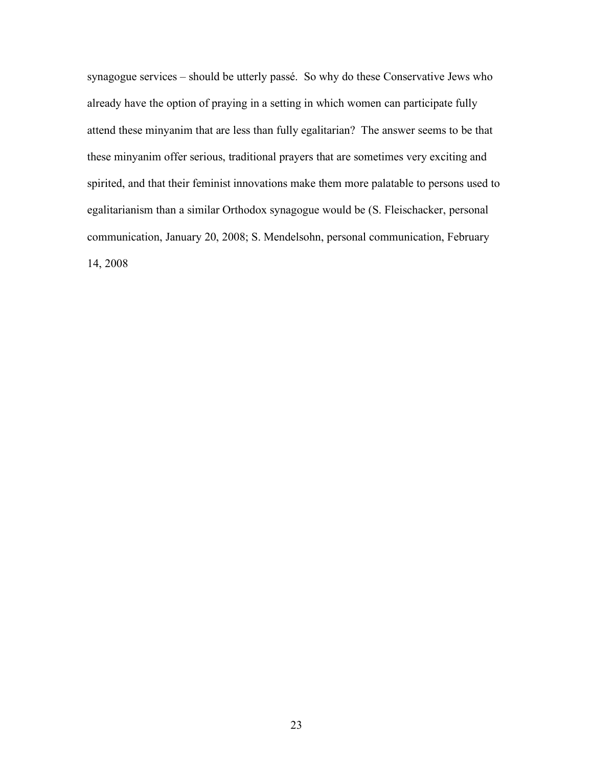synagogue services – should be utterly passé.  So why do these Conservative Jews who already have the option of praying in a setting in which women can participate fully attend these minyanim that are less than fully egalitarian?  The answer seems to be that these minyanim offer serious, traditional prayers that are sometimes very exciting and spirited, and that their feminist innovations make them more palatable to persons used to egalitarianism than a similar Orthodox synagogue would be (S. Fleischacker, personal communication, January 20, 2008; S. Mendelsohn, personal communication, February 14, 2008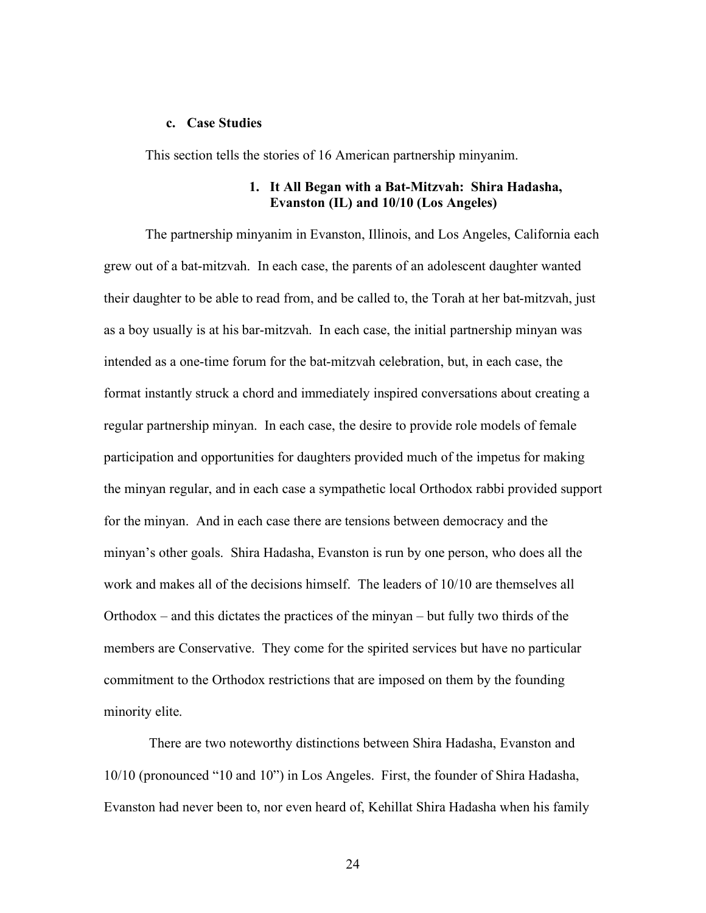### c. Case Studies

This section tells the stories of 16 American partnership minyanim.

#### 1. It All Began with a Bat-Mitzvah: Shira Hadasha, Evanston (IL) and 10/10 (Los Angeles)

The partnership minyanim in Evanston, Illinois, and Los Angeles, California each grew out of a bat-mitzvah. In each case, the parents of an adolescent daughter wanted their daughter to be able to read from, and be called to, the Torah at her bat-mitzvah, just as a boy usually is at his bar-mitzvah. In each case, the initial partnership minyan was intended as a one-time forum for the bat-mitzvah celebration, but, in each case, the format instantly struck a chord and immediately inspired conversations about creating a regular partnership minyan. In each case, the desire to provide role models of female participation and opportunities for daughters provided much of the impetus for making the minyan regular, and in each case a sympathetic local Orthodox rabbi provided support for the minyan. And in each case there are tensions between democracy and the minyan's other goals. Shira Hadasha, Evanston is run by one person, who does all the work and makes all of the decisions himself. The leaders of 10/10 are themselves all Orthodox – and this dictates the practices of the minyan – but fully two thirds of the members are Conservative. They come for the spirited services but have no particular commitment to the Orthodox restrictions that are imposed on them by the founding minority elite.

There are two noteworthy distinctions between Shira Hadasha, Evanston and 10/10 (pronounced "10 and 10") in Los Angeles. First, the founder of Shira Hadasha, Evanston had never been to, nor even heard of, Kehillat Shira Hadasha when his family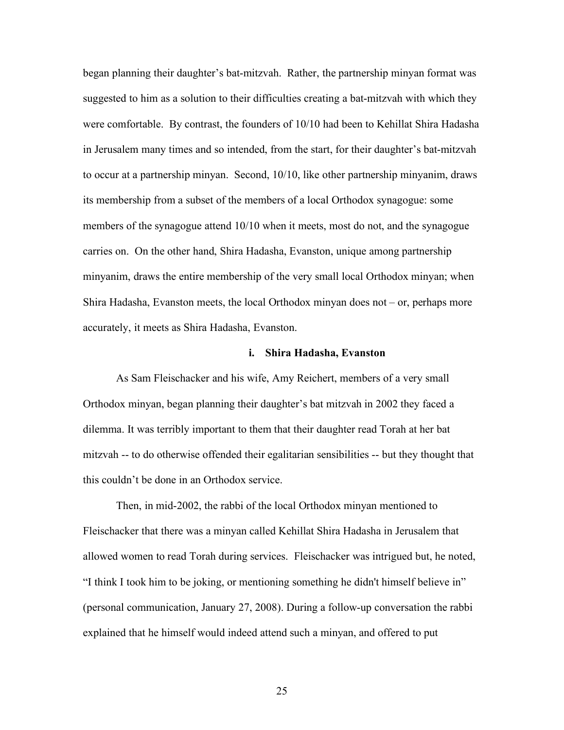began planning their daughter's bat-mitzvah. Rather, the partnership minyan format was suggested to him as a solution to their difficulties creating a bat-mitzvah with which they were comfortable. By contrast, the founders of 10/10 had been to Kehillat Shira Hadasha in Jerusalem many times and so intended, from the start, for their daughter's bat-mitzvah to occur at a partnership minyan. Second, 10/10, like other partnership minyanim, draws its membership from a subset of the members of a local Orthodox synagogue: some members of the synagogue attend 10/10 when it meets, most do not, and the synagogue carries on. On the other hand, Shira Hadasha, Evanston, unique among partnership minyanim, draws the entire membership of the very small local Orthodox minyan; when Shira Hadasha, Evanston meets, the local Orthodox minyan does not – or, perhaps more accurately, it meets as Shira Hadasha, Evanston.

#### i. Shira Hadasha, Evanston

As Sam Fleischacker and his wife, Amy Reichert, members of a very small Orthodox minyan, began planning their daughter's bat mitzvah in 2002 they faced a dilemma. It was terribly important to them that their daughter read Torah at her bat mitzvah -- to do otherwise offended their egalitarian sensibilities -- but they thought that this couldn't be done in an Orthodox service.

Then, in mid-2002, the rabbi of the local Orthodox minyan mentioned to Fleischacker that there was a minyan called Kehillat Shira Hadasha in Jerusalem that allowed women to read Torah during services. Fleischacker was intrigued but, he noted, "I think I took him to be joking, or mentioning something he didn't himself believe in" (personal communication, January 27, 2008). During a follow-up conversation the rabbi explained that he himself would indeed attend such a minyan, and offered to put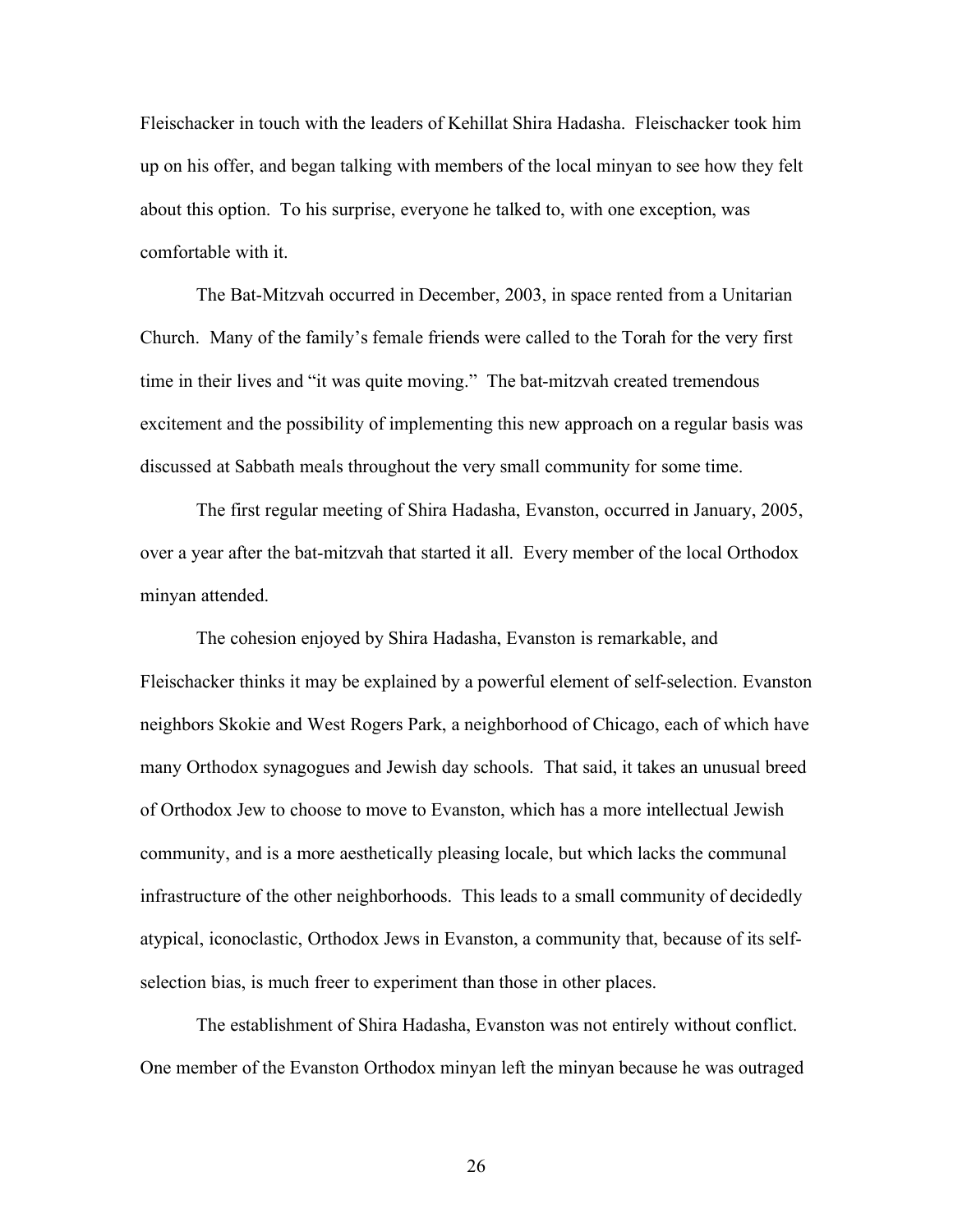Fleischacker in touch with the leaders of Kehillat Shira Hadasha. Fleischacker took him up on his offer, and began talking with members of the local minyan to see how they felt about this option. To his surprise, everyone he talked to, with one exception, was comfortable with it.

The Bat-Mitzvah occurred in December, 2003, in space rented from a Unitarian Church. Many of the family's female friends were called to the Torah for the very first time in their lives and "it was quite moving." The bat-mitzvah created tremendous excitement and the possibility of implementing this new approach on a regular basis was discussed at Sabbath meals throughout the very small community for some time.

The first regular meeting of Shira Hadasha, Evanston, occurred in January, 2005, over a year after the bat-mitzvah that started it all. Every member of the local Orthodox minyan attended.

The cohesion enjoyed by Shira Hadasha, Evanston is remarkable, and Fleischacker thinks it may be explained by a powerful element of self-selection. Evanston neighbors Skokie and West Rogers Park, a neighborhood of Chicago, each of which have many Orthodox synagogues and Jewish day schools. That said, it takes an unusual breed of Orthodox Jew to choose to move to Evanston, which has a more intellectual Jewish community, and is a more aesthetically pleasing locale, but which lacks the communal infrastructure of the other neighborhoods. This leads to a small community of decidedly atypical, iconoclastic, Orthodox Jews in Evanston, a community that, because of its self-selection bias, is much freer to experiment than those in other places.

The establishment of Shira Hadasha, Evanston was not entirely without conflict. One member of the Evanston Orthodox minyan left the minyan because he was outraged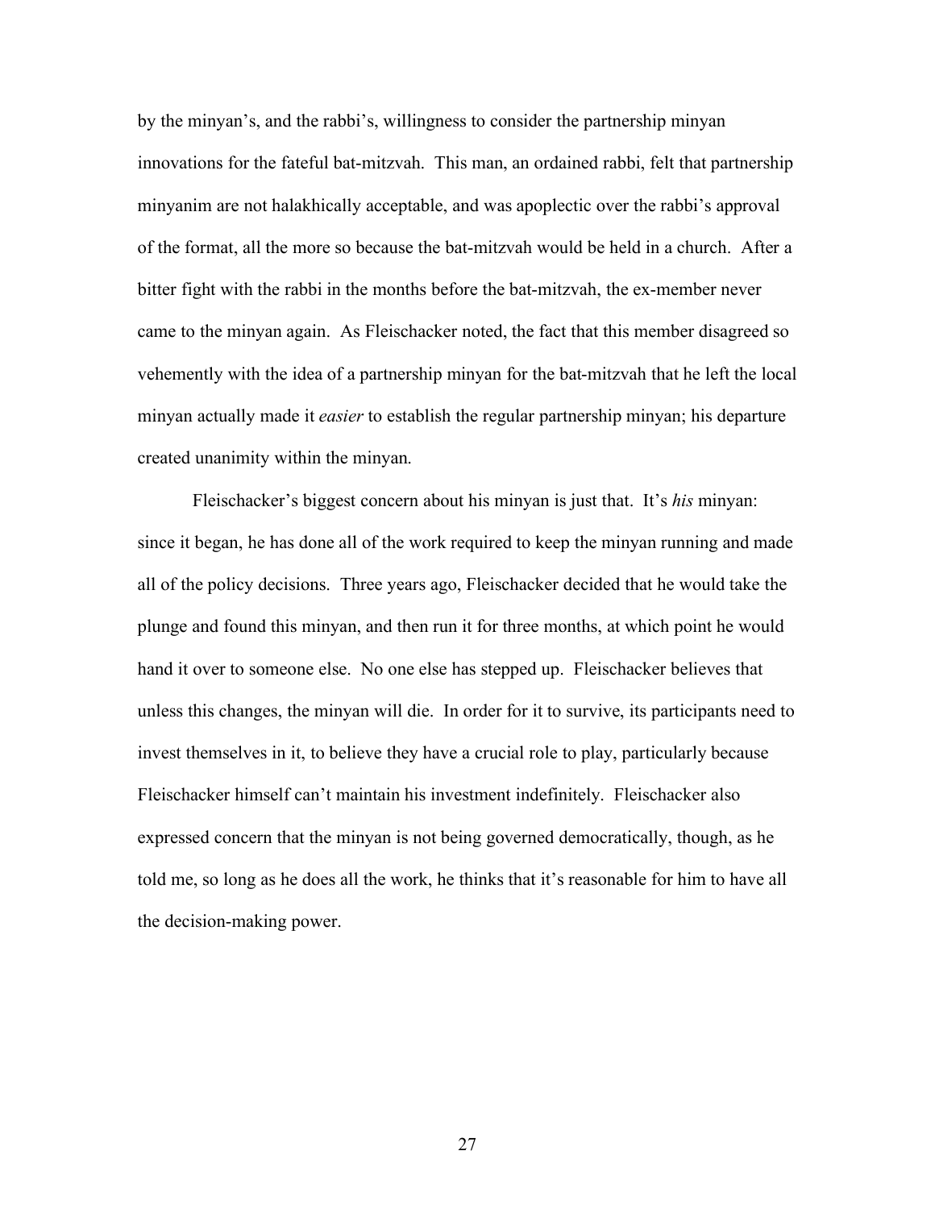by the minyan's, and the rabbi's, willingness to consider the partnership minyan innovations for the fateful bat-mitzvah. This man, an ordained rabbi, felt that partnership minyanim are not halakhically acceptable, and was apoplectic over the rabbi's approval of the format, all the more so because the bat-mitzvah would be held in a church. After a bitter fight with the rabbi in the months before the bat-mitzvah, the ex-member never came to the minyan again. As Fleischacker noted, the fact that this member disagreed so vehemently with the idea of a partnership minyan for the bat-mitzvah that he left the local minyan actually made it *easier* to establish the regular partnership minyan; his departure created unanimity within the minyan.

Fleischacker's biggest concern about his minyan is just that. It's *his* minyan: since it began, he has done all of the work required to keep the minyan running and made all of the policy decisions. Three years ago, Fleischacker decided that he would take the plunge and found this minyan, and then run it for three months, at which point he would hand it over to someone else. No one else has stepped up. Fleischacker believes that unless this changes, the minyan will die. In order for it to survive, its participants need to invest themselves in it, to believe they have a crucial role to play, particularly because Fleischacker himself can't maintain his investment indefinitely. Fleischacker also expressed concern that the minyan is not being governed democratically, though, as he told me, so long as he does all the work, he thinks that it's reasonable for him to have all the decision-making power.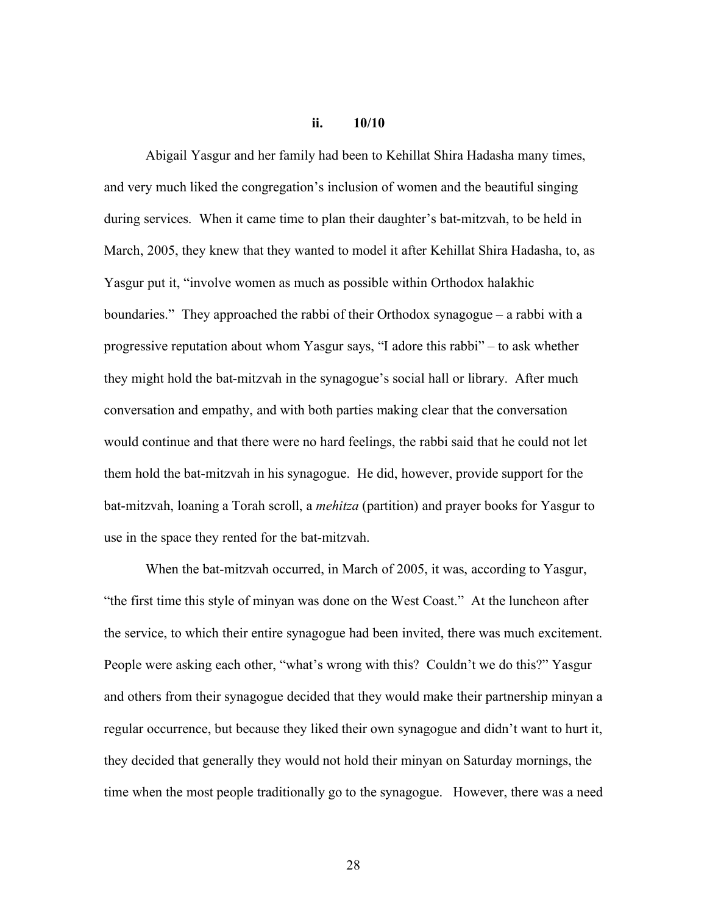### ii. 10/10

Abigail Yasgur and her family had been to Kehillat Shira Hadasha many times, and very much liked the congregation's inclusion of women and the beautiful singing during services. When it came time to plan their daughter's bat-mitzvah, to be held in March, 2005, they knew that they wanted to model it after Kehillat Shira Hadasha, to, as Yasgur put it, "involve women as much as possible within Orthodox halakhic boundaries." They approached the rabbi of their Orthodox synagogue – a rabbi with a progressive reputation about whom Yasgur says, "I adore this rabbi" – to ask whether they might hold the bat-mitzvah in the synagogue's social hall or library. After much conversation and empathy, and with both parties making clear that the conversation would continue and that there were no hard feelings, the rabbi said that he could not let them hold the bat-mitzvah in his synagogue. He did, however, provide support for the bat-mitzvah, loaning a Torah scroll, a *mehitza* (partition) and prayer books for Yasgur to use in the space they rented for the bat-mitzvah.

When the bat-mitzvah occurred, in March of 2005, it was, according to Yasgur, "the first time this style of minyan was done on the West Coast." At the luncheon after the service, to which their entire synagogue had been invited, there was much excitement. People were asking each other, "what's wrong with this? Couldn't we do this?" Yasgur and others from their synagogue decided that they would make their partnership minyan a regular occurrence, but because they liked their own synagogue and didn't want to hurt it, they decided that generally they would not hold their minyan on Saturday mornings, the time when the most people traditionally go to the synagogue. However, there was a need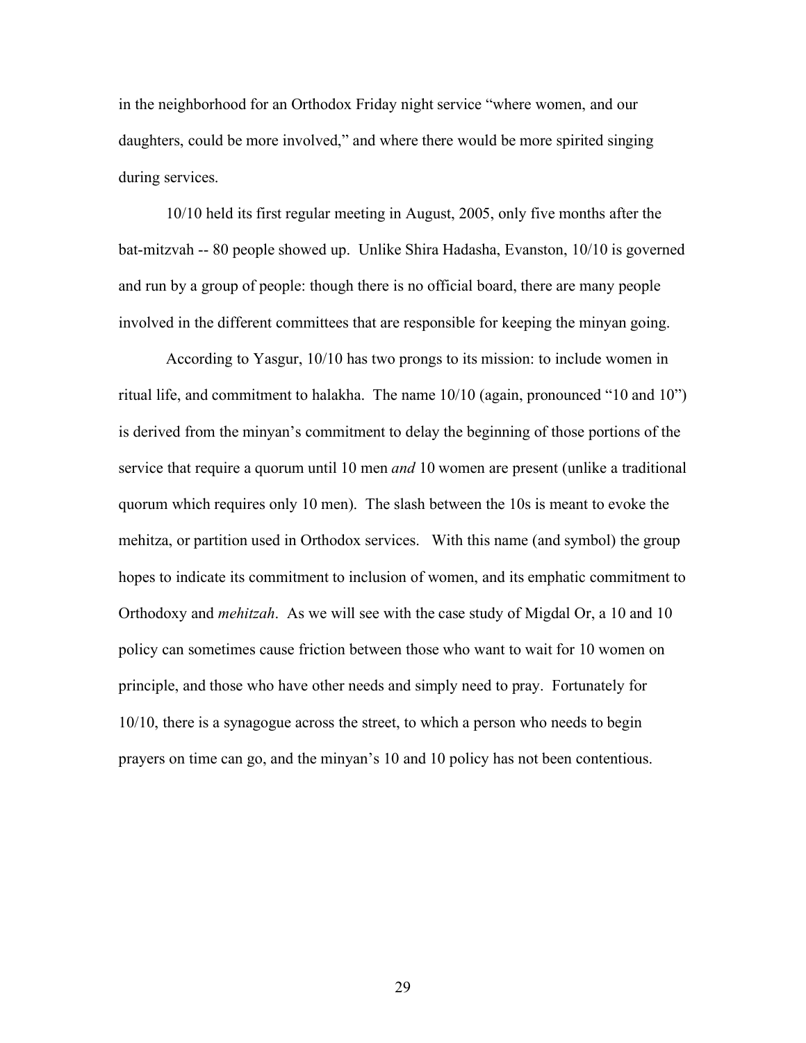in the neighborhood for an Orthodox Friday night service "where women, and our daughters, could be more involved," and where there would be more spirited singing during services.

10/10 held its first regular meeting in August, 2005, only five months after the bat-mitzvah -- 80 people showed up. Unlike Shira Hadasha, Evanston, 10/10 is governed and run by a group of people: though there is no official board, there are many people involved in the different committees that are responsible for keeping the minyan going.

According to Yasgur, 10/10 has two prongs to its mission: to include women in ritual life, and commitment to halakha. The name 10/10 (again, pronounced "10 and 10") is derived from the minyan's commitment to delay the beginning of those portions of the service that require a quorum until 10 men *and* 10 women are present (unlike a traditional quorum which requires only 10 men). The slash between the 10s is meant to evoke the mehitza, or partition used in Orthodox services. With this name (and symbol) the group hopes to indicate its commitment to inclusion of women, and its emphatic commitment to Orthodoxy and *mehitzah*. As we will see with the case study of Migdal Or, a 10 and 10 policy can sometimes cause friction between those who want to wait for 10 women on principle, and those who have other needs and simply need to pray. Fortunately for 10/10, there is a synagogue across the street, to which a person who needs to begin prayers on time can go, and the minyan's 10 and 10 policy has not been contentious.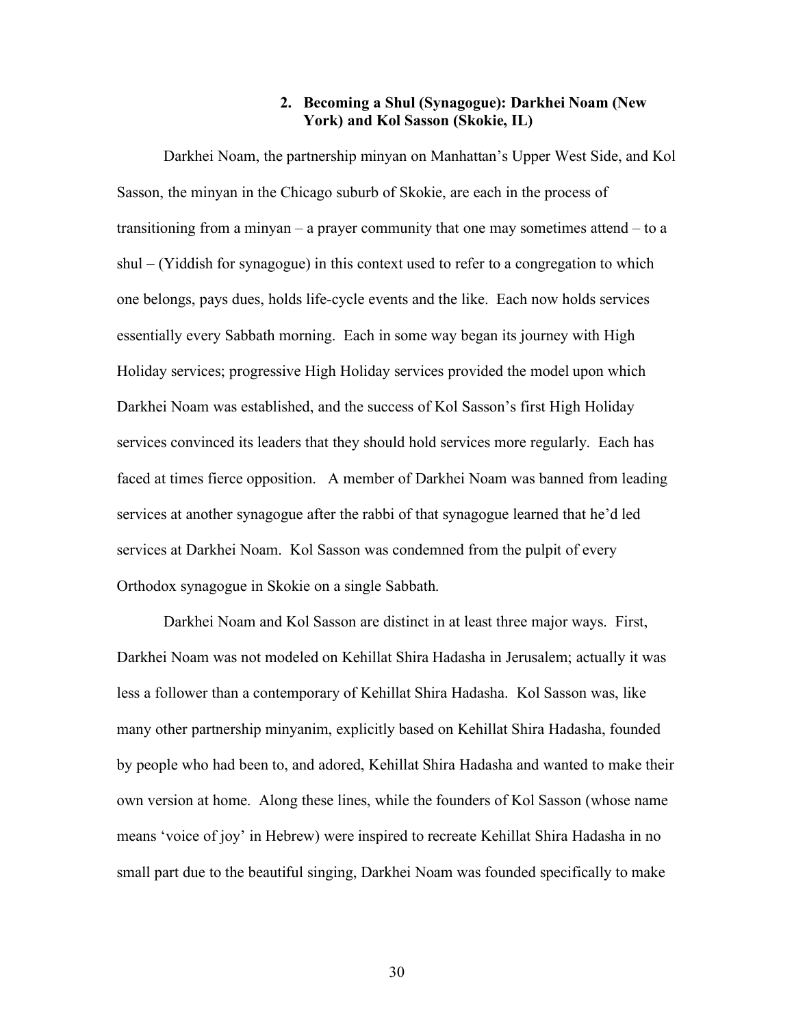### 2. Becoming a Shul (Synagogue): Darkhei Noam (New York) and Kol Sasson (Skokie, IL)

Darkhei Noam, the partnership minyan on Manhattan's Upper West Side, and Kol Sasson, the minyan in the Chicago suburb of Skokie, are each in the process of transitioning from a minyan – a prayer community that one may sometimes attend – to a shul – (Yiddish for synagogue) in this context used to refer to a congregation to which one belongs, pays dues, holds life-cycle events and the like. Each now holds services essentially every Sabbath morning. Each in some way began its journey with High Holiday services; progressive High Holiday services provided the model upon which Darkhei Noam was established, and the success of Kol Sasson's first High Holiday services convinced its leaders that they should hold services more regularly. Each has faced at times fierce opposition. A member of Darkhei Noam was banned from leading services at another synagogue after the rabbi of that synagogue learned that he'd led services at Darkhei Noam. Kol Sasson was condemned from the pulpit of every Orthodox synagogue in Skokie on a single Sabbath.

Darkhei Noam and Kol Sasson are distinct in at least three major ways. First, Darkhei Noam was not modeled on Kehillat Shira Hadasha in Jerusalem; actually it was less a follower than a contemporary of Kehillat Shira Hadasha. Kol Sasson was, like many other partnership minyanim, explicitly based on Kehillat Shira Hadasha, founded by people who had been to, and adored, Kehillat Shira Hadasha and wanted to make their own version at home. Along these lines, while the founders of Kol Sasson (whose name means 'voice of joy' in Hebrew) were inspired to recreate Kehillat Shira Hadasha in no small part due to the beautiful singing, Darkhei Noam was founded specifically to make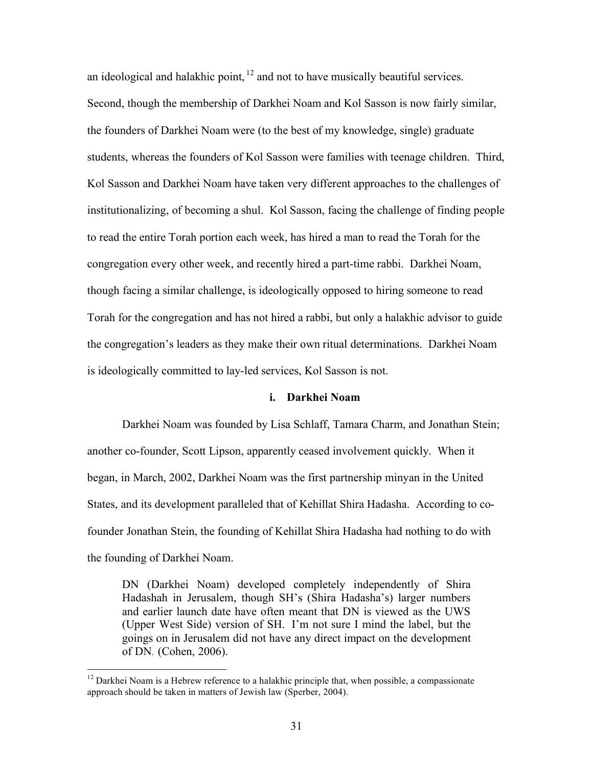an ideological and halakhic point,[12] and not to have musically beautiful services. Second, though the membership of Darkhei Noam and Kol Sasson is now fairly similar, the founders of Darkhei Noam were (to the best of my knowledge, single) graduate students, whereas the founders of Kol Sasson were families with teenage children. Third, Kol Sasson and Darkhei Noam have taken very different approaches to the challenges of institutionalizing, of becoming a shul. Kol Sasson, facing the challenge of finding people to read the entire Torah portion each week, has hired a man to read the Torah for the congregation every other week, and recently hired a part-time rabbi. Darkhei Noam, though facing a similar challenge, is ideologically opposed to hiring someone to read Torah for the congregation and has not hired a rabbi, but only a halakhic advisor to guide the congregation's leaders as they make their own ritual determinations. Darkhei Noam is ideologically committed to lay-led services, Kol Sasson is not.

### i. Darkhei Noam

Darkhei Noam was founded by Lisa Schlaff, Tamara Charm, and Jonathan Stein; another co-founder, Scott Lipson, apparently ceased involvement quickly. When it began, in March, 2002, Darkhei Noam was the first partnership minyan in the United States, and its development paralleled that of Kehillat Shira Hadasha. According to co-founder Jonathan Stein, the founding of Kehillat Shira Hadasha had nothing to do with the founding of Darkhei Noam.

> DN (Darkhei Noam) developed completely independently of Shira Hadashah in Jerusalem, though SH's (Shira Hadasha's) larger numbers and earlier launch date have often meant that DN is viewed as the UWS (Upper West Side) version of SH. I'm not sure I mind the label, but the goings on in Jerusalem did not have any direct impact on the development of DN. (Cohen, 2006).

[12] Darkhei Noam is a Hebrew reference to a halakhic principle that, when possible, a compassionate approach should be taken in matters of Jewish law (Sperber, 2004).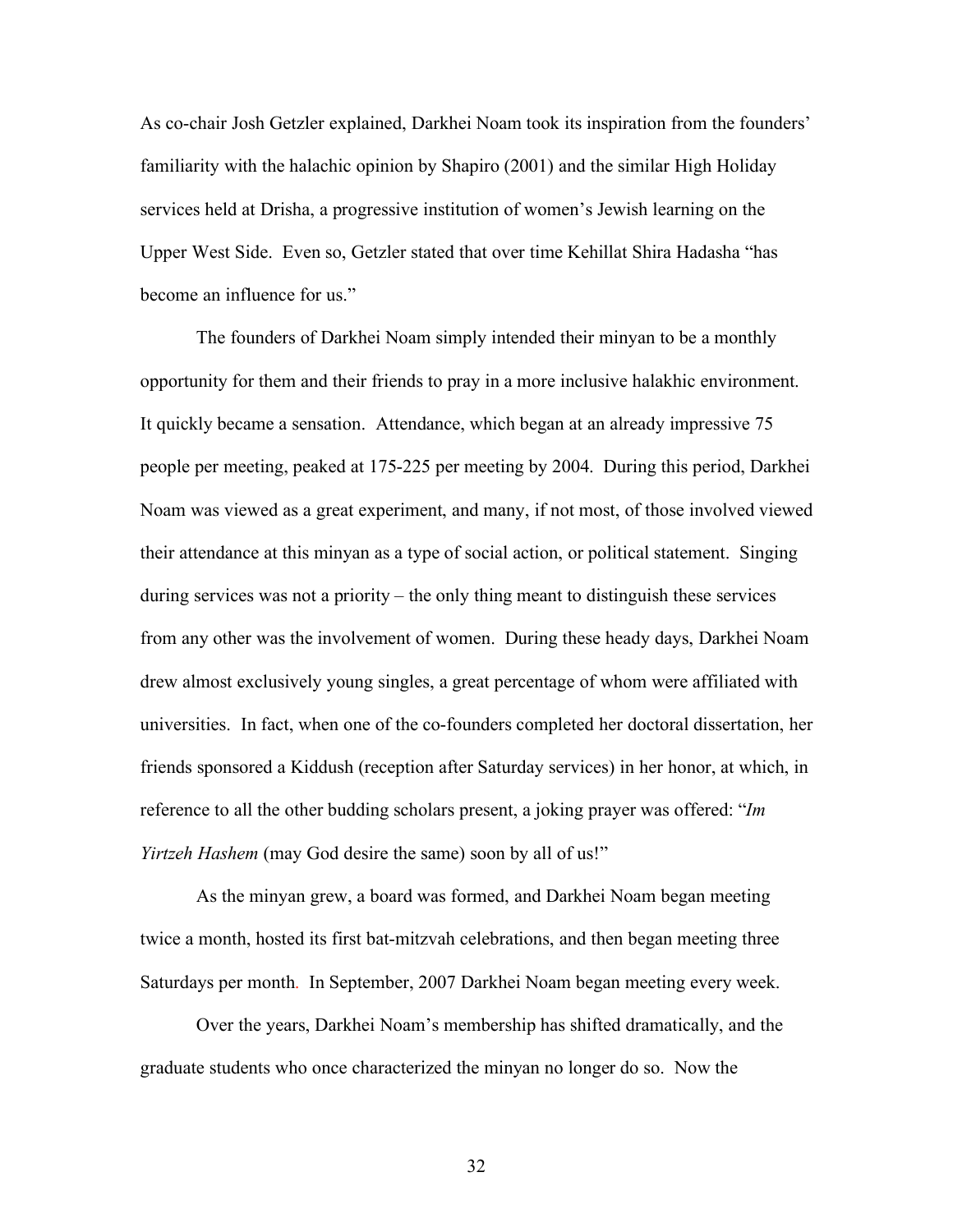As co-chair Josh Getzler explained, Darkhei Noam took its inspiration from the founders' familiarity with the halachic opinion by Shapiro (2001) and the similar High Holiday services held at Drisha, a progressive institution of women's Jewish learning on the Upper West Side. Even so, Getzler stated that over time Kehillat Shira Hadasha "has become an influence for us."

The founders of Darkhei Noam simply intended their minyan to be a monthly opportunity for them and their friends to pray in a more inclusive halakhic environment. It quickly became a sensation. Attendance, which began at an already impressive 75 people per meeting, peaked at 175-225 per meeting by 2004. During this period, Darkhei Noam was viewed as a great experiment, and many, if not most, of those involved viewed their attendance at this minyan as a type of social action, or political statement. Singing during services was not a priority – the only thing meant to distinguish these services from any other was the involvement of women. During these heady days, Darkhei Noam drew almost exclusively young singles, a great percentage of whom were affiliated with universities. In fact, when one of the co-founders completed her doctoral dissertation, her friends sponsored a Kiddush (reception after Saturday services) in her honor, at which, in reference to all the other budding scholars present, a joking prayer was offered: "*Im Yirtzeh Hashem* (may God desire the same) soon by all of us!"

As the minyan grew, a board was formed, and Darkhei Noam began meeting twice a month, hosted its first bat-mitzvah celebrations, and then began meeting three Saturdays per month. In September, 2007 Darkhei Noam began meeting every week.

Over the years, Darkhei Noam's membership has shifted dramatically, and the graduate students who once characterized the minyan no longer do so. Now the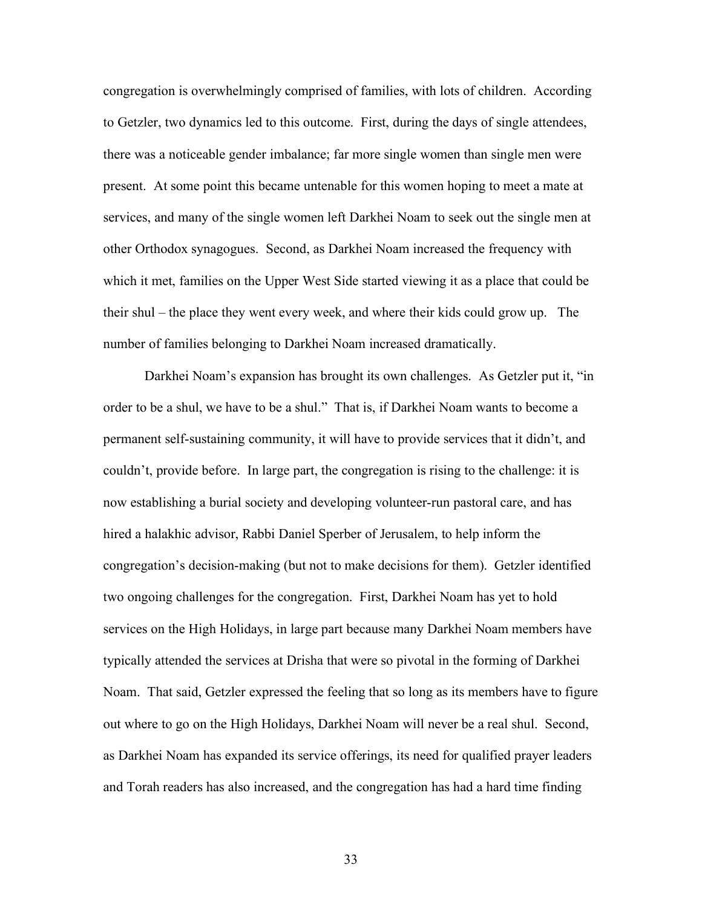congregation is overwhelmingly comprised of families, with lots of children. According to Getzler, two dynamics led to this outcome. First, during the days of single attendees, there was a noticeable gender imbalance; far more single women than single men were present. At some point this became untenable for this women hoping to meet a mate at services, and many of the single women left Darkhei Noam to seek out the single men at other Orthodox synagogues. Second, as Darkhei Noam increased the frequency with which it met, families on the Upper West Side started viewing it as a place that could be their shul – the place they went every week, and where their kids could grow up. The number of families belonging to Darkhei Noam increased dramatically.

Darkhei Noam's expansion has brought its own challenges. As Getzler put it, "in order to be a shul, we have to be a shul." That is, if Darkhei Noam wants to become a permanent self-sustaining community, it will have to provide services that it didn't, and couldn't, provide before. In large part, the congregation is rising to the challenge: it is now establishing a burial society and developing volunteer-run pastoral care, and has hired a halakhic advisor, Rabbi Daniel Sperber of Jerusalem, to help inform the congregation's decision-making (but not to make decisions for them). Getzler identified two ongoing challenges for the congregation. First, Darkhei Noam has yet to hold services on the High Holidays, in large part because many Darkhei Noam members have typically attended the services at Drisha that were so pivotal in the forming of Darkhei Noam. That said, Getzler expressed the feeling that so long as its members have to figure out where to go on the High Holidays, Darkhei Noam will never be a real shul. Second, as Darkhei Noam has expanded its service offerings, its need for qualified prayer leaders and Torah readers has also increased, and the congregation has had a hard time finding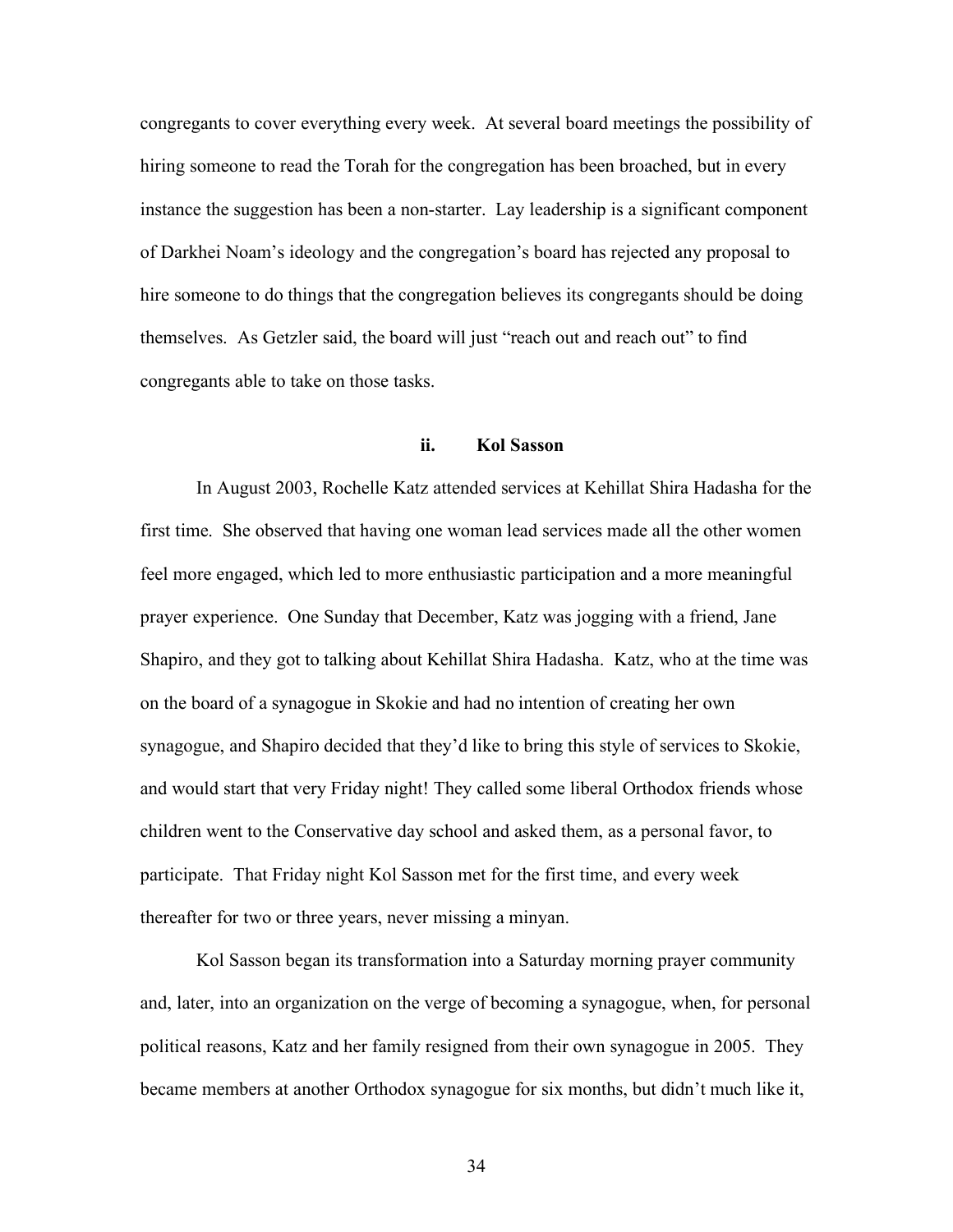congregants to cover everything every week. At several board meetings the possibility of hiring someone to read the Torah for the congregation has been broached, but in every instance the suggestion has been a non-starter. Lay leadership is a significant component of Darkhei Noam's ideology and the congregation's board has rejected any proposal to hire someone to do things that the congregation believes its congregants should be doing themselves. As Getzler said, the board will just "reach out and reach out" to find congregants able to take on those tasks.

### ii. Kol Sasson

In August 2003, Rochelle Katz attended services at Kehillat Shira Hadasha for the first time. She observed that having one woman lead services made all the other women feel more engaged, which led to more enthusiastic participation and a more meaningful prayer experience. One Sunday that December, Katz was jogging with a friend, Jane Shapiro, and they got to talking about Kehillat Shira Hadasha. Katz, who at the time was on the board of a synagogue in Skokie and had no intention of creating her own synagogue, and Shapiro decided that they'd like to bring this style of services to Skokie, and would start that very Friday night! They called some liberal Orthodox friends whose children went to the Conservative day school and asked them, as a personal favor, to participate. That Friday night Kol Sasson met for the first time, and every week thereafter for two or three years, never missing a minyan.

Kol Sasson began its transformation into a Saturday morning prayer community and, later, into an organization on the verge of becoming a synagogue, when, for personal political reasons, Katz and her family resigned from their own synagogue in 2005. They became members at another Orthodox synagogue for six months, but didn't much like it,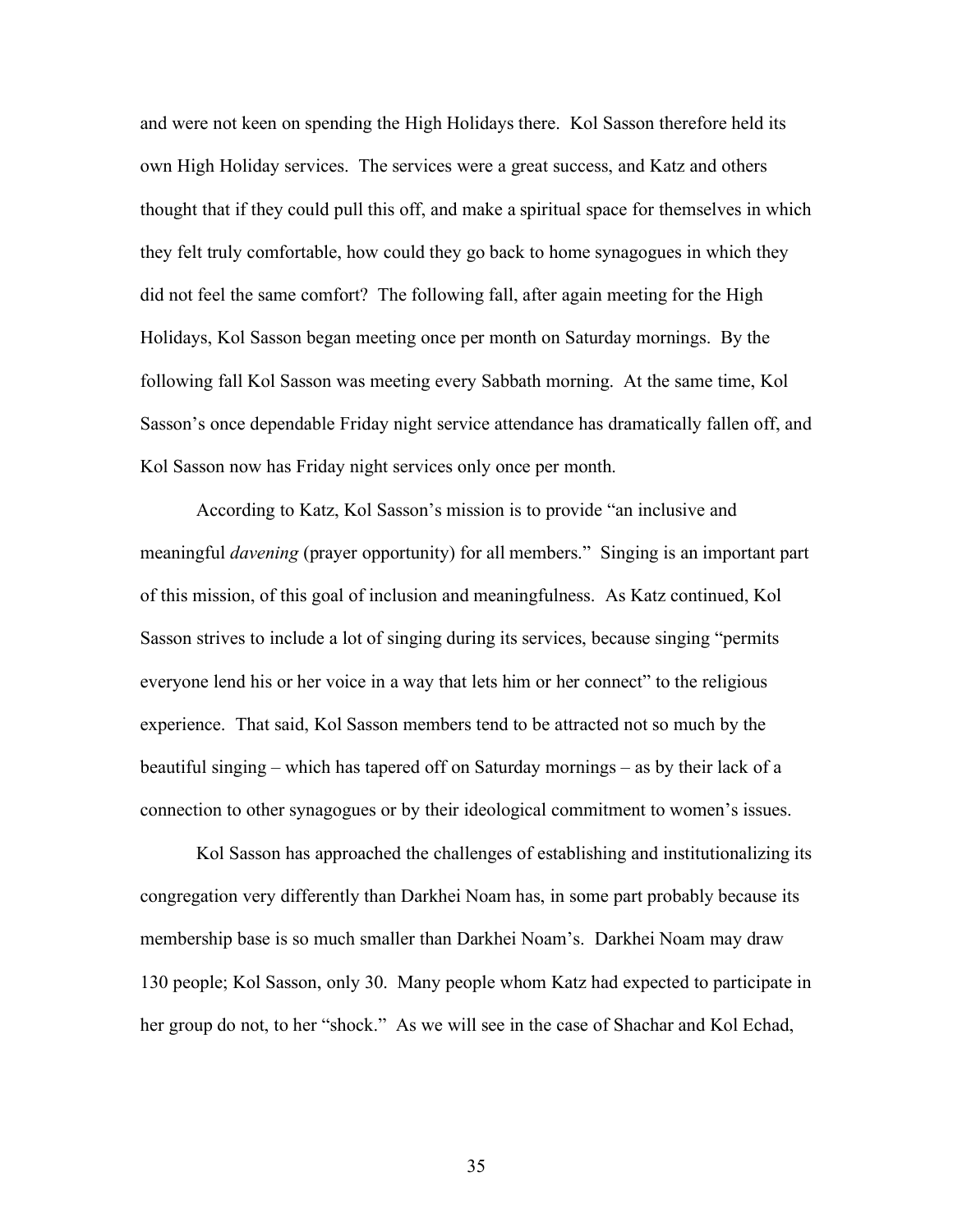and were not keen on spending the High Holidays there. Kol Sasson therefore held its own High Holiday services. The services were a great success, and Katz and others thought that if they could pull this off, and make a spiritual space for themselves in which they felt truly comfortable, how could they go back to home synagogues in which they did not feel the same comfort? The following fall, after again meeting for the High Holidays, Kol Sasson began meeting once per month on Saturday mornings. By the following fall Kol Sasson was meeting every Sabbath morning. At the same time, Kol Sasson's once dependable Friday night service attendance has dramatically fallen off, and Kol Sasson now has Friday night services only once per month.

According to Katz, Kol Sasson's mission is to provide "an inclusive and meaningful *davening* (prayer opportunity) for all members." Singing is an important part of this mission, of this goal of inclusion and meaningfulness. As Katz continued, Kol Sasson strives to include a lot of singing during its services, because singing "permits everyone lend his or her voice in a way that lets him or her connect" to the religious experience. That said, Kol Sasson members tend to be attracted not so much by the beautiful singing – which has tapered off on Saturday mornings – as by their lack of a connection to other synagogues or by their ideological commitment to women's issues.

Kol Sasson has approached the challenges of establishing and institutionalizing its congregation very differently than Darkhei Noam has, in some part probably because its membership base is so much smaller than Darkhei Noam's. Darkhei Noam may draw 130 people; Kol Sasson, only 30. Many people whom Katz had expected to participate in her group do not, to her "shock." As we will see in the case of Shachar and Kol Echad,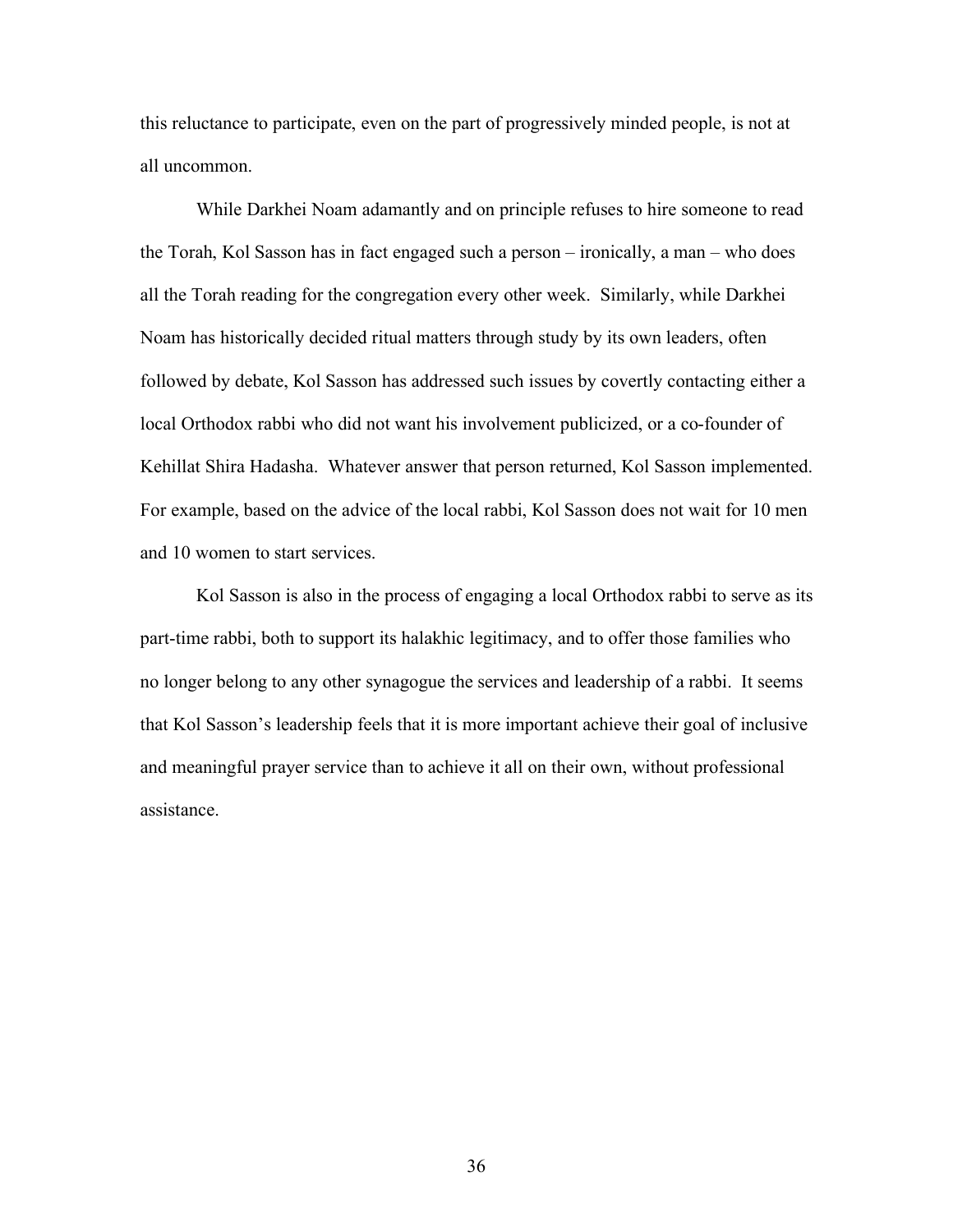this reluctance to participate, even on the part of progressively minded people, is not at all uncommon.

While Darkhei Noam adamantly and on principle refuses to hire someone to read the Torah, Kol Sasson has in fact engaged such a person – ironically, a man – who does all the Torah reading for the congregation every other week. Similarly, while Darkhei Noam has historically decided ritual matters through study by its own leaders, often followed by debate, Kol Sasson has addressed such issues by covertly contacting either a local Orthodox rabbi who did not want his involvement publicized, or a co-founder of Kehillat Shira Hadasha. Whatever answer that person returned, Kol Sasson implemented. For example, based on the advice of the local rabbi, Kol Sasson does not wait for 10 men and 10 women to start services.

Kol Sasson is also in the process of engaging a local Orthodox rabbi to serve as its part-time rabbi, both to support its halakhic legitimacy, and to offer those families who no longer belong to any other synagogue the services and leadership of a rabbi. It seems that Kol Sasson's leadership feels that it is more important achieve their goal of inclusive and meaningful prayer service than to achieve it all on their own, without professional assistance.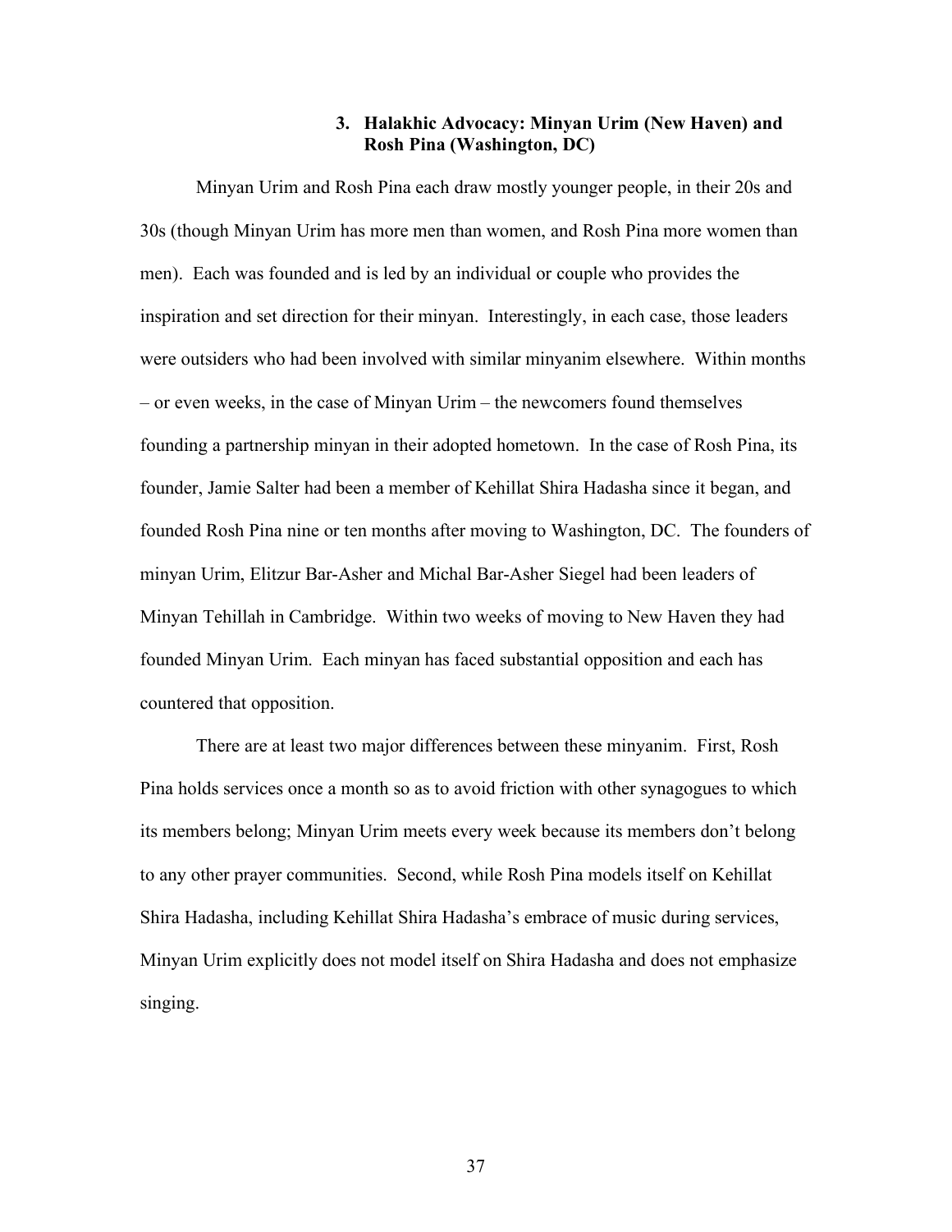### 3. Halakhic Advocacy: Minyan Urim (New Haven) and Rosh Pina (Washington, DC)

Minyan Urim and Rosh Pina each draw mostly younger people, in their 20s and 30s (though Minyan Urim has more men than women, and Rosh Pina more women than men). Each was founded and is led by an individual or couple who provides the inspiration and set direction for their minyan. Interestingly, in each case, those leaders were outsiders who had been involved with similar minyanim elsewhere. Within months – or even weeks, in the case of Minyan Urim – the newcomers found themselves founding a partnership minyan in their adopted hometown. In the case of Rosh Pina, its founder, Jamie Salter had been a member of Kehillat Shira Hadasha since it began, and founded Rosh Pina nine or ten months after moving to Washington, DC. The founders of minyan Urim, Elitzur Bar-Asher and Michal Bar-Asher Siegel had been leaders of Minyan Tehillah in Cambridge. Within two weeks of moving to New Haven they had founded Minyan Urim. Each minyan has faced substantial opposition and each has countered that opposition.

There are at least two major differences between these minyanim. First, Rosh Pina holds services once a month so as to avoid friction with other synagogues to which its members belong; Minyan Urim meets every week because its members don't belong to any other prayer communities. Second, while Rosh Pina models itself on Kehillat Shira Hadasha, including Kehillat Shira Hadasha's embrace of music during services, Minyan Urim explicitly does not model itself on Shira Hadasha and does not emphasize singing.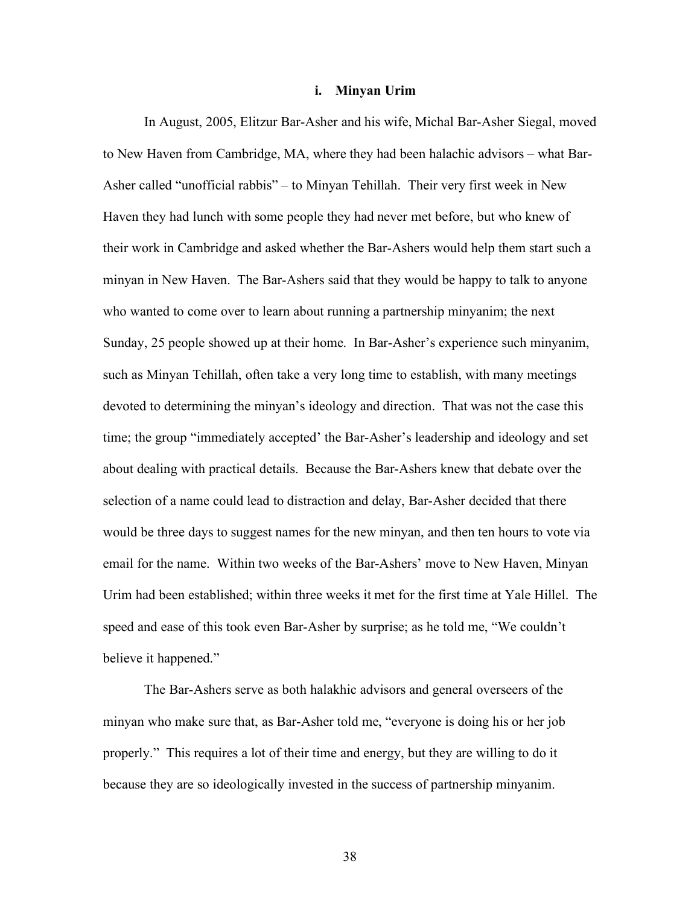### i. Minyan Urim

In August, 2005, Elitzur Bar-Asher and his wife, Michal Bar-Asher Siegal, moved to New Haven from Cambridge, MA, where they had been halachic advisors – what Bar-Asher called "unofficial rabbis" – to Minyan Tehillah. Their very first week in New Haven they had lunch with some people they had never met before, but who knew of their work in Cambridge and asked whether the Bar-Ashers would help them start such a minyan in New Haven. The Bar-Ashers said that they would be happy to talk to anyone who wanted to come over to learn about running a partnership minyanim; the next Sunday, 25 people showed up at their home. In Bar-Asher's experience such minyanim, such as Minyan Tehillah, often take a very long time to establish, with many meetings devoted to determining the minyan's ideology and direction. That was not the case this time; the group "immediately accepted' the Bar-Asher's leadership and ideology and set about dealing with practical details. Because the Bar-Ashers knew that debate over the selection of a name could lead to distraction and delay, Bar-Asher decided that there would be three days to suggest names for the new minyan, and then ten hours to vote via email for the name. Within two weeks of the Bar-Ashers' move to New Haven, Minyan Urim had been established; within three weeks it met for the first time at Yale Hillel. The speed and ease of this took even Bar-Asher by surprise; as he told me, "We couldn't believe it happened."

The Bar-Ashers serve as both halakhic advisors and general overseers of the minyan who make sure that, as Bar-Asher told me, "everyone is doing his or her job properly." This requires a lot of their time and energy, but they are willing to do it because they are so ideologically invested in the success of partnership minyanim.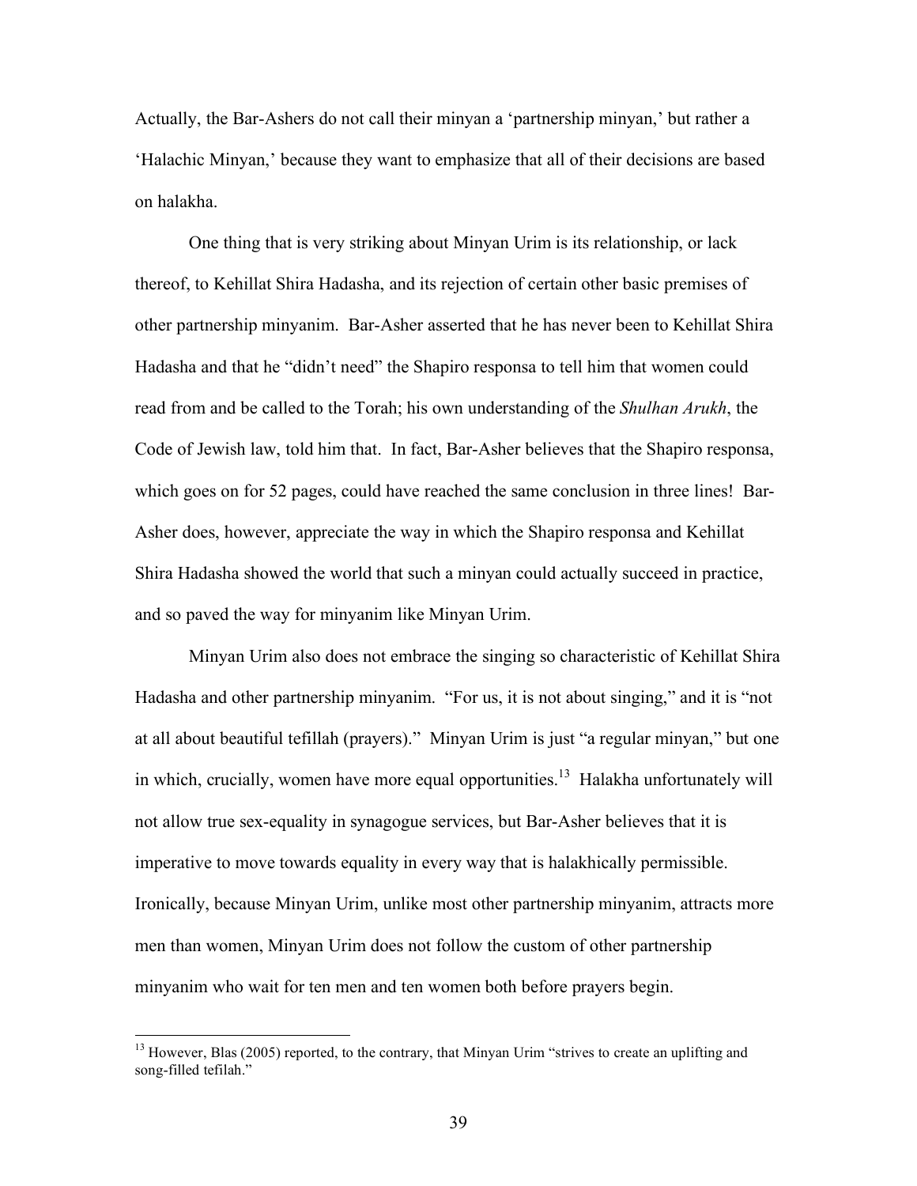Actually, the Bar-Ashers do not call their minyan a 'partnership minyan,' but rather a 'Halachic Minyan,' because they want to emphasize that all of their decisions are based on halakha.

One thing that is very striking about Minyan Urim is its relationship, or lack thereof, to Kehillat Shira Hadasha, and its rejection of certain other basic premises of other partnership minyanim. Bar-Asher asserted that he has never been to Kehillat Shira Hadasha and that he "didn't need" the Shapiro responsa to tell him that women could read from and be called to the Torah; his own understanding of the *Shulhan Arukh*, the Code of Jewish law, told him that. In fact, Bar-Asher believes that the Shapiro responsa, which goes on for 52 pages, could have reached the same conclusion in three lines! Bar-Asher does, however, appreciate the way in which the Shapiro responsa and Kehillat Shira Hadasha showed the world that such a minyan could actually succeed in practice, and so paved the way for minyanim like Minyan Urim.

Minyan Urim also does not embrace the singing so characteristic of Kehillat Shira Hadasha and other partnership minyanim. "For us, it is not about singing," and it is "not at all about beautiful tefillah (prayers)." Minyan Urim is just "a regular minyan," but one in which, crucially, women have more equal opportunities.[13] Halakha unfortunately will not allow true sex-equality in synagogue services, but Bar-Asher believes that it is imperative to move towards equality in every way that is halakhically permissible. Ironically, because Minyan Urim, unlike most other partnership minyanim, attracts more men than women, Minyan Urim does not follow the custom of other partnership minyanim who wait for ten men and ten women both before prayers begin.

[13] However, Blas (2005) reported, to the contrary, that Minyan Urim "strives to create an uplifting and song-filled tefilah."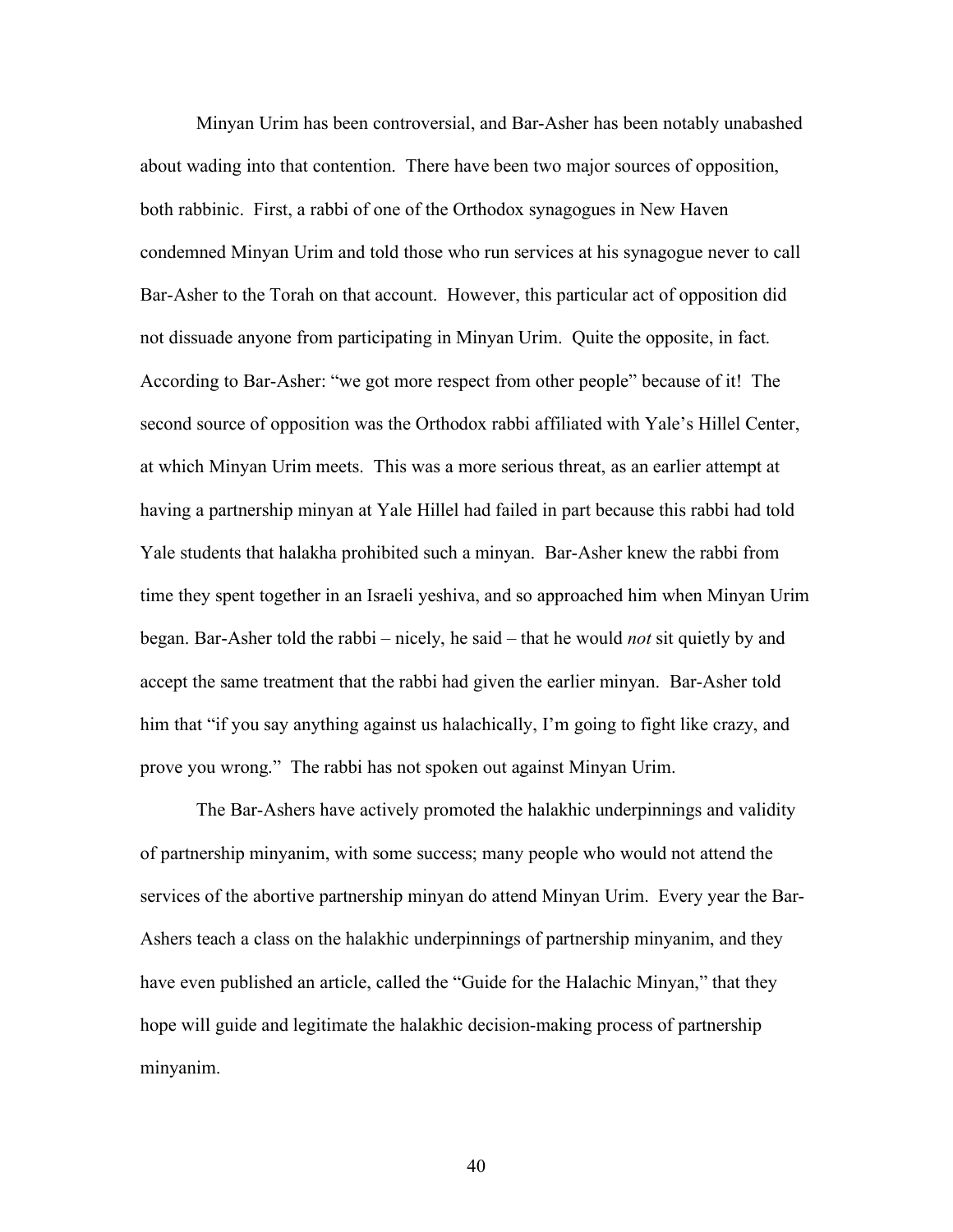Minyan Urim has been controversial, and Bar-Asher has been notably unabashed about wading into that contention. There have been two major sources of opposition, both rabbinic. First, a rabbi of one of the Orthodox synagogues in New Haven condemned Minyan Urim and told those who run services at his synagogue never to call Bar-Asher to the Torah on that account. However, this particular act of opposition did not dissuade anyone from participating in Minyan Urim. Quite the opposite, in fact. According to Bar-Asher: "we got more respect from other people" because of it! The second source of opposition was the Orthodox rabbi affiliated with Yale's Hillel Center, at which Minyan Urim meets. This was a more serious threat, as an earlier attempt at having a partnership minyan at Yale Hillel had failed in part because this rabbi had told Yale students that halakha prohibited such a minyan. Bar-Asher knew the rabbi from time they spent together in an Israeli yeshiva, and so approached him when Minyan Urim began. Bar-Asher told the rabbi – nicely, he said – that he would *not* sit quietly by and accept the same treatment that the rabbi had given the earlier minyan. Bar-Asher told him that "if you say anything against us halachically, I'm going to fight like crazy, and prove you wrong." The rabbi has not spoken out against Minyan Urim.

The Bar-Ashers have actively promoted the halakhic underpinnings and validity of partnership minyanim, with some success; many people who would not attend the services of the abortive partnership minyan do attend Minyan Urim. Every year the Bar-Ashers teach a class on the halakhic underpinnings of partnership minyanim, and they have even published an article, called the "Guide for the Halachic Minyan," that they hope will guide and legitimate the halakhic decision-making process of partnership minyanim.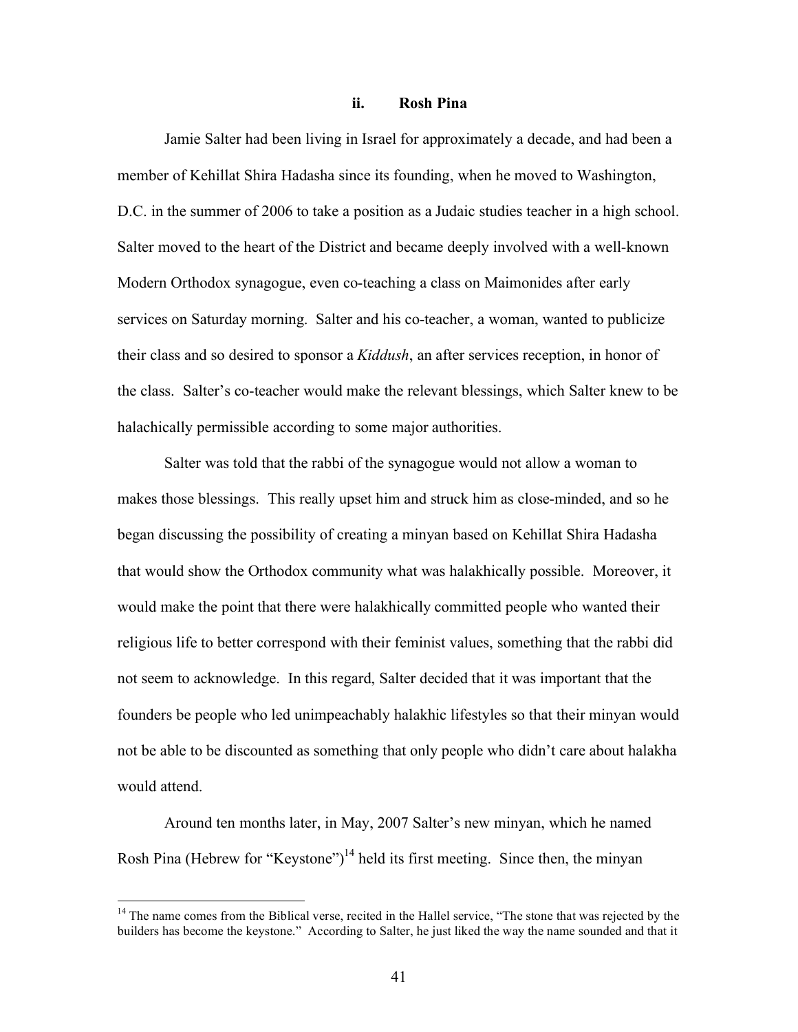### ii. Rosh Pina

Jamie Salter had been living in Israel for approximately a decade, and had been a member of Kehillat Shira Hadasha since its founding, when he moved to Washington, D.C. in the summer of 2006 to take a position as a Judaic studies teacher in a high school. Salter moved to the heart of the District and became deeply involved with a well-known Modern Orthodox synagogue, even co-teaching a class on Maimonides after early services on Saturday morning. Salter and his co-teacher, a woman, wanted to publicize their class and so desired to sponsor a *Kiddush*, an after services reception, in honor of the class. Salter's co-teacher would make the relevant blessings, which Salter knew to be halachically permissible according to some major authorities.

Salter was told that the rabbi of the synagogue would not allow a woman to makes those blessings. This really upset him and struck him as close-minded, and so he began discussing the possibility of creating a minyan based on Kehillat Shira Hadasha that would show the Orthodox community what was halakhically possible. Moreover, it would make the point that there were halakhically committed people who wanted their religious life to better correspond with their feminist values, something that the rabbi did not seem to acknowledge. In this regard, Salter decided that it was important that the founders be people who led unimpeachably halakhic lifestyles so that their minyan would not be able to be discounted as something that only people who didn't care about halakha would attend.

Around ten months later, in May, 2007 Salter's new minyan, which he named Rosh Pina (Hebrew for "Keystone")[14] held its first meeting. Since then, the minyan

[14] The name comes from the Biblical verse, recited in the Hallel service, "The stone that was rejected by the builders has become the keystone." According to Salter, he just liked the way the name sounded and that it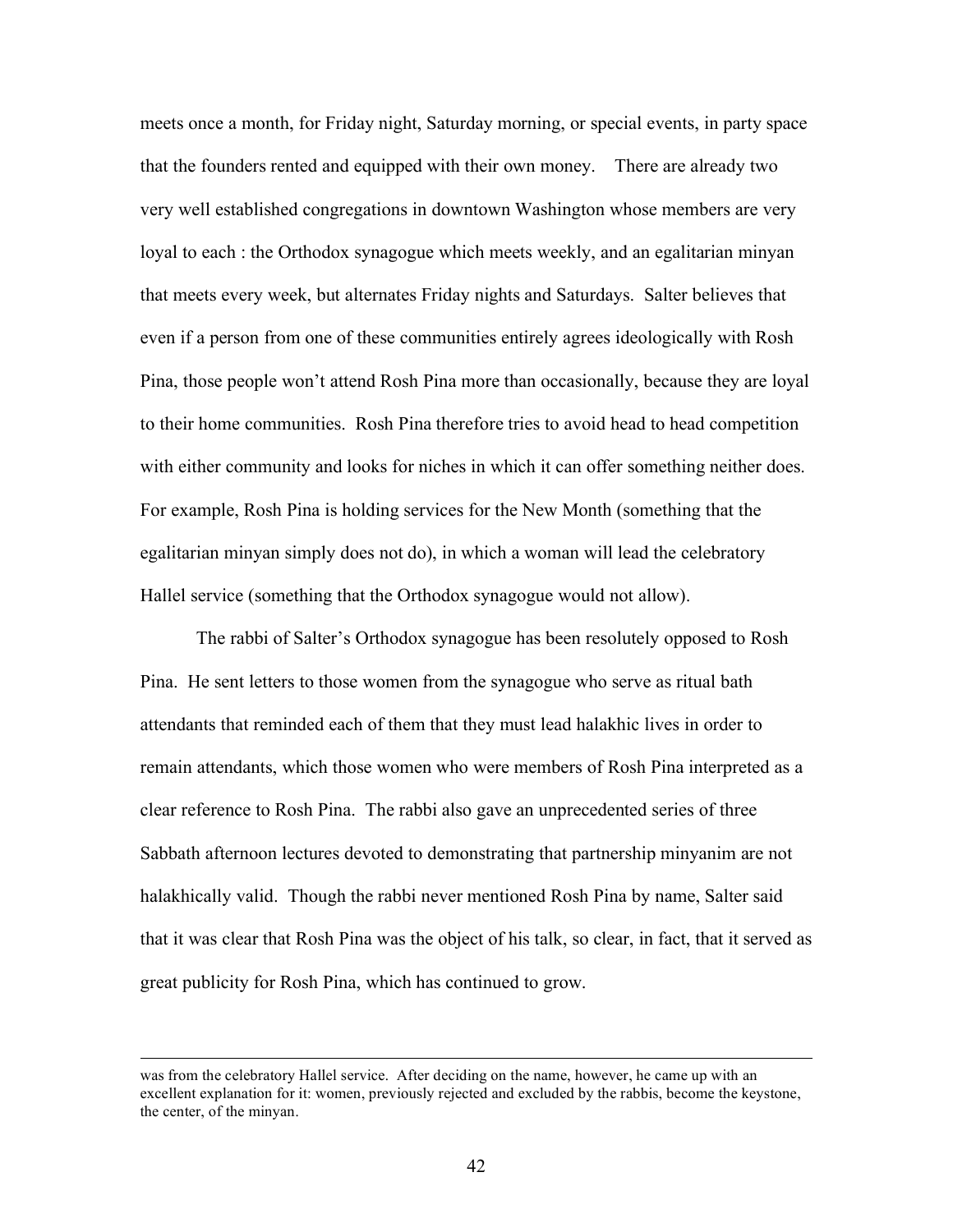meets once a month, for Friday night, Saturday morning, or special events, in party space that the founders rented and equipped with their own money. There are already two very well established congregations in downtown Washington whose members are very loyal to each : the Orthodox synagogue which meets weekly, and an egalitarian minyan that meets every week, but alternates Friday nights and Saturdays. Salter believes that even if a person from one of these communities entirely agrees ideologically with Rosh Pina, those people won't attend Rosh Pina more than occasionally, because they are loyal to their home communities. Rosh Pina therefore tries to avoid head to head competition with either community and looks for niches in which it can offer something neither does. For example, Rosh Pina is holding services for the New Month (something that the egalitarian minyan simply does not do), in which a woman will lead the celebratory Hallel service (something that the Orthodox synagogue would not allow).

The rabbi of Salter's Orthodox synagogue has been resolutely opposed to Rosh Pina. He sent letters to those women from the synagogue who serve as ritual bath attendants that reminded each of them that they must lead halakhic lives in order to remain attendants, which those women who were members of Rosh Pina interpreted as a clear reference to Rosh Pina. The rabbi also gave an unprecedented series of three Sabbath afternoon lectures devoted to demonstrating that partnership minyanim are not halakhically valid. Though the rabbi never mentioned Rosh Pina by name, Salter said that it was clear that Rosh Pina was the object of his talk, so clear, in fact, that it served as great publicity for Rosh Pina, which has continued to grow.

---

was from the celebratory Hallel service. After deciding on the name, however, he came up with an excellent explanation for it: women, previously rejected and excluded by the rabbis, become the keystone, the center, of the minyan.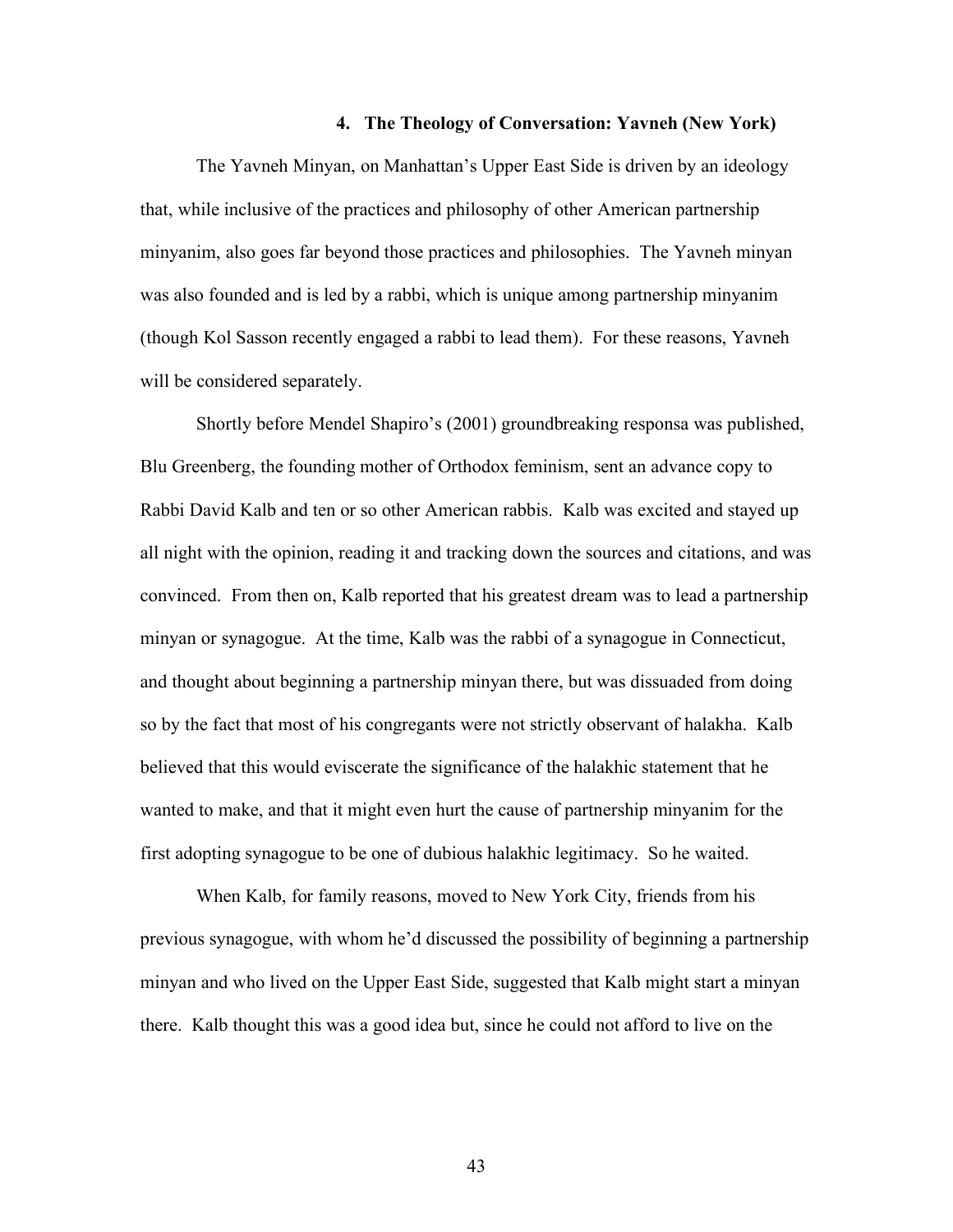### 4. The Theology of Conversation: Yavneh (New York)

The Yavneh Minyan, on Manhattan's Upper East Side is driven by an ideology that, while inclusive of the practices and philosophy of other American partnership minyanim, also goes far beyond those practices and philosophies. The Yavneh minyan was also founded and is led by a rabbi, which is unique among partnership minyanim (though Kol Sasson recently engaged a rabbi to lead them). For these reasons, Yavneh will be considered separately.

Shortly before Mendel Shapiro's (2001) groundbreaking responsa was published, Blu Greenberg, the founding mother of Orthodox feminism, sent an advance copy to Rabbi David Kalb and ten or so other American rabbis. Kalb was excited and stayed up all night with the opinion, reading it and tracking down the sources and citations, and was convinced. From then on, Kalb reported that his greatest dream was to lead a partnership minyan or synagogue. At the time, Kalb was the rabbi of a synagogue in Connecticut, and thought about beginning a partnership minyan there, but was dissuaded from doing so by the fact that most of his congregants were not strictly observant of halakha. Kalb believed that this would eviscerate the significance of the halakhic statement that he wanted to make, and that it might even hurt the cause of partnership minyanim for the first adopting synagogue to be one of dubious halakhic legitimacy. So he waited.

When Kalb, for family reasons, moved to New York City, friends from his previous synagogue, with whom he'd discussed the possibility of beginning a partnership minyan and who lived on the Upper East Side, suggested that Kalb might start a minyan there. Kalb thought this was a good idea but, since he could not afford to live on the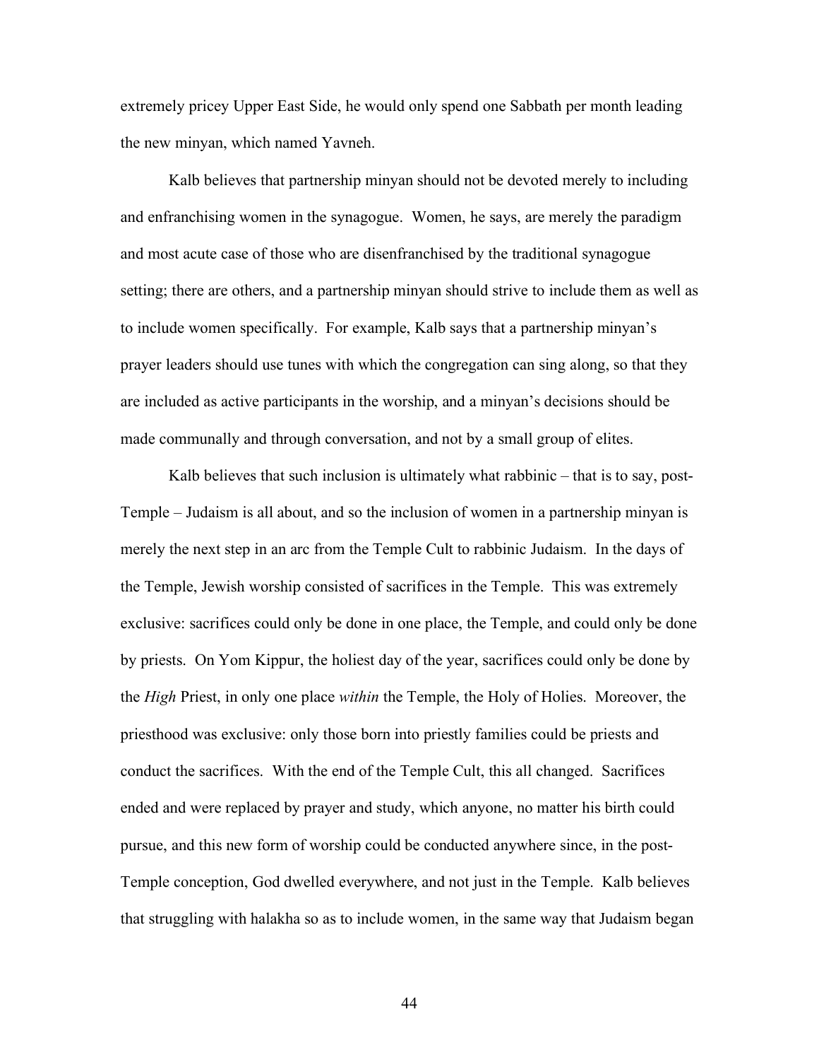extremely pricey Upper East Side, he would only spend one Sabbath per month leading the new minyan, which named Yavneh.

Kalb believes that partnership minyan should not be devoted merely to including and enfranchising women in the synagogue. Women, he says, are merely the paradigm and most acute case of those who are disenfranchised by the traditional synagogue setting; there are others, and a partnership minyan should strive to include them as well as to include women specifically. For example, Kalb says that a partnership minyan's prayer leaders should use tunes with which the congregation can sing along, so that they are included as active participants in the worship, and a minyan's decisions should be made communally and through conversation, and not by a small group of elites.

Kalb believes that such inclusion is ultimately what rabbinic – that is to say, post-Temple – Judaism is all about, and so the inclusion of women in a partnership minyan is merely the next step in an arc from the Temple Cult to rabbinic Judaism. In the days of the Temple, Jewish worship consisted of sacrifices in the Temple. This was extremely exclusive: sacrifices could only be done in one place, the Temple, and could only be done by priests. On Yom Kippur, the holiest day of the year, sacrifices could only be done by the *High* Priest, in only one place *within* the Temple, the Holy of Holies. Moreover, the priesthood was exclusive: only those born into priestly families could be priests and conduct the sacrifices. With the end of the Temple Cult, this all changed. Sacrifices ended and were replaced by prayer and study, which anyone, no matter his birth could pursue, and this new form of worship could be conducted anywhere since, in the post-Temple conception, God dwelled everywhere, and not just in the Temple. Kalb believes that struggling with halakha so as to include women, in the same way that Judaism began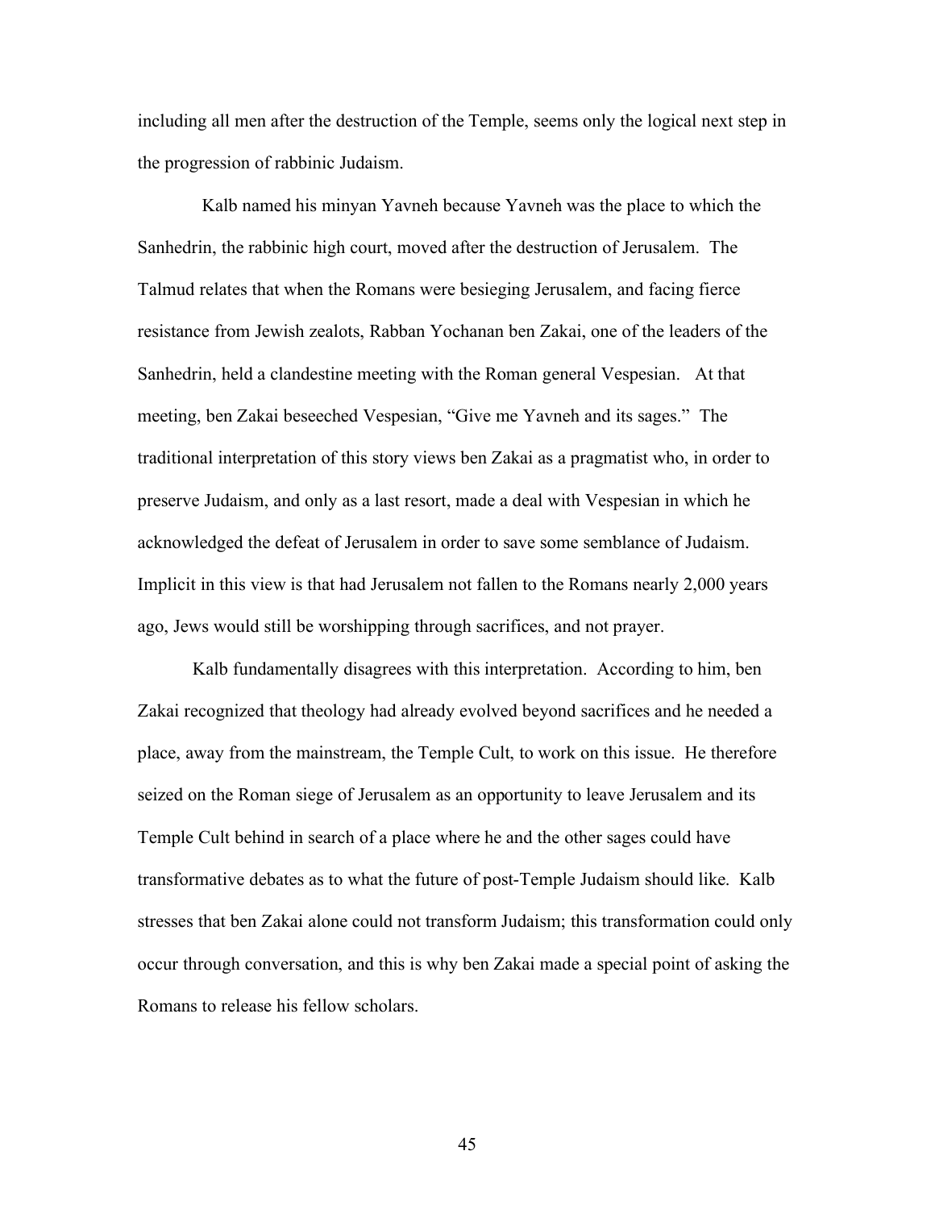including all men after the destruction of the Temple, seems only the logical next step in the progression of rabbinic Judaism.

Kalb named his minyan Yavneh because Yavneh was the place to which the Sanhedrin, the rabbinic high court, moved after the destruction of Jerusalem. The Talmud relates that when the Romans were besieging Jerusalem, and facing fierce resistance from Jewish zealots, Rabban Yochanan ben Zakai, one of the leaders of the Sanhedrin, held a clandestine meeting with the Roman general Vespesian. At that meeting, ben Zakai beseeched Vespesian, "Give me Yavneh and its sages." The traditional interpretation of this story views ben Zakai as a pragmatist who, in order to preserve Judaism, and only as a last resort, made a deal with Vespesian in which he acknowledged the defeat of Jerusalem in order to save some semblance of Judaism. Implicit in this view is that had Jerusalem not fallen to the Romans nearly 2,000 years ago, Jews would still be worshipping through sacrifices, and not prayer.

Kalb fundamentally disagrees with this interpretation. According to him, ben Zakai recognized that theology had already evolved beyond sacrifices and he needed a place, away from the mainstream, the Temple Cult, to work on this issue. He therefore seized on the Roman siege of Jerusalem as an opportunity to leave Jerusalem and its Temple Cult behind in search of a place where he and the other sages could have transformative debates as to what the future of post-Temple Judaism should like. Kalb stresses that ben Zakai alone could not transform Judaism; this transformation could only occur through conversation, and this is why ben Zakai made a special point of asking the Romans to release his fellow scholars.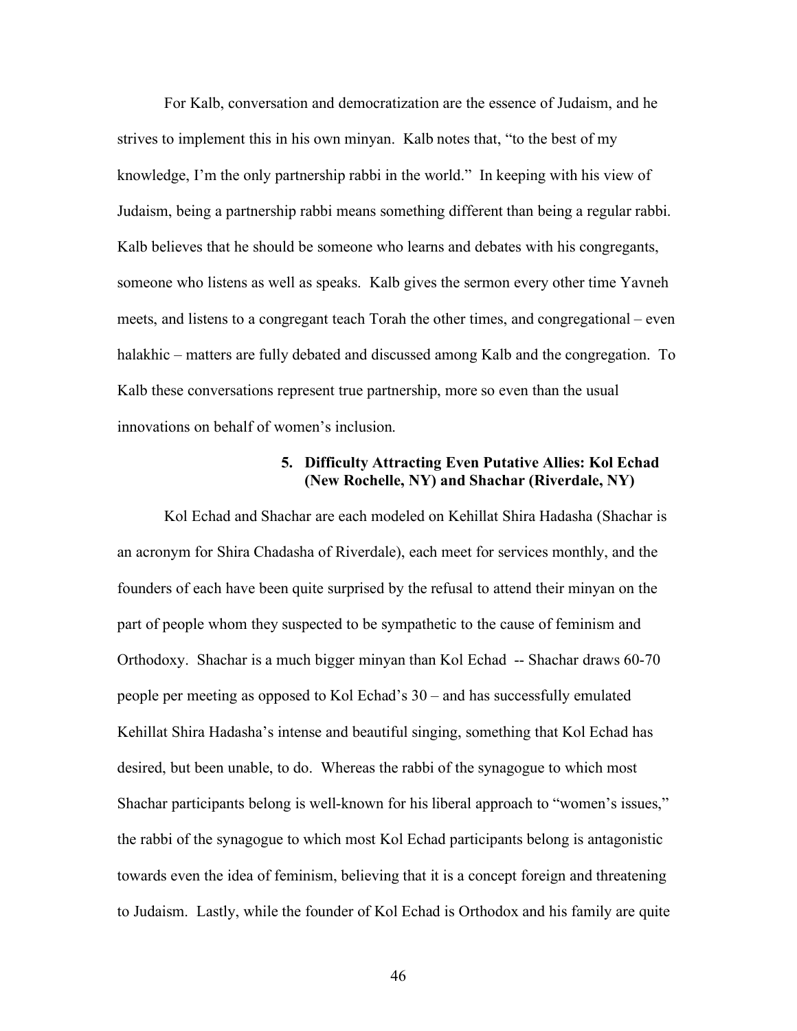For Kalb, conversation and democratization are the essence of Judaism, and he strives to implement this in his own minyan. Kalb notes that, "to the best of my knowledge, I'm the only partnership rabbi in the world." In keeping with his view of Judaism, being a partnership rabbi means something different than being a regular rabbi. Kalb believes that he should be someone who learns and debates with his congregants, someone who listens as well as speaks. Kalb gives the sermon every other time Yavneh meets, and listens to a congregant teach Torah the other times, and congregational – even halakhic – matters are fully debated and discussed among Kalb and the congregation. To Kalb these conversations represent true partnership, more so even than the usual innovations on behalf of women's inclusion.

### 5. Difficulty Attracting Even Putative Allies: Kol Echad (New Rochelle, NY) and Shachar (Riverdale, NY)

Kol Echad and Shachar are each modeled on Kehillat Shira Hadasha (Shachar is an acronym for Shira Chadasha of Riverdale), each meet for services monthly, and the founders of each have been quite surprised by the refusal to attend their minyan on the part of people whom they suspected to be sympathetic to the cause of feminism and Orthodoxy. Shachar is a much bigger minyan than Kol Echad -- Shachar draws 60-70 people per meeting as opposed to Kol Echad's 30 – and has successfully emulated Kehillat Shira Hadasha's intense and beautiful singing, something that Kol Echad has desired, but been unable, to do. Whereas the rabbi of the synagogue to which most Shachar participants belong is well-known for his liberal approach to "women's issues," the rabbi of the synagogue to which most Kol Echad participants belong is antagonistic towards even the idea of feminism, believing that it is a concept foreign and threatening to Judaism. Lastly, while the founder of Kol Echad is Orthodox and his family are quite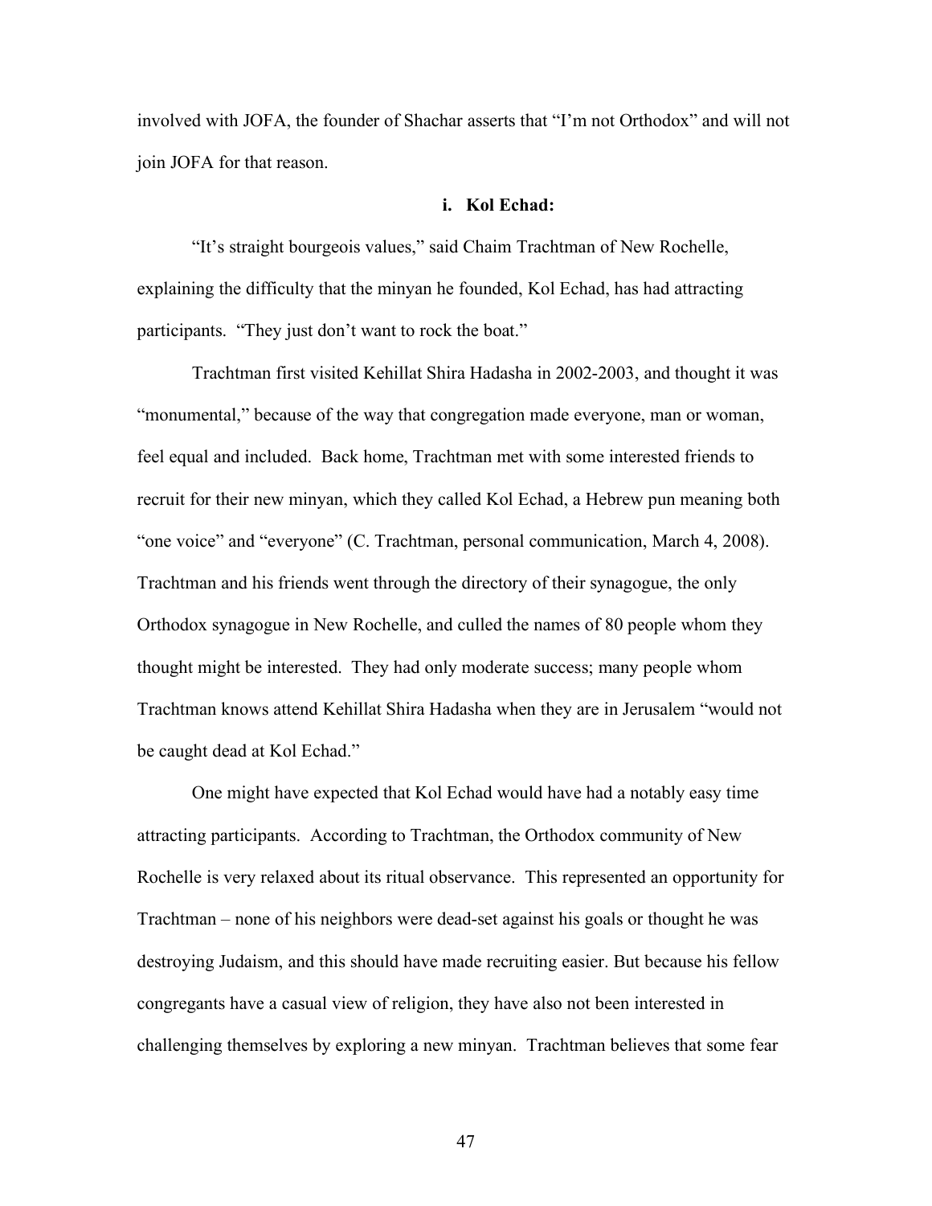involved with JOFA, the founder of Shachar asserts that "I'm not Orthodox" and will not join JOFA for that reason.

### i. Kol Echad:

"It's straight bourgeois values," said Chaim Trachtman of New Rochelle, explaining the difficulty that the minyan he founded, Kol Echad, has had attracting participants. "They just don't want to rock the boat."

Trachtman first visited Kehillat Shira Hadasha in 2002-2003, and thought it was "monumental," because of the way that congregation made everyone, man or woman, feel equal and included. Back home, Trachtman met with some interested friends to recruit for their new minyan, which they called Kol Echad, a Hebrew pun meaning both "one voice" and "everyone" (C. Trachtman, personal communication, March 4, 2008). Trachtman and his friends went through the directory of their synagogue, the only Orthodox synagogue in New Rochelle, and culled the names of 80 people whom they thought might be interested. They had only moderate success; many people whom Trachtman knows attend Kehillat Shira Hadasha when they are in Jerusalem "would not be caught dead at Kol Echad."

One might have expected that Kol Echad would have had a notably easy time attracting participants. According to Trachtman, the Orthodox community of New Rochelle is very relaxed about its ritual observance. This represented an opportunity for Trachtman – none of his neighbors were dead-set against his goals or thought he was destroying Judaism, and this should have made recruiting easier. But because his fellow congregants have a casual view of religion, they have also not been interested in challenging themselves by exploring a new minyan. Trachtman believes that some fear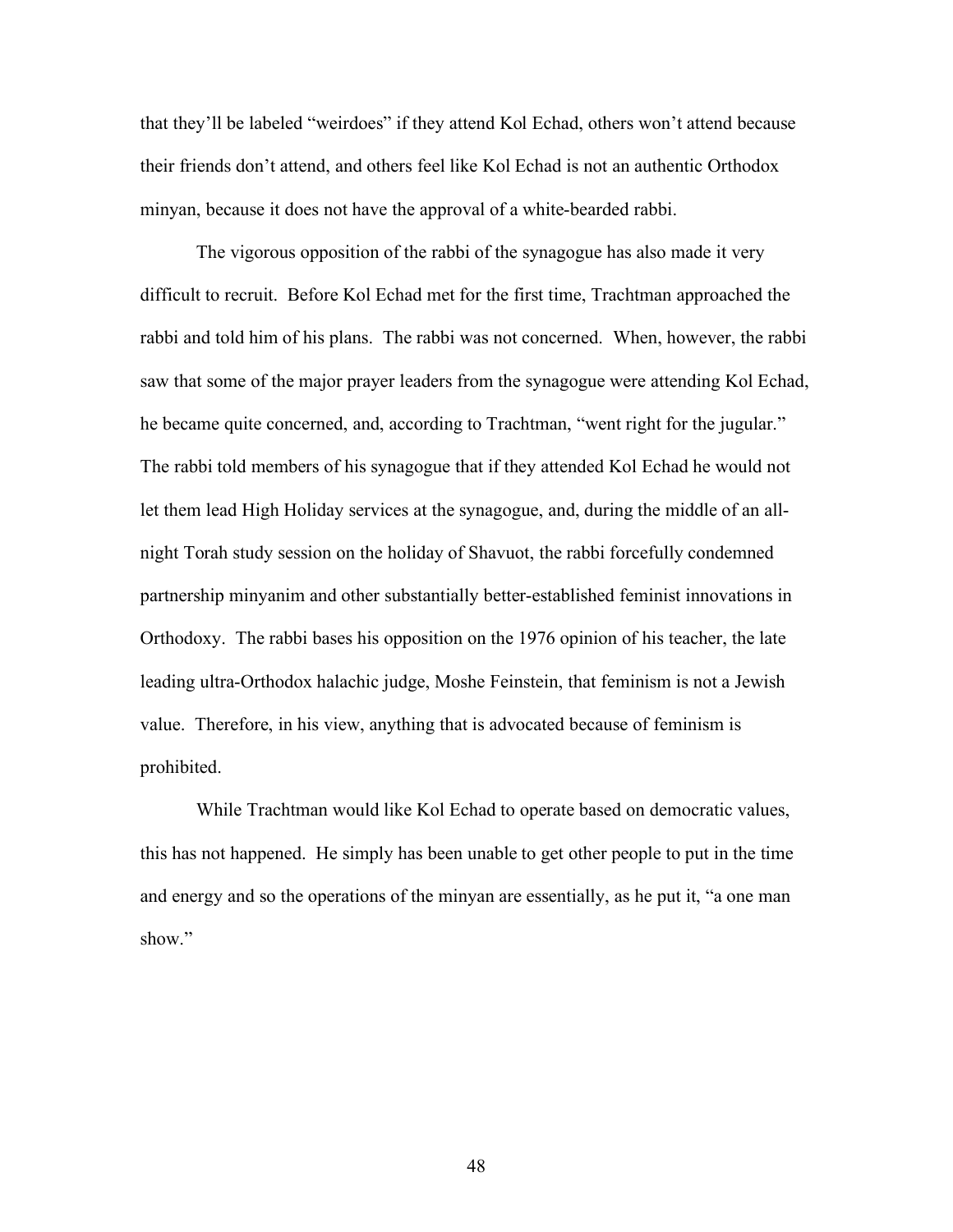that they'll be labeled "weirdoes" if they attend Kol Echad, others won't attend because their friends don't attend, and others feel like Kol Echad is not an authentic Orthodox minyan, because it does not have the approval of a white-bearded rabbi.

The vigorous opposition of the rabbi of the synagogue has also made it very difficult to recruit. Before Kol Echad met for the first time, Trachtman approached the rabbi and told him of his plans. The rabbi was not concerned. When, however, the rabbi saw that some of the major prayer leaders from the synagogue were attending Kol Echad, he became quite concerned, and, according to Trachtman, "went right for the jugular." The rabbi told members of his synagogue that if they attended Kol Echad he would not let them lead High Holiday services at the synagogue, and, during the middle of an all-night Torah study session on the holiday of Shavuot, the rabbi forcefully condemned partnership minyanim and other substantially better-established feminist innovations in Orthodoxy. The rabbi bases his opposition on the 1976 opinion of his teacher, the late leading ultra-Orthodox halachic judge, Moshe Feinstein, that feminism is not a Jewish value. Therefore, in his view, anything that is advocated because of feminism is prohibited.

While Trachtman would like Kol Echad to operate based on democratic values, this has not happened. He simply has been unable to get other people to put in the time and energy and so the operations of the minyan are essentially, as he put it, "a one man show."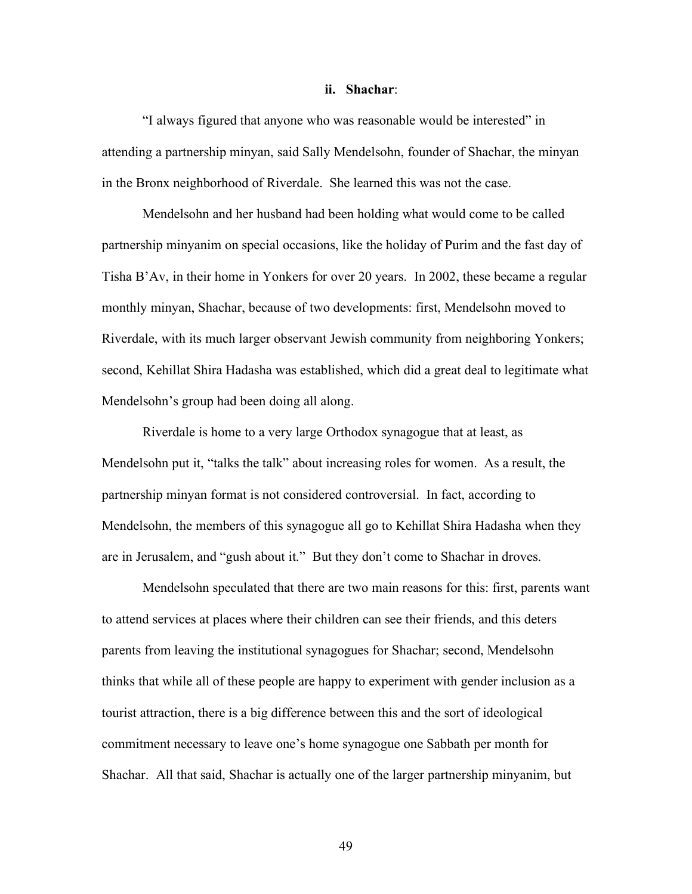#### ii. **Shachar**:

"I always figured that anyone who was reasonable would be interested" in attending a partnership minyan, said Sally Mendelsohn, founder of Shachar, the minyan in the Bronx neighborhood of Riverdale. She learned this was not the case.

Mendelsohn and her husband had been holding what would come to be called partnership minyanim on special occasions, like the holiday of Purim and the fast day of Tisha B'Av, in their home in Yonkers for over 20 years. In 2002, these became a regular monthly minyan, Shachar, because of two developments: first, Mendelsohn moved to Riverdale, with its much larger observant Jewish community from neighboring Yonkers; second, Kehillat Shira Hadasha was established, which did a great deal to legitimate what Mendelsohn's group had been doing all along.

Riverdale is home to a very large Orthodox synagogue that at least, as Mendelsohn put it, "talks the talk" about increasing roles for women. As a result, the partnership minyan format is not considered controversial. In fact, according to Mendelsohn, the members of this synagogue all go to Kehillat Shira Hadasha when they are in Jerusalem, and "gush about it." But they don't come to Shachar in droves.

Mendelsohn speculated that there are two main reasons for this: first, parents want to attend services at places where their children can see their friends, and this deters parents from leaving the institutional synagogues for Shachar; second, Mendelsohn thinks that while all of these people are happy to experiment with gender inclusion as a tourist attraction, there is a big difference between this and the sort of ideological commitment necessary to leave one's home synagogue one Sabbath per month for Shachar. All that said, Shachar is actually one of the larger partnership minyanim, but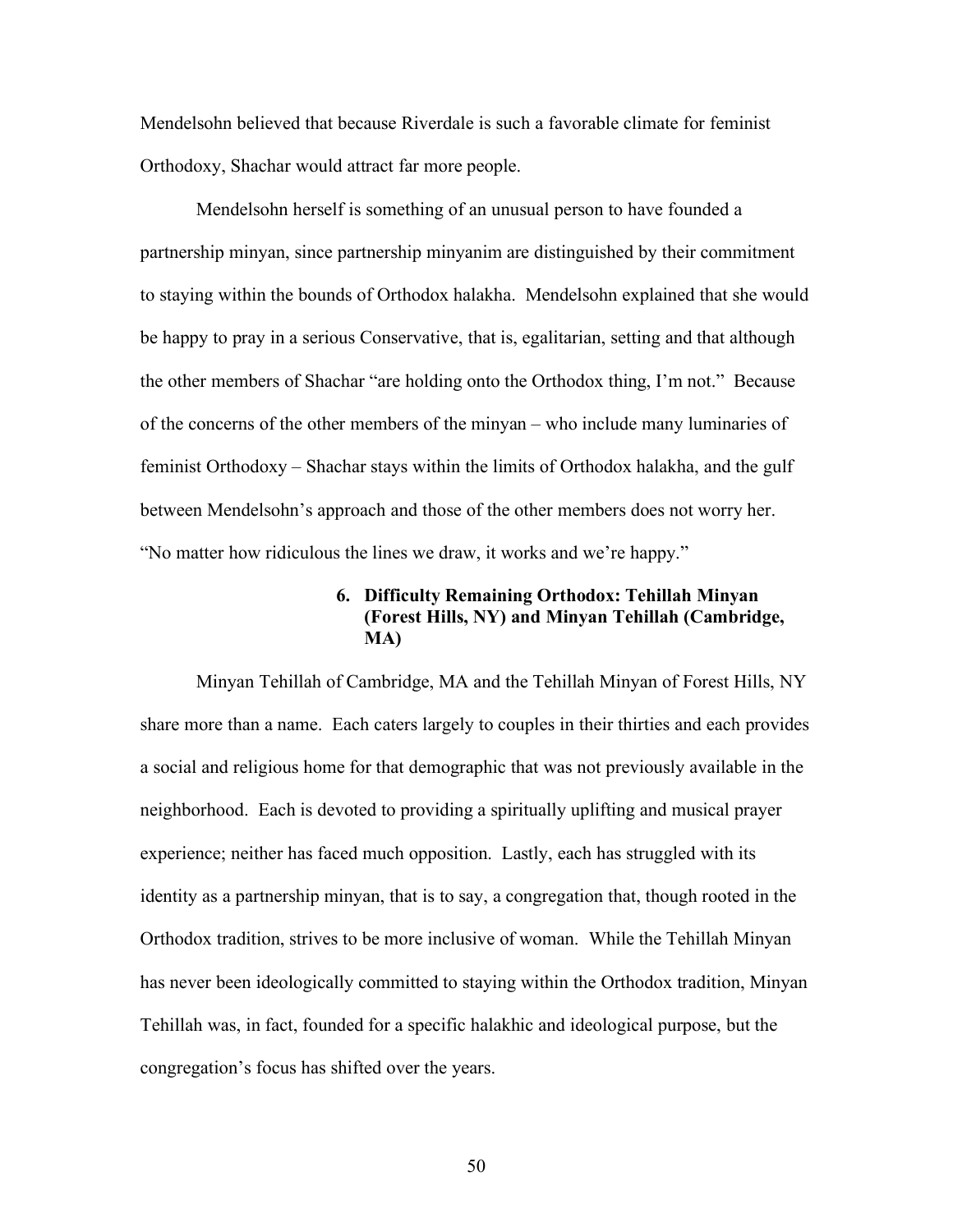Mendelsohn believed that because Riverdale is such a favorable climate for feminist Orthodoxy, Shachar would attract far more people.

Mendelsohn herself is something of an unusual person to have founded a partnership minyan, since partnership minyanim are distinguished by their commitment to staying within the bounds of Orthodox halakha. Mendelsohn explained that she would be happy to pray in a serious Conservative, that is, egalitarian, setting and that although the other members of Shachar "are holding onto the Orthodox thing, I'm not." Because of the concerns of the other members of the minyan – who include many luminaries of feminist Orthodoxy – Shachar stays within the limits of Orthodox halakha, and the gulf between Mendelsohn's approach and those of the other members does not worry her. "No matter how ridiculous the lines we draw, it works and we're happy."

### 6. Difficulty Remaining Orthodox: Tehillah Minyan (Forest Hills, NY) and Minyan Tehillah (Cambridge, MA)

Minyan Tehillah of Cambridge, MA and the Tehillah Minyan of Forest Hills, NY share more than a name. Each caters largely to couples in their thirties and each provides a social and religious home for that demographic that was not previously available in the neighborhood. Each is devoted to providing a spiritually uplifting and musical prayer experience; neither has faced much opposition. Lastly, each has struggled with its identity as a partnership minyan, that is to say, a congregation that, though rooted in the Orthodox tradition, strives to be more inclusive of woman. While the Tehillah Minyan has never been ideologically committed to staying within the Orthodox tradition, Minyan Tehillah was, in fact, founded for a specific halakhic and ideological purpose, but the congregation's focus has shifted over the years.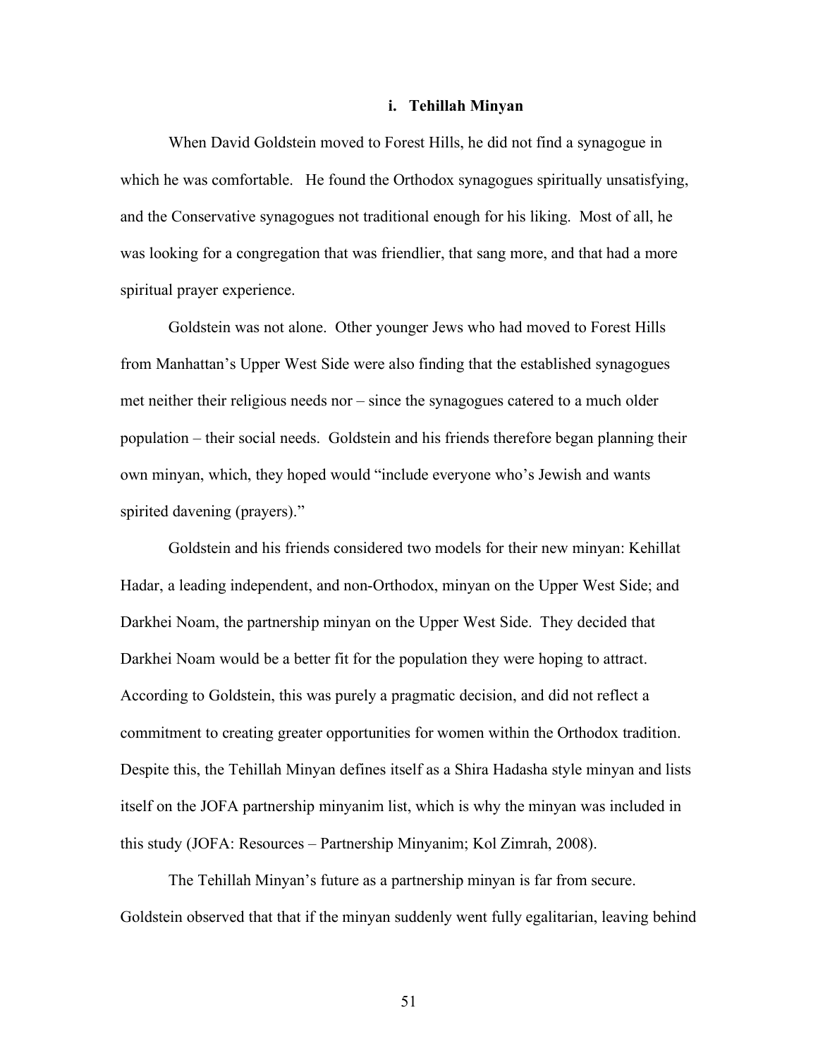### i. Tehillah Minyan

When David Goldstein moved to Forest Hills, he did not find a synagogue in which he was comfortable. He found the Orthodox synagogues spiritually unsatisfying, and the Conservative synagogues not traditional enough for his liking. Most of all, he was looking for a congregation that was friendlier, that sang more, and that had a more spiritual prayer experience.

Goldstein was not alone. Other younger Jews who had moved to Forest Hills from Manhattan's Upper West Side were also finding that the established synagogues met neither their religious needs nor – since the synagogues catered to a much older population – their social needs. Goldstein and his friends therefore began planning their own minyan, which, they hoped would "include everyone who's Jewish and wants spirited davening (prayers)."

Goldstein and his friends considered two models for their new minyan: Kehillat Hadar, a leading independent, and non-Orthodox, minyan on the Upper West Side; and Darkhei Noam, the partnership minyan on the Upper West Side. They decided that Darkhei Noam would be a better fit for the population they were hoping to attract. According to Goldstein, this was purely a pragmatic decision, and did not reflect a commitment to creating greater opportunities for women within the Orthodox tradition. Despite this, the Tehillah Minyan defines itself as a Shira Hadasha style minyan and lists itself on the JOFA partnership minyanim list, which is why the minyan was included in this study (JOFA: Resources – Partnership Minyanim; Kol Zimrah, 2008).

The Tehillah Minyan's future as a partnership minyan is far from secure. Goldstein observed that that if the minyan suddenly went fully egalitarian, leaving behind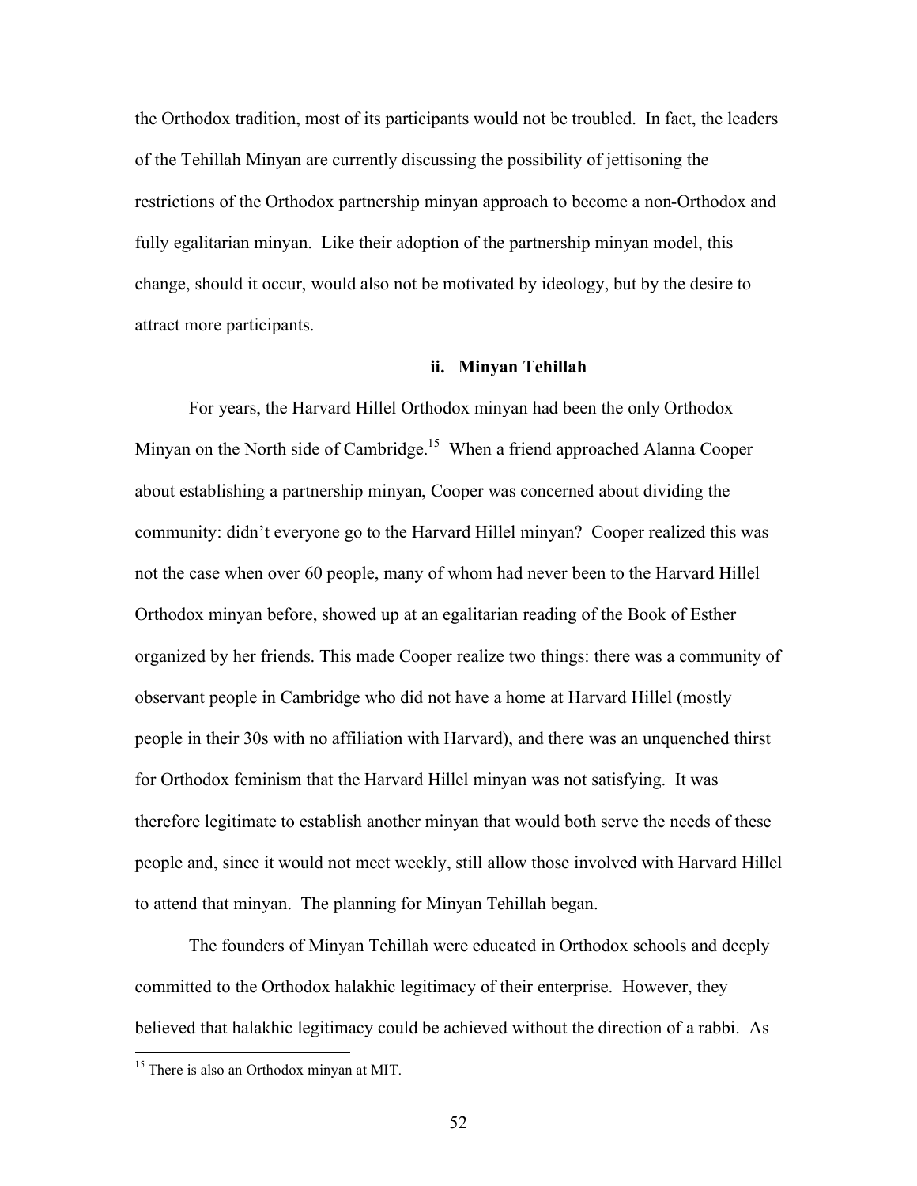the Orthodox tradition, most of its participants would not be troubled. In fact, the leaders of the Tehillah Minyan are currently discussing the possibility of jettisoning the restrictions of the Orthodox partnership minyan approach to become a non-Orthodox and fully egalitarian minyan. Like their adoption of the partnership minyan model, this change, should it occur, would also not be motivated by ideology, but by the desire to attract more participants.

### ii. Minyan Tehillah

For years, the Harvard Hillel Orthodox minyan had been the only Orthodox Minyan on the North side of Cambridge.[15] When a friend approached Alanna Cooper about establishing a partnership minyan, Cooper was concerned about dividing the community: didn't everyone go to the Harvard Hillel minyan? Cooper realized this was not the case when over 60 people, many of whom had never been to the Harvard Hillel Orthodox minyan before, showed up at an egalitarian reading of the Book of Esther organized by her friends. This made Cooper realize two things: there was a community of observant people in Cambridge who did not have a home at Harvard Hillel (mostly people in their 30s with no affiliation with Harvard), and there was an unquenched thirst for Orthodox feminism that the Harvard Hillel minyan was not satisfying. It was therefore legitimate to establish another minyan that would both serve the needs of these people and, since it would not meet weekly, still allow those involved with Harvard Hillel to attend that minyan. The planning for Minyan Tehillah began.

The founders of Minyan Tehillah were educated in Orthodox schools and deeply committed to the Orthodox halakhic legitimacy of their enterprise. However, they believed that halakhic legitimacy could be achieved without the direction of a rabbi. As

[15] There is also an Orthodox minyan at MIT.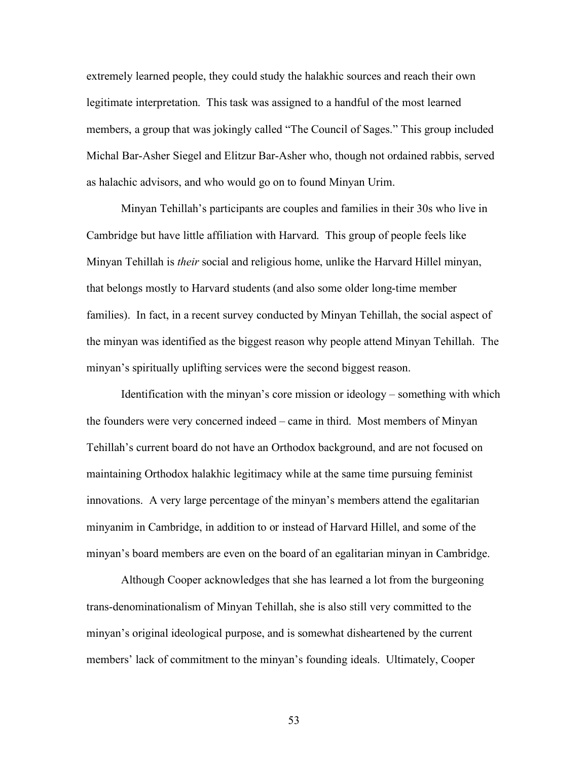extremely learned people, they could study the halakhic sources and reach their own legitimate interpretation. This task was assigned to a handful of the most learned members, a group that was jokingly called "The Council of Sages." This group included Michal Bar-Asher Siegel and Elitzur Bar-Asher who, though not ordained rabbis, served as halachic advisors, and who would go on to found Minyan Urim.

Minyan Tehillah's participants are couples and families in their 30s who live in Cambridge but have little affiliation with Harvard. This group of people feels like Minyan Tehillah is *their* social and religious home, unlike the Harvard Hillel minyan, that belongs mostly to Harvard students (and also some older long-time member families). In fact, in a recent survey conducted by Minyan Tehillah, the social aspect of the minyan was identified as the biggest reason why people attend Minyan Tehillah. The minyan's spiritually uplifting services were the second biggest reason.

Identification with the minyan's core mission or ideology – something with which the founders were very concerned indeed – came in third. Most members of Minyan Tehillah's current board do not have an Orthodox background, and are not focused on maintaining Orthodox halakhic legitimacy while at the same time pursuing feminist innovations. A very large percentage of the minyan's members attend the egalitarian minyanim in Cambridge, in addition to or instead of Harvard Hillel, and some of the minyan's board members are even on the board of an egalitarian minyan in Cambridge.

Although Cooper acknowledges that she has learned a lot from the burgeoning trans-denominationalism of Minyan Tehillah, she is also still very committed to the minyan's original ideological purpose, and is somewhat disheartened by the current members' lack of commitment to the minyan's founding ideals. Ultimately, Cooper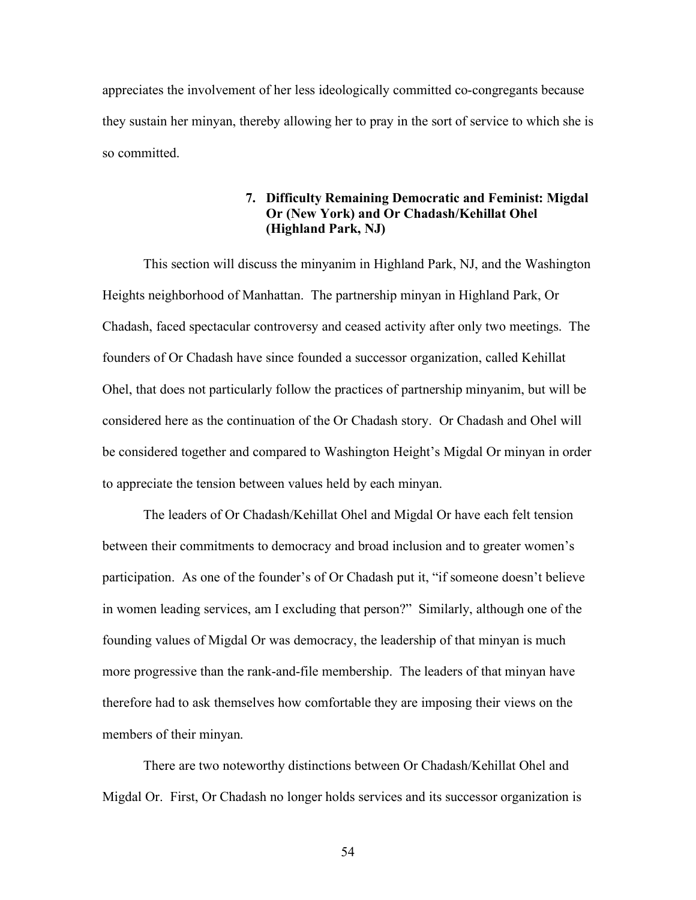appreciates the involvement of her less ideologically committed co-congregants because they sustain her minyan, thereby allowing her to pray in the sort of service to which she is so committed.

#### 7. Difficulty Remaining Democratic and Feminist: Migdal Or (New York) and Or Chadash/Kehillat Ohel (Highland Park, NJ)

This section will discuss the minyanim in Highland Park, NJ, and the Washington Heights neighborhood of Manhattan. The partnership minyan in Highland Park, Or Chadash, faced spectacular controversy and ceased activity after only two meetings. The founders of Or Chadash have since founded a successor organization, called Kehillat Ohel, that does not particularly follow the practices of partnership minyanim, but will be considered here as the continuation of the Or Chadash story. Or Chadash and Ohel will be considered together and compared to Washington Height's Migdal Or minyan in order to appreciate the tension between values held by each minyan.

The leaders of Or Chadash/Kehillat Ohel and Migdal Or have each felt tension between their commitments to democracy and broad inclusion and to greater women's participation. As one of the founder's of Or Chadash put it, "if someone doesn't believe in women leading services, am I excluding that person?" Similarly, although one of the founding values of Migdal Or was democracy, the leadership of that minyan is much more progressive than the rank-and-file membership. The leaders of that minyan have therefore had to ask themselves how comfortable they are imposing their views on the members of their minyan.

There are two noteworthy distinctions between Or Chadash/Kehillat Ohel and Migdal Or. First, Or Chadash no longer holds services and its successor organization is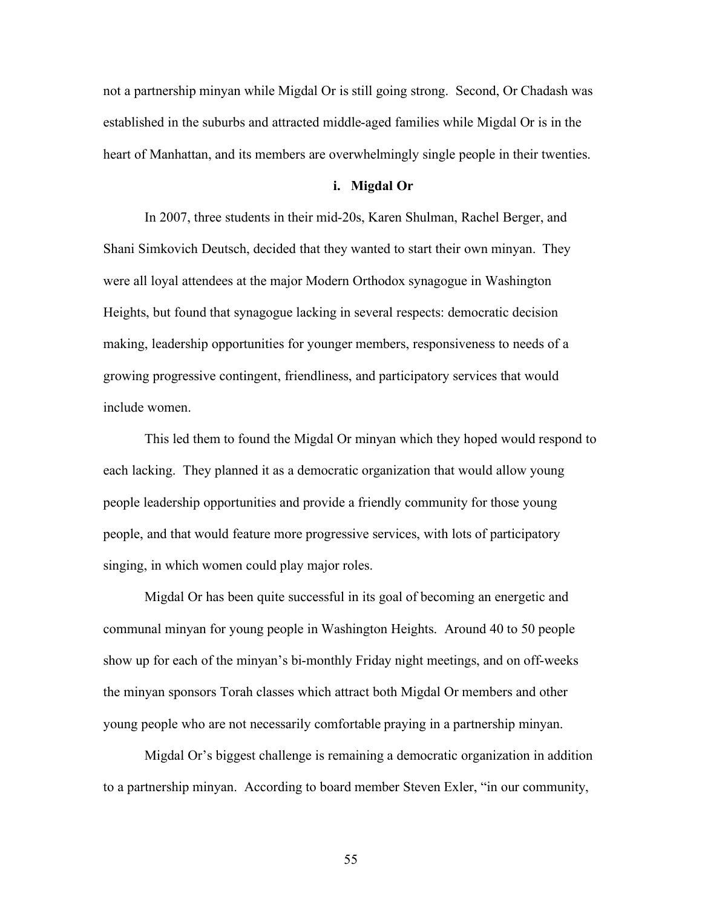not a partnership minyan while Migdal Or is still going strong. Second, Or Chadash was established in the suburbs and attracted middle-aged families while Migdal Or is in the heart of Manhattan, and its members are overwhelmingly single people in their twenties.

#### i. Migdal Or

In 2007, three students in their mid-20s, Karen Shulman, Rachel Berger, and Shani Simkovich Deutsch, decided that they wanted to start their own minyan. They were all loyal attendees at the major Modern Orthodox synagogue in Washington Heights, but found that synagogue lacking in several respects: democratic decision making, leadership opportunities for younger members, responsiveness to needs of a growing progressive contingent, friendliness, and participatory services that would include women.

This led them to found the Migdal Or minyan which they hoped would respond to each lacking. They planned it as a democratic organization that would allow young people leadership opportunities and provide a friendly community for those young people, and that would feature more progressive services, with lots of participatory singing, in which women could play major roles.

Migdal Or has been quite successful in its goal of becoming an energetic and communal minyan for young people in Washington Heights. Around 40 to 50 people show up for each of the minyan's bi-monthly Friday night meetings, and on off-weeks the minyan sponsors Torah classes which attract both Migdal Or members and other young people who are not necessarily comfortable praying in a partnership minyan.

Migdal Or's biggest challenge is remaining a democratic organization in addition to a partnership minyan. According to board member Steven Exler, "in our community,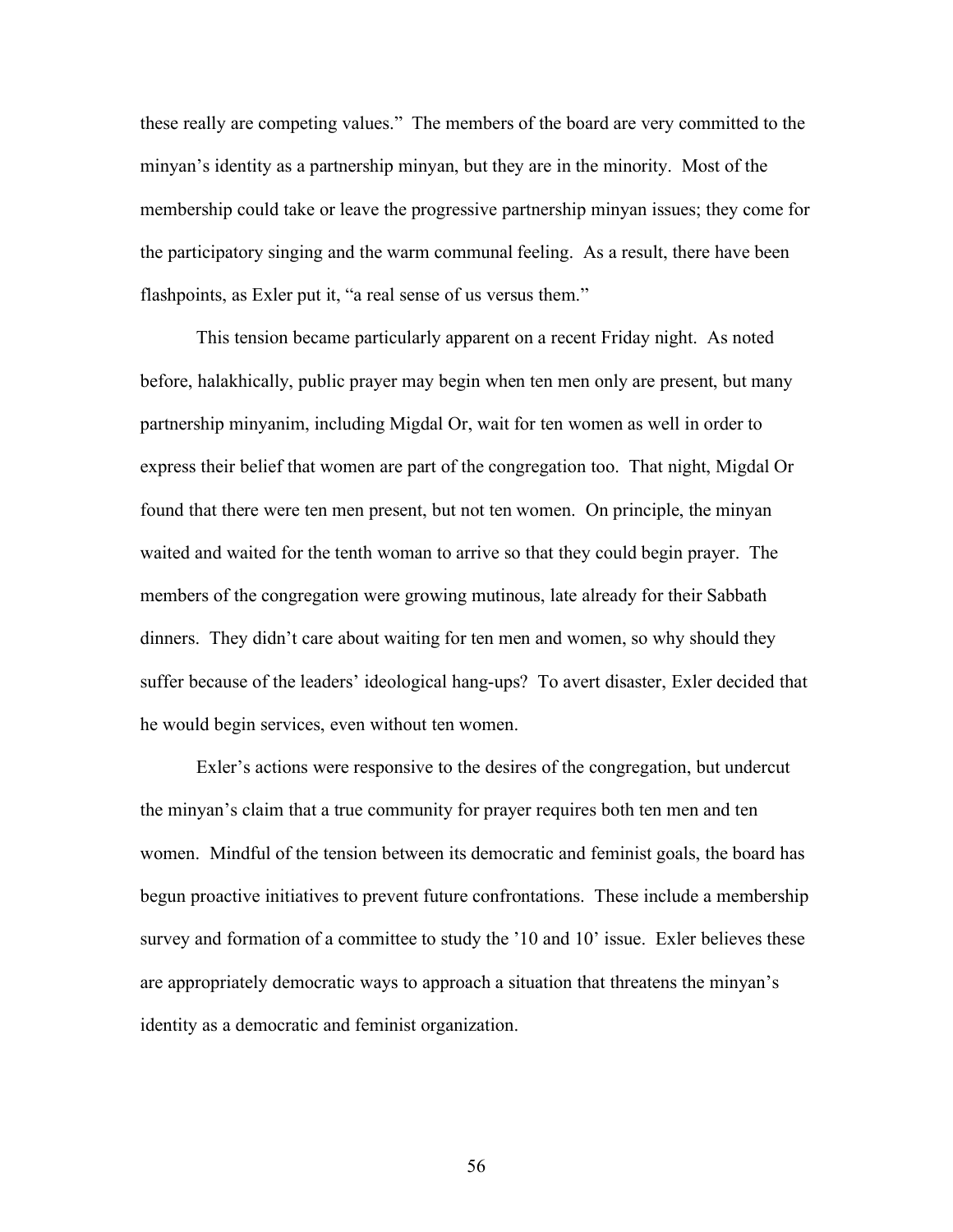these really are competing values." The members of the board are very committed to the minyan's identity as a partnership minyan, but they are in the minority. Most of the membership could take or leave the progressive partnership minyan issues; they come for the participatory singing and the warm communal feeling. As a result, there have been flashpoints, as Exler put it, "a real sense of us versus them."

This tension became particularly apparent on a recent Friday night. As noted before, halakhically, public prayer may begin when ten men only are present, but many partnership minyanim, including Migdal Or, wait for ten women as well in order to express their belief that women are part of the congregation too. That night, Migdal Or found that there were ten men present, but not ten women. On principle, the minyan waited and waited for the tenth woman to arrive so that they could begin prayer. The members of the congregation were growing mutinous, late already for their Sabbath dinners. They didn't care about waiting for ten men and women, so why should they suffer because of the leaders' ideological hang-ups? To avert disaster, Exler decided that he would begin services, even without ten women.

Exler's actions were responsive to the desires of the congregation, but undercut the minyan's claim that a true community for prayer requires both ten men and ten women. Mindful of the tension between its democratic and feminist goals, the board has begun proactive initiatives to prevent future confrontations. These include a membership survey and formation of a committee to study the '10 and 10' issue. Exler believes these are appropriately democratic ways to approach a situation that threatens the minyan's identity as a democratic and feminist organization.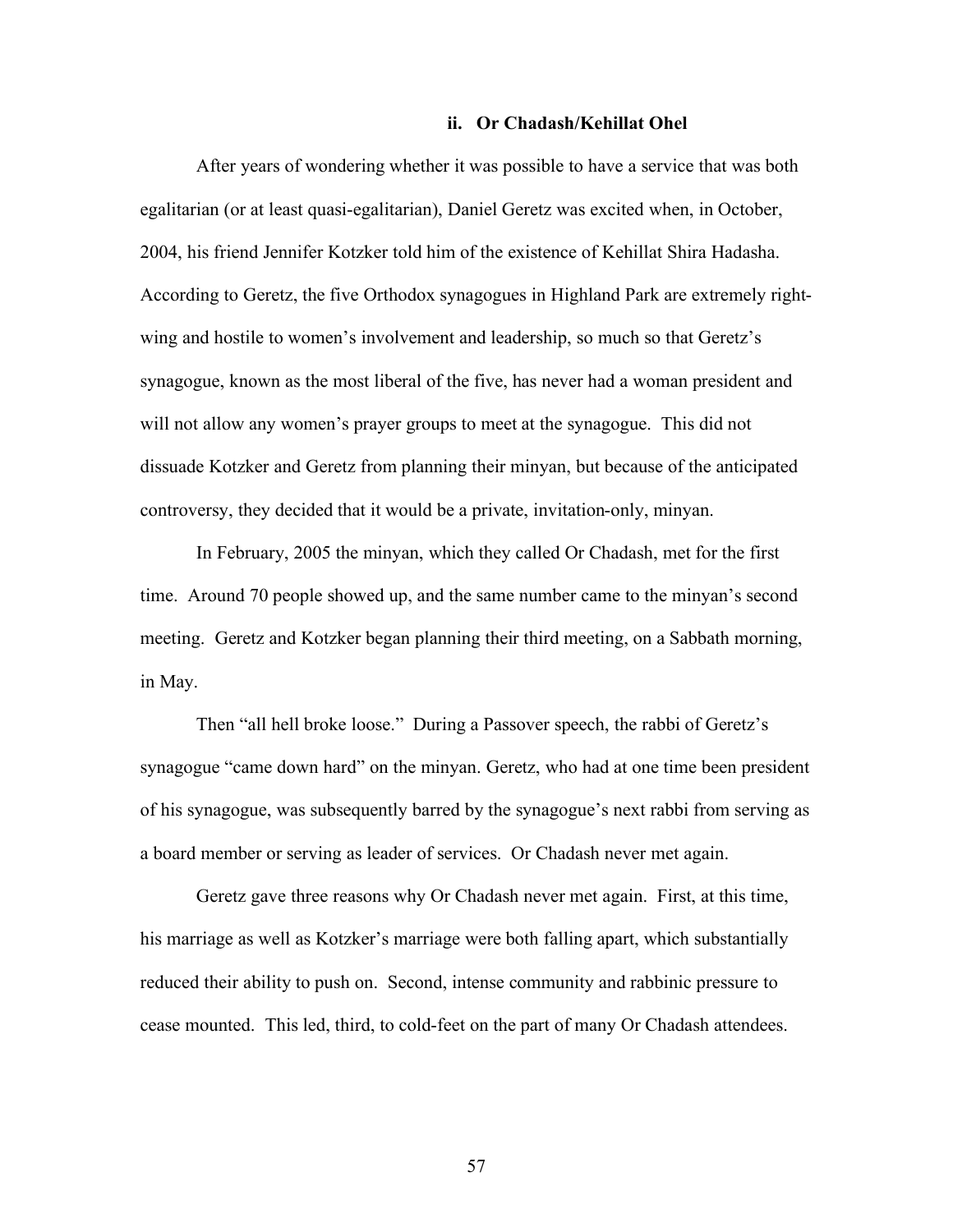### ii. Or Chadash/Kehillat Ohel

After years of wondering whether it was possible to have a service that was both egalitarian (or at least quasi-egalitarian), Daniel Geretz was excited when, in October, 2004, his friend Jennifer Kotzker told him of the existence of Kehillat Shira Hadasha. According to Geretz, the five Orthodox synagogues in Highland Park are extremely right-wing and hostile to women's involvement and leadership, so much so that Geretz's synagogue, known as the most liberal of the five, has never had a woman president and will not allow any women's prayer groups to meet at the synagogue. This did not dissuade Kotzker and Geretz from planning their minyan, but because of the anticipated controversy, they decided that it would be a private, invitation-only, minyan.

In February, 2005 the minyan, which they called Or Chadash, met for the first time. Around 70 people showed up, and the same number came to the minyan's second meeting. Geretz and Kotzker began planning their third meeting, on a Sabbath morning, in May.

Then "all hell broke loose." During a Passover speech, the rabbi of Geretz's synagogue "came down hard" on the minyan. Geretz, who had at one time been president of his synagogue, was subsequently barred by the synagogue's next rabbi from serving as a board member or serving as leader of services. Or Chadash never met again.

Geretz gave three reasons why Or Chadash never met again. First, at this time, his marriage as well as Kotzker's marriage were both falling apart, which substantially reduced their ability to push on. Second, intense community and rabbinic pressure to cease mounted. This led, third, to cold-feet on the part of many Or Chadash attendees.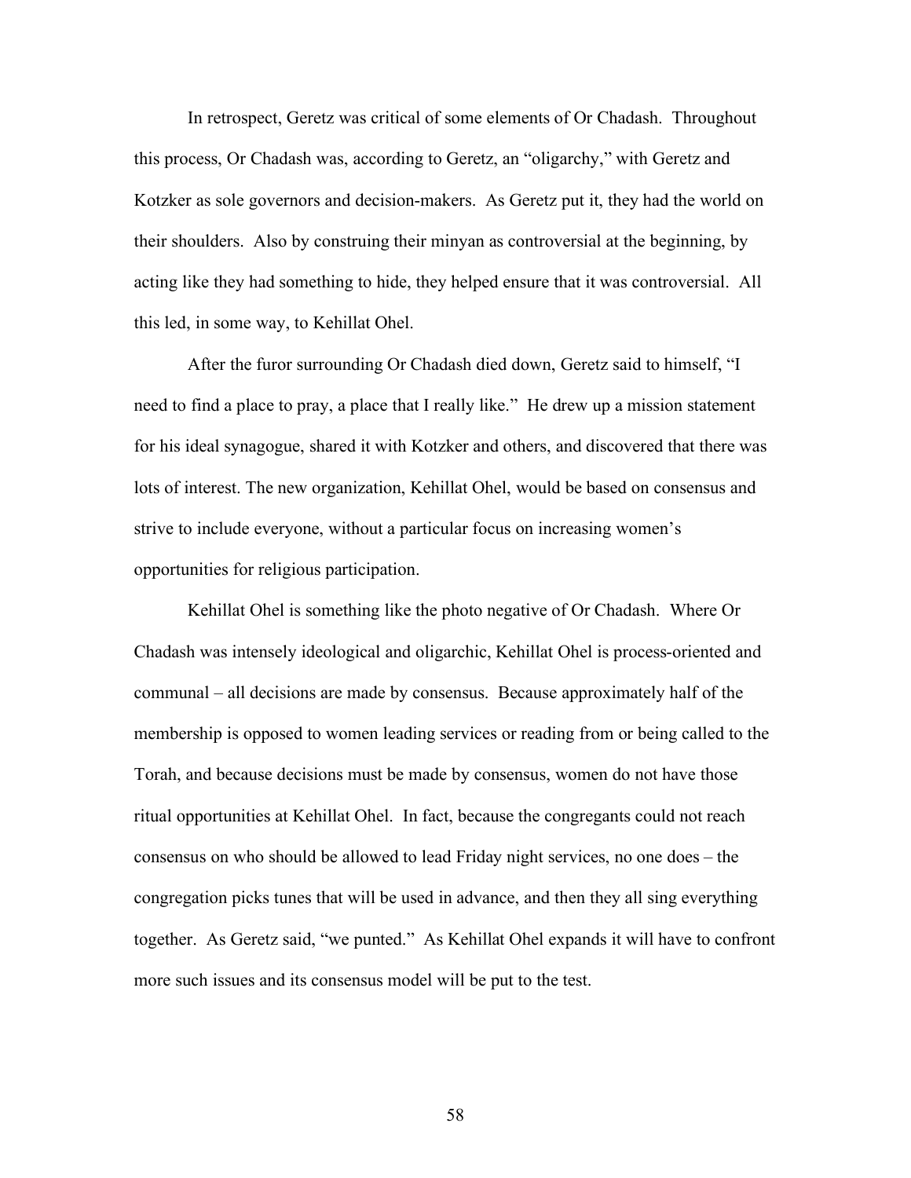In retrospect, Geretz was critical of some elements of Or Chadash. Throughout this process, Or Chadash was, according to Geretz, an "oligarchy," with Geretz and Kotzker as sole governors and decision-makers. As Geretz put it, they had the world on their shoulders. Also by construing their minyan as controversial at the beginning, by acting like they had something to hide, they helped ensure that it was controversial. All this led, in some way, to Kehillat Ohel.

After the furor surrounding Or Chadash died down, Geretz said to himself, "I need to find a place to pray, a place that I really like." He drew up a mission statement for his ideal synagogue, shared it with Kotzker and others, and discovered that there was lots of interest. The new organization, Kehillat Ohel, would be based on consensus and strive to include everyone, without a particular focus on increasing women's opportunities for religious participation.

Kehillat Ohel is something like the photo negative of Or Chadash. Where Or Chadash was intensely ideological and oligarchic, Kehillat Ohel is process-oriented and communal – all decisions are made by consensus. Because approximately half of the membership is opposed to women leading services or reading from or being called to the Torah, and because decisions must be made by consensus, women do not have those ritual opportunities at Kehillat Ohel. In fact, because the congregants could not reach consensus on who should be allowed to lead Friday night services, no one does – the congregation picks tunes that will be used in advance, and then they all sing everything together. As Geretz said, "we punted." As Kehillat Ohel expands it will have to confront more such issues and its consensus model will be put to the test.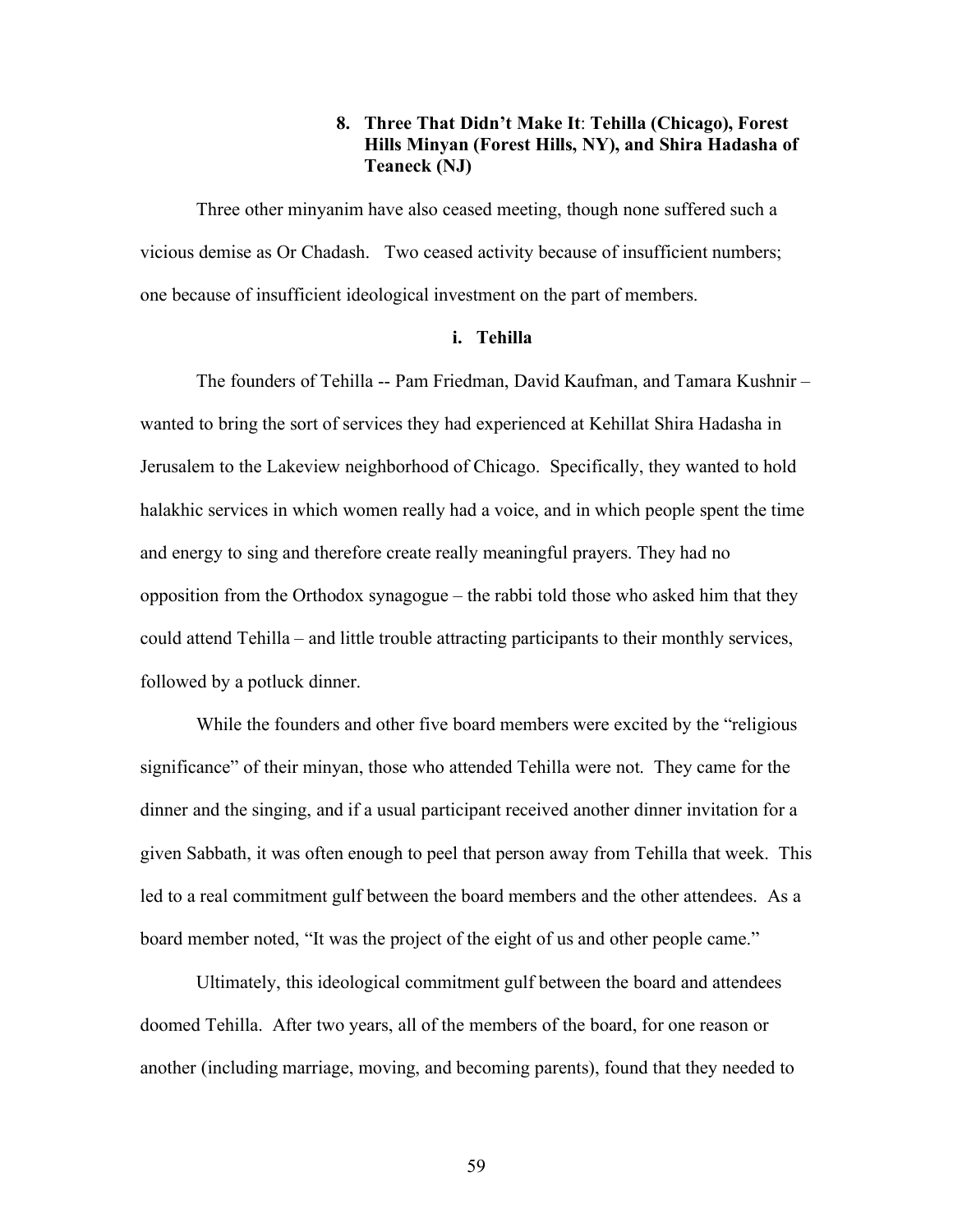### 8. Three That Didn't Make It: Tehilla (Chicago), Forest Hills Minyan (Forest Hills, NY), and Shira Hadasha of Teaneck (NJ)

Three other minyanim have also ceased meeting, though none suffered such a vicious demise as Or Chadash. Two ceased activity because of insufficient numbers; one because of insufficient ideological investment on the part of members.

#### i. Tehilla

The founders of Tehilla -- Pam Friedman, David Kaufman, and Tamara Kushnir – wanted to bring the sort of services they had experienced at Kehillat Shira Hadasha in Jerusalem to the Lakeview neighborhood of Chicago. Specifically, they wanted to hold halakhic services in which women really had a voice, and in which people spent the time and energy to sing and therefore create really meaningful prayers. They had no opposition from the Orthodox synagogue – the rabbi told those who asked him that they could attend Tehilla – and little trouble attracting participants to their monthly services, followed by a potluck dinner.

While the founders and other five board members were excited by the "religious significance" of their minyan, those who attended Tehilla were not. They came for the dinner and the singing, and if a usual participant received another dinner invitation for a given Sabbath, it was often enough to peel that person away from Tehilla that week. This led to a real commitment gulf between the board members and the other attendees. As a board member noted, "It was the project of the eight of us and other people came."

Ultimately, this ideological commitment gulf between the board and attendees doomed Tehilla. After two years, all of the members of the board, for one reason or another (including marriage, moving, and becoming parents), found that they needed to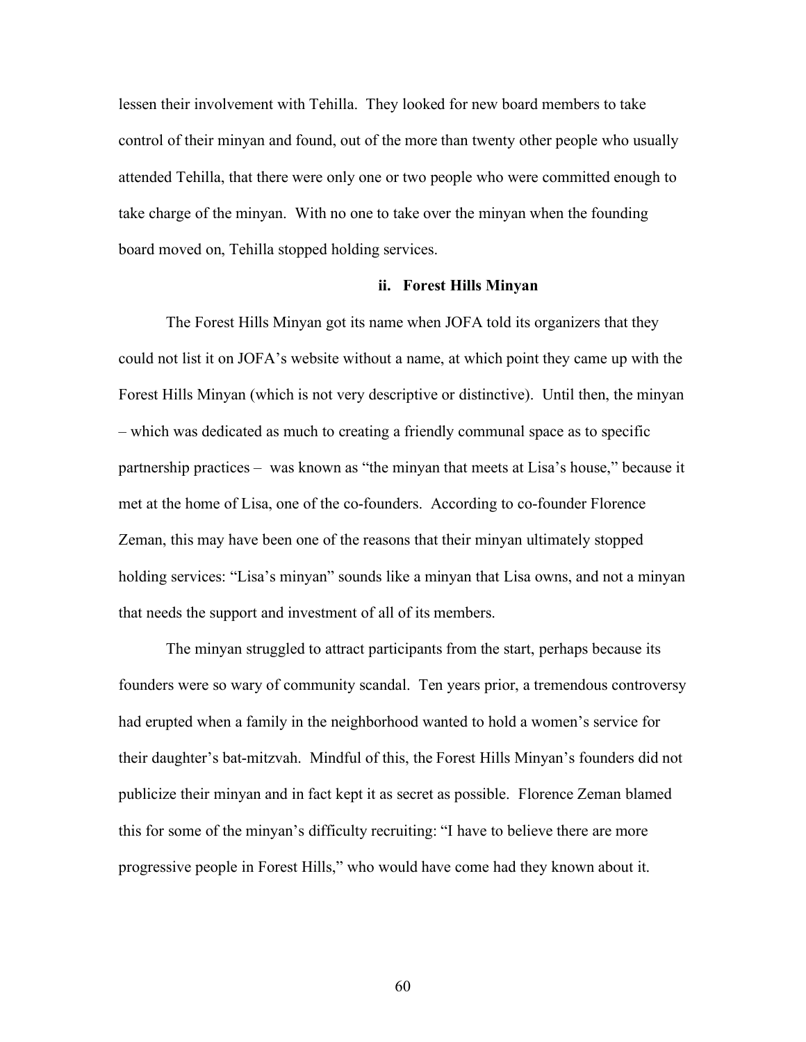lessen their involvement with Tehilla. They looked for new board members to take control of their minyan and found, out of the more than twenty other people who usually attended Tehilla, that there were only one or two people who were committed enough to take charge of the minyan. With no one to take over the minyan when the founding board moved on, Tehilla stopped holding services.

### ii. Forest Hills Minyan

The Forest Hills Minyan got its name when JOFA told its organizers that they could not list it on JOFA's website without a name, at which point they came up with the Forest Hills Minyan (which is not very descriptive or distinctive). Until then, the minyan – which was dedicated as much to creating a friendly communal space as to specific partnership practices – was known as "the minyan that meets at Lisa's house," because it met at the home of Lisa, one of the co-founders. According to co-founder Florence Zeman, this may have been one of the reasons that their minyan ultimately stopped holding services: "Lisa's minyan" sounds like a minyan that Lisa owns, and not a minyan that needs the support and investment of all of its members.

The minyan struggled to attract participants from the start, perhaps because its founders were so wary of community scandal. Ten years prior, a tremendous controversy had erupted when a family in the neighborhood wanted to hold a women's service for their daughter's bat-mitzvah. Mindful of this, the Forest Hills Minyan's founders did not publicize their minyan and in fact kept it as secret as possible. Florence Zeman blamed this for some of the minyan's difficulty recruiting: "I have to believe there are more progressive people in Forest Hills," who would have come had they known about it.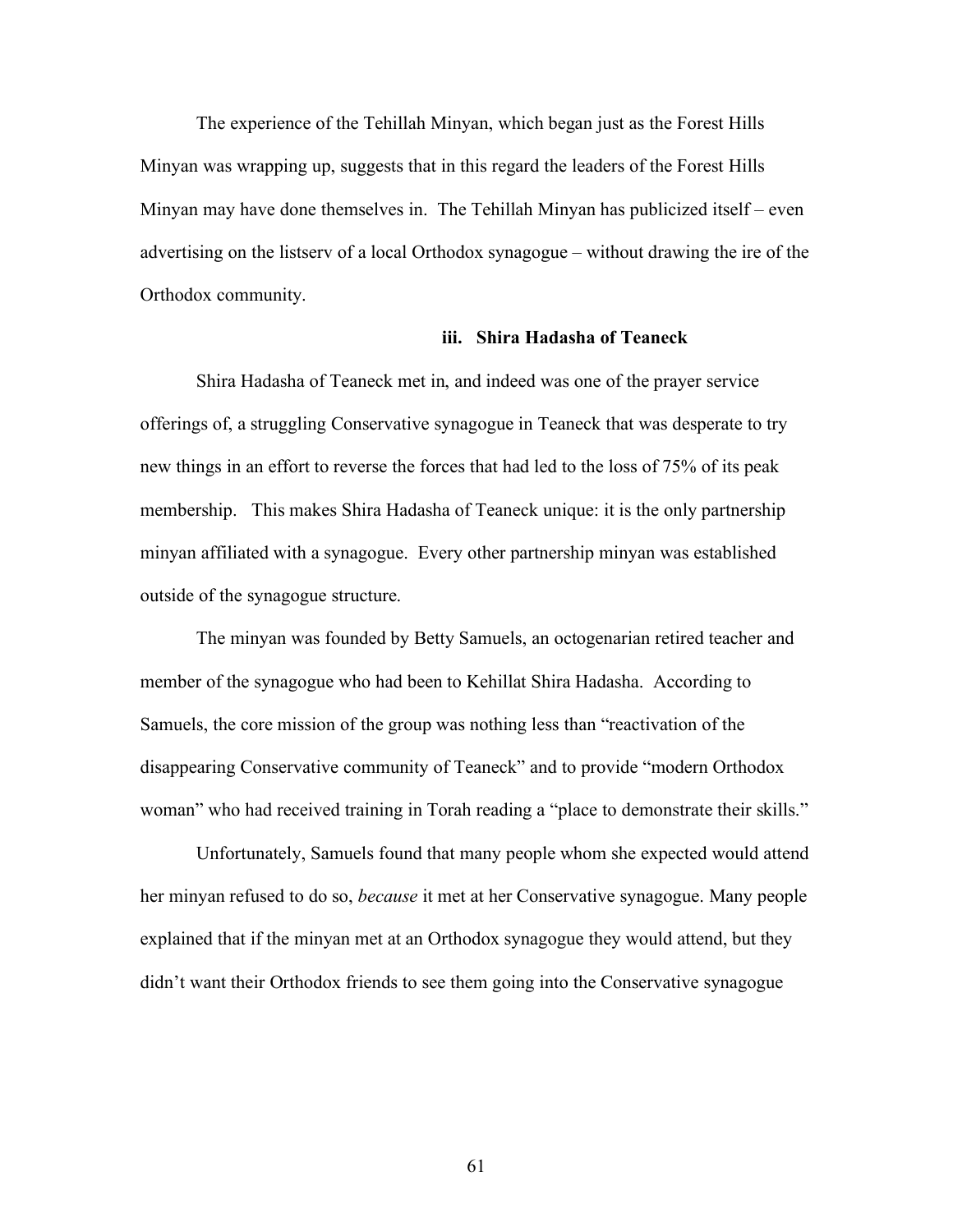The experience of the Tehillah Minyan, which began just as the Forest Hills Minyan was wrapping up, suggests that in this regard the leaders of the Forest Hills Minyan may have done themselves in. The Tehillah Minyan has publicized itself – even advertising on the listserv of a local Orthodox synagogue – without drawing the ire of the Orthodox community.

### iii. Shira Hadasha of Teaneck

Shira Hadasha of Teaneck met in, and indeed was one of the prayer service offerings of, a struggling Conservative synagogue in Teaneck that was desperate to try new things in an effort to reverse the forces that had led to the loss of 75% of its peak membership. This makes Shira Hadasha of Teaneck unique: it is the only partnership minyan affiliated with a synagogue. Every other partnership minyan was established outside of the synagogue structure.

The minyan was founded by Betty Samuels, an octogenarian retired teacher and member of the synagogue who had been to Kehillat Shira Hadasha. According to Samuels, the core mission of the group was nothing less than "reactivation of the disappearing Conservative community of Teaneck" and to provide "modern Orthodox woman" who had received training in Torah reading a "place to demonstrate their skills."

Unfortunately, Samuels found that many people whom she expected would attend her minyan refused to do so, *because* it met at her Conservative synagogue. Many people explained that if the minyan met at an Orthodox synagogue they would attend, but they didn't want their Orthodox friends to see them going into the Conservative synagogue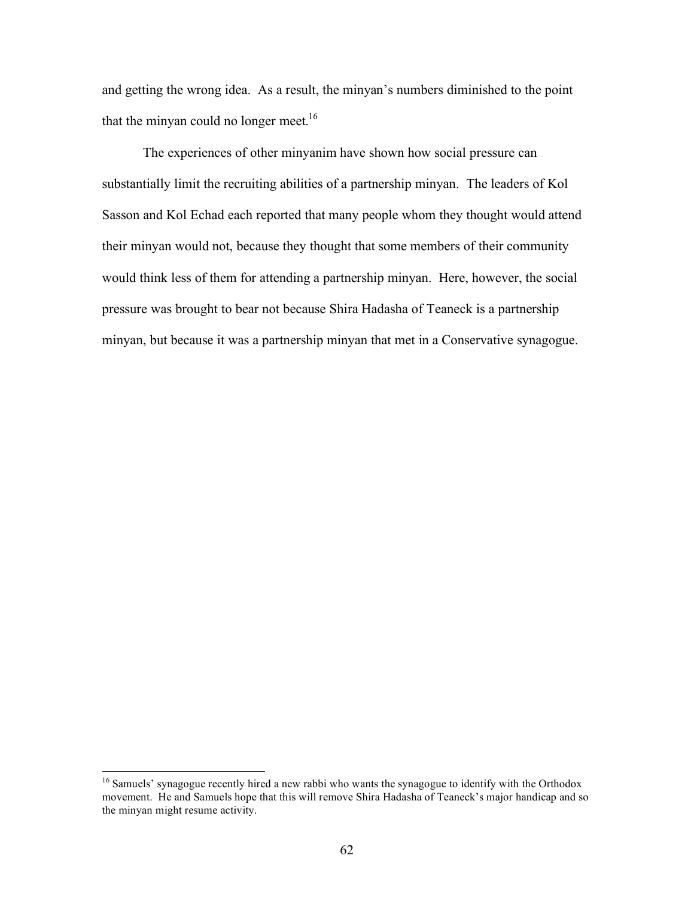and getting the wrong idea. As a result, the minyan's numbers diminished to the point that the minyan could no longer meet.[16]

The experiences of other minyanim have shown how social pressure can substantially limit the recruiting abilities of a partnership minyan. The leaders of Kol Sasson and Kol Echad each reported that many people whom they thought would attend their minyan would not, because they thought that some members of their community would think less of them for attending a partnership minyan. Here, however, the social pressure was brought to bear not because Shira Hadasha of Teaneck is a partnership minyan, but because it was a partnership minyan that met in a Conservative synagogue.

---

[16] Samuels' synagogue recently hired a new rabbi who wants the synagogue to identify with the Orthodox movement. He and Samuels hope that this will remove Shira Hadasha of Teaneck's major handicap and so the minyan might resume activity.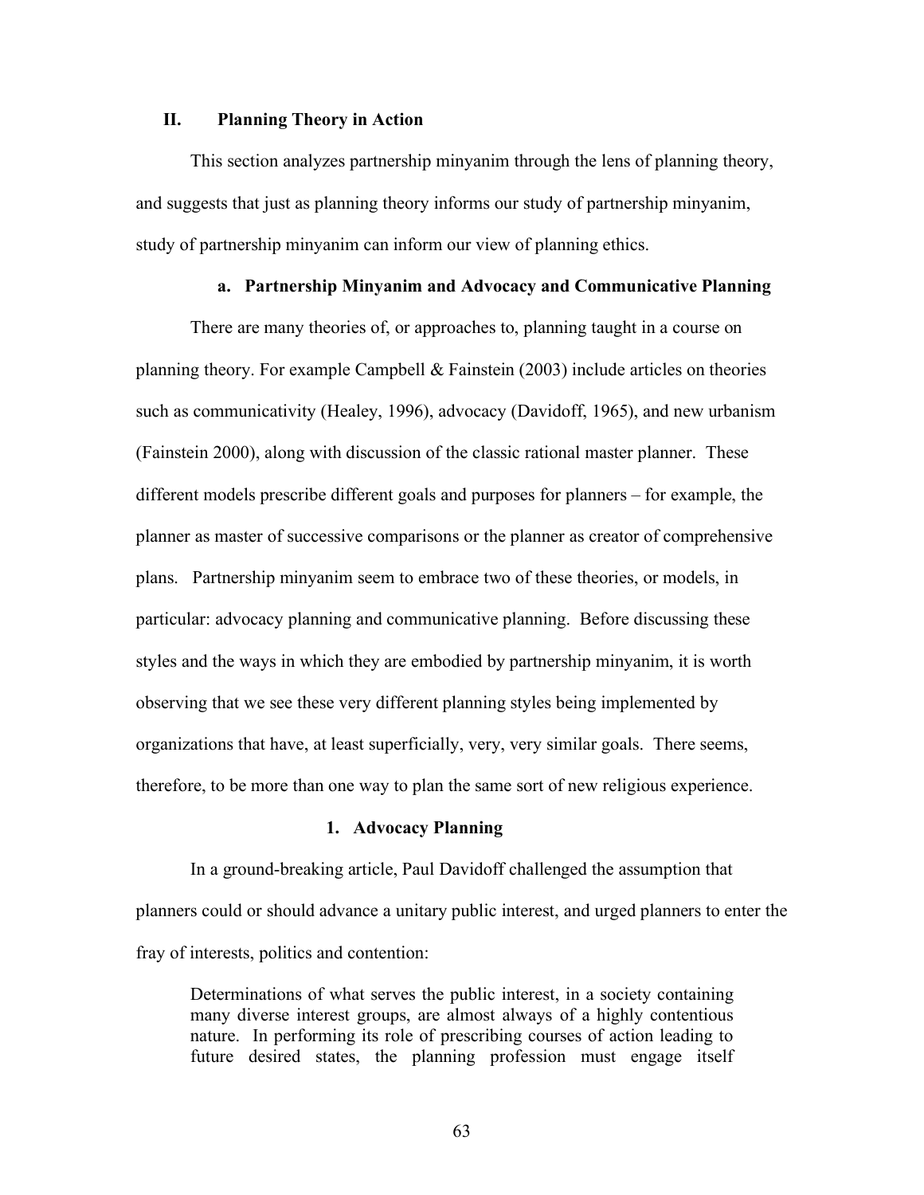## II. Planning Theory in Action

This section analyzes partnership minyanim through the lens of planning theory, and suggests that just as planning theory informs our study of partnership minyanim, study of partnership minyanim can inform our view of planning ethics.

### a. Partnership Minyanim and Advocacy and Communicative Planning

There are many theories of, or approaches to, planning taught in a course on planning theory. For example Campbell & Fainstein (2003) include articles on theories such as communicativity (Healey, 1996), advocacy (Davidoff, 1965), and new urbanism (Fainstein 2000), along with discussion of the classic rational master planner. These different models prescribe different goals and purposes for planners – for example, the planner as master of successive comparisons or the planner as creator of comprehensive plans. Partnership minyanim seem to embrace two of these theories, or models, in particular: advocacy planning and communicative planning. Before discussing these styles and the ways in which they are embodied by partnership minyanim, it is worth observing that we see these very different planning styles being implemented by organizations that have, at least superficially, very, very similar goals. There seems, therefore, to be more than one way to plan the same sort of new religious experience.

#### 1. Advocacy Planning

In a ground-breaking article, Paul Davidoff challenged the assumption that planners could or should advance a unitary public interest, and urged planners to enter the fray of interests, politics and contention:

> Determinations of what serves the public interest, in a society containing many diverse interest groups, are almost always of a highly contentious nature. In performing its role of prescribing courses of action leading to future desired states, the planning profession must engage itself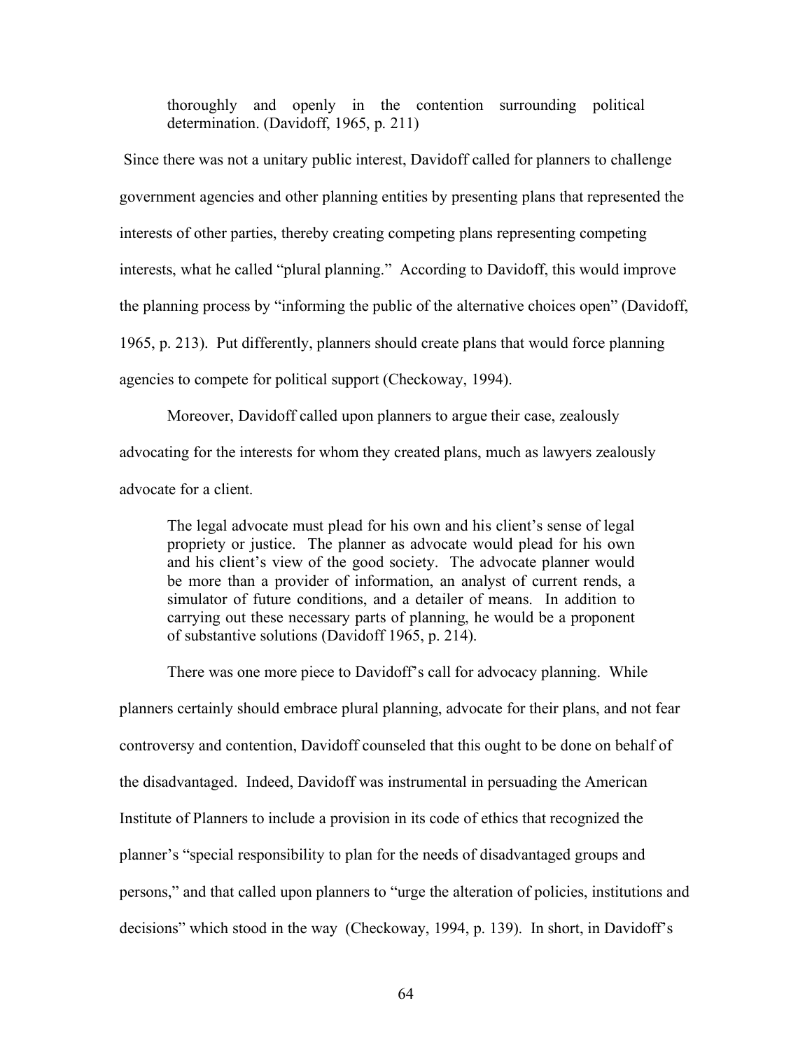> thoroughly and openly in the contention surrounding political determination. (Davidoff, 1965, p. 211)

Since there was not a unitary public interest, Davidoff called for planners to challenge government agencies and other planning entities by presenting plans that represented the interests of other parties, thereby creating competing plans representing competing interests, what he called "plural planning." According to Davidoff, this would improve the planning process by "informing the public of the alternative choices open" (Davidoff, 1965, p. 213). Put differently, planners should create plans that would force planning agencies to compete for political support (Checkoway, 1994).

Moreover, Davidoff called upon planners to argue their case, zealously advocating for the interests for whom they created plans, much as lawyers zealously advocate for a client.

> The legal advocate must plead for his own and his client's sense of legal propriety or justice. The planner as advocate would plead for his own and his client's view of the good society. The advocate planner would be more than a provider of information, an analyst of current rends, a simulator of future conditions, and a detailer of means. In addition to carrying out these necessary parts of planning, he would be a proponent of substantive solutions (Davidoff 1965, p. 214).

There was one more piece to Davidoff's call for advocacy planning. While planners certainly should embrace plural planning, advocate for their plans, and not fear controversy and contention, Davidoff counseled that this ought to be done on behalf of the disadvantaged. Indeed, Davidoff was instrumental in persuading the American Institute of Planners to include a provision in its code of ethics that recognized the planner's "special responsibility to plan for the needs of disadvantaged groups and persons," and that called upon planners to "urge the alteration of policies, institutions and decisions" which stood in the way (Checkoway, 1994, p. 139). In short, in Davidoff's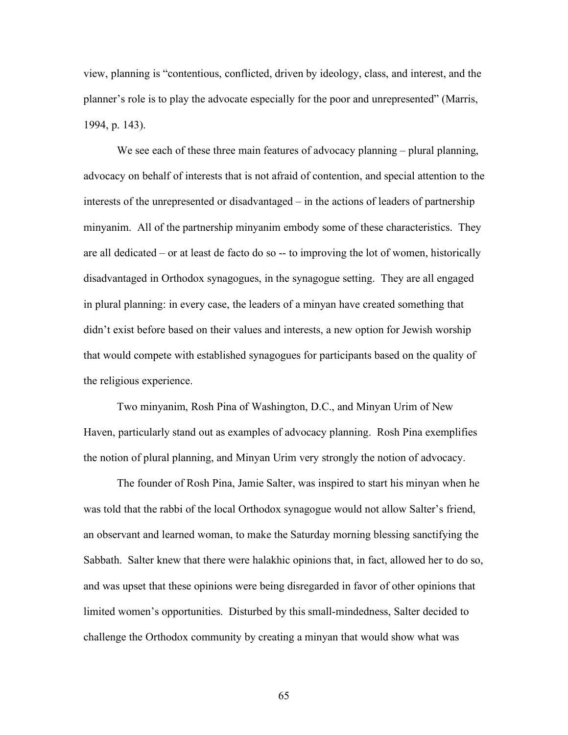view, planning is "contentious, conflicted, driven by ideology, class, and interest, and the planner's role is to play the advocate especially for the poor and unrepresented" (Marris, 1994, p. 143).

We see each of these three main features of advocacy planning – plural planning, advocacy on behalf of interests that is not afraid of contention, and special attention to the interests of the unrepresented or disadvantaged – in the actions of leaders of partnership minyanim. All of the partnership minyanim embody some of these characteristics. They are all dedicated – or at least de facto do so -- to improving the lot of women, historically disadvantaged in Orthodox synagogues, in the synagogue setting. They are all engaged in plural planning: in every case, the leaders of a minyan have created something that didn't exist before based on their values and interests, a new option for Jewish worship that would compete with established synagogues for participants based on the quality of the religious experience.

Two minyanim, Rosh Pina of Washington, D.C., and Minyan Urim of New Haven, particularly stand out as examples of advocacy planning. Rosh Pina exemplifies the notion of plural planning, and Minyan Urim very strongly the notion of advocacy.

The founder of Rosh Pina, Jamie Salter, was inspired to start his minyan when he was told that the rabbi of the local Orthodox synagogue would not allow Salter's friend, an observant and learned woman, to make the Saturday morning blessing sanctifying the Sabbath. Salter knew that there were halakhic opinions that, in fact, allowed her to do so, and was upset that these opinions were being disregarded in favor of other opinions that limited women's opportunities. Disturbed by this small-mindedness, Salter decided to challenge the Orthodox community by creating a minyan that would show what was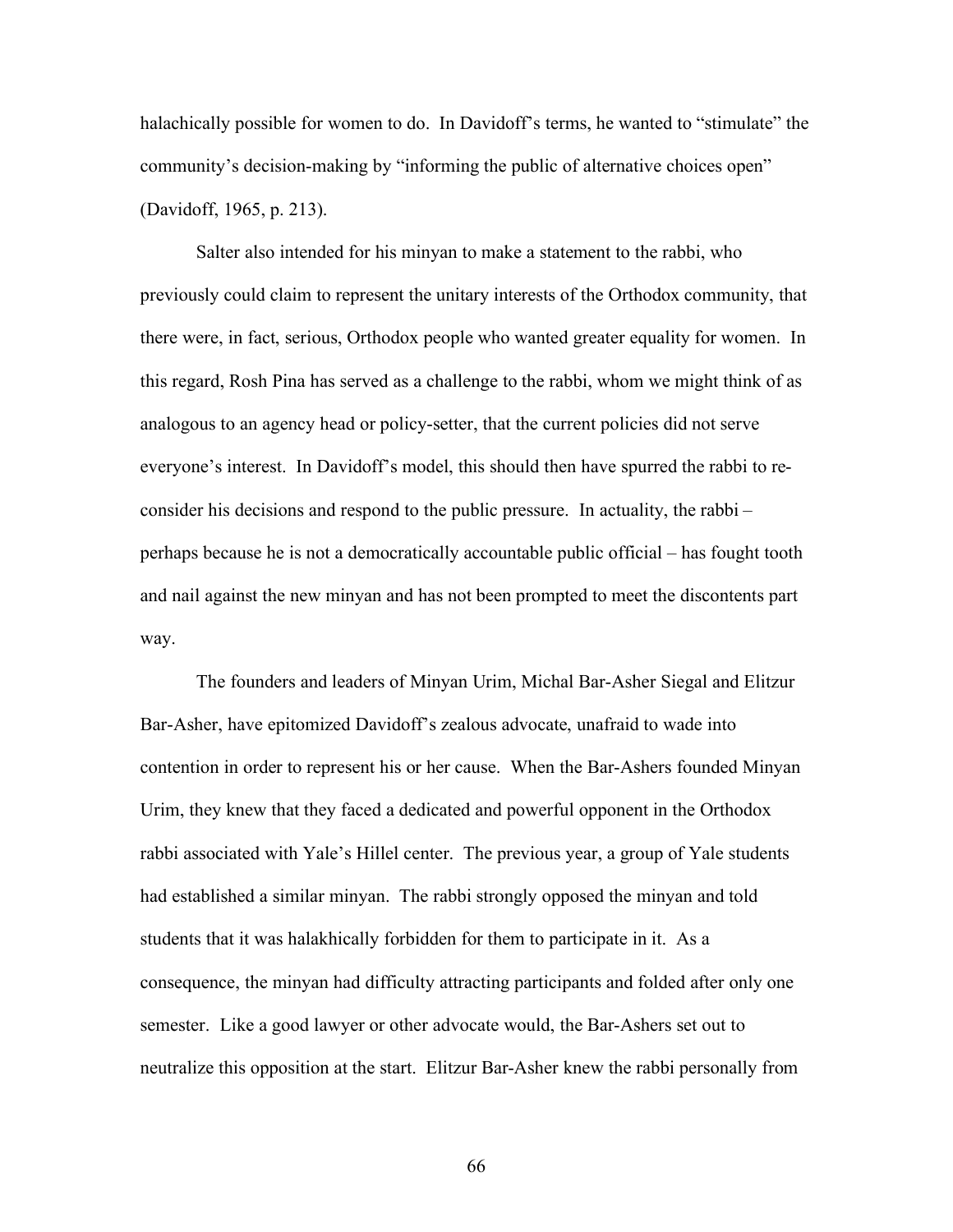halachically possible for women to do. In Davidoff's terms, he wanted to "stimulate" the community's decision-making by "informing the public of alternative choices open" (Davidoff, 1965, p. 213).

Salter also intended for his minyan to make a statement to the rabbi, who previously could claim to represent the unitary interests of the Orthodox community, that there were, in fact, serious, Orthodox people who wanted greater equality for women. In this regard, Rosh Pina has served as a challenge to the rabbi, whom we might think of as analogous to an agency head or policy-setter, that the current policies did not serve everyone's interest. In Davidoff's model, this should then have spurred the rabbi to re-consider his decisions and respond to the public pressure. In actuality, the rabbi – perhaps because he is not a democratically accountable public official – has fought tooth and nail against the new minyan and has not been prompted to meet the discontents part way.

The founders and leaders of Minyan Urim, Michal Bar-Asher Siegal and Elitzur Bar-Asher, have epitomized Davidoff's zealous advocate, unafraid to wade into contention in order to represent his or her cause. When the Bar-Ashers founded Minyan Urim, they knew that they faced a dedicated and powerful opponent in the Orthodox rabbi associated with Yale's Hillel center. The previous year, a group of Yale students had established a similar minyan. The rabbi strongly opposed the minyan and told students that it was halakhically forbidden for them to participate in it. As a consequence, the minyan had difficulty attracting participants and folded after only one semester. Like a good lawyer or other advocate would, the Bar-Ashers set out to neutralize this opposition at the start. Elitzur Bar-Asher knew the rabbi personally from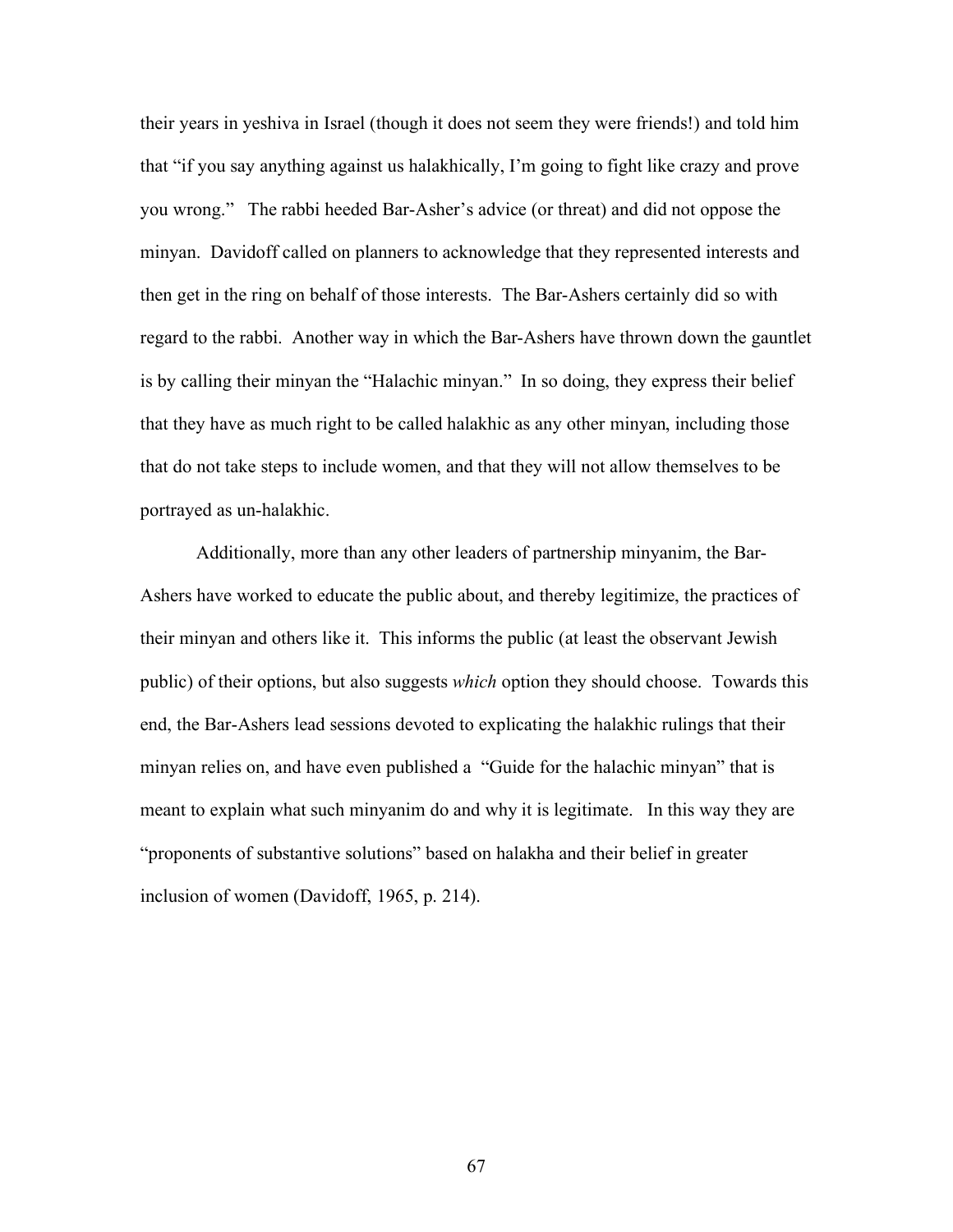their years in yeshiva in Israel (though it does not seem they were friends!) and told him that "if you say anything against us halakhically, I'm going to fight like crazy and prove you wrong." The rabbi heeded Bar-Asher's advice (or threat) and did not oppose the minyan. Davidoff called on planners to acknowledge that they represented interests and then get in the ring on behalf of those interests. The Bar-Ashers certainly did so with regard to the rabbi. Another way in which the Bar-Ashers have thrown down the gauntlet is by calling their minyan the "Halachic minyan." In so doing, they express their belief that they have as much right to be called halakhic as any other minyan, including those that do not take steps to include women, and that they will not allow themselves to be portrayed as un-halakhic.

Additionally, more than any other leaders of partnership minyanim, the Bar-Ashers have worked to educate the public about, and thereby legitimize, the practices of their minyan and others like it. This informs the public (at least the observant Jewish public) of their options, but also suggests *which* option they should choose. Towards this end, the Bar-Ashers lead sessions devoted to explicating the halakhic rulings that their minyan relies on, and have even published a "Guide for the halachic minyan" that is meant to explain what such minyanim do and why it is legitimate. In this way they are "proponents of substantive solutions" based on halakha and their belief in greater inclusion of women (Davidoff, 1965, p. 214).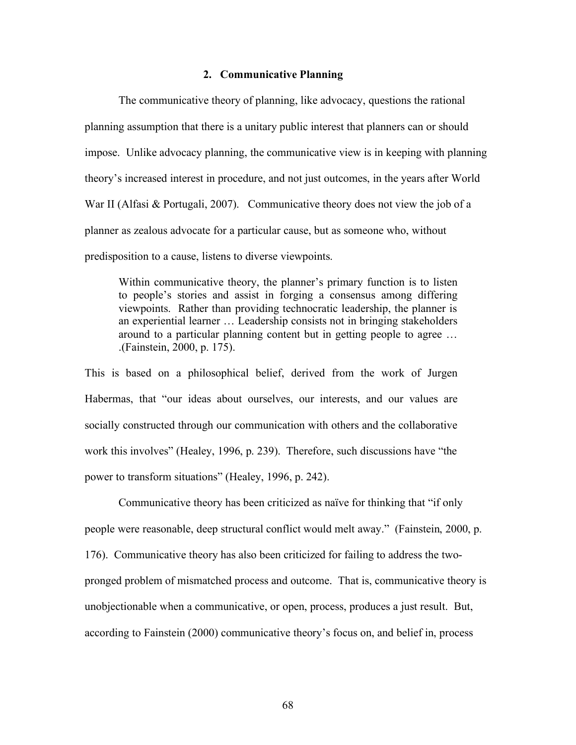## 2. Communicative Planning

The communicative theory of planning, like advocacy, questions the rational planning assumption that there is a unitary public interest that planners can or should impose. Unlike advocacy planning, the communicative view is in keeping with planning theory's increased interest in procedure, and not just outcomes, in the years after World War II (Alfasi & Portugali, 2007). Communicative theory does not view the job of a planner as zealous advocate for a particular cause, but as someone who, without predisposition to a cause, listens to diverse viewpoints.

> Within communicative theory, the planner's primary function is to listen to people's stories and assist in forging a consensus among differing viewpoints. Rather than providing technocratic leadership, the planner is an experiential learner … Leadership consists not in bringing stakeholders around to a particular planning content but in getting people to agree … .(Fainstein, 2000, p. 175).

This is based on a philosophical belief, derived from the work of Jurgen Habermas, that "our ideas about ourselves, our interests, and our values are socially constructed through our communication with others and the collaborative work this involves" (Healey, 1996, p. 239). Therefore, such discussions have "the power to transform situations" (Healey, 1996, p. 242).

Communicative theory has been criticized as naïve for thinking that "if only people were reasonable, deep structural conflict would melt away." (Fainstein, 2000, p. 176). Communicative theory has also been criticized for failing to address the two-pronged problem of mismatched process and outcome. That is, communicative theory is unobjectionable when a communicative, or open, process, produces a just result. But, according to Fainstein (2000) communicative theory's focus on, and belief in, process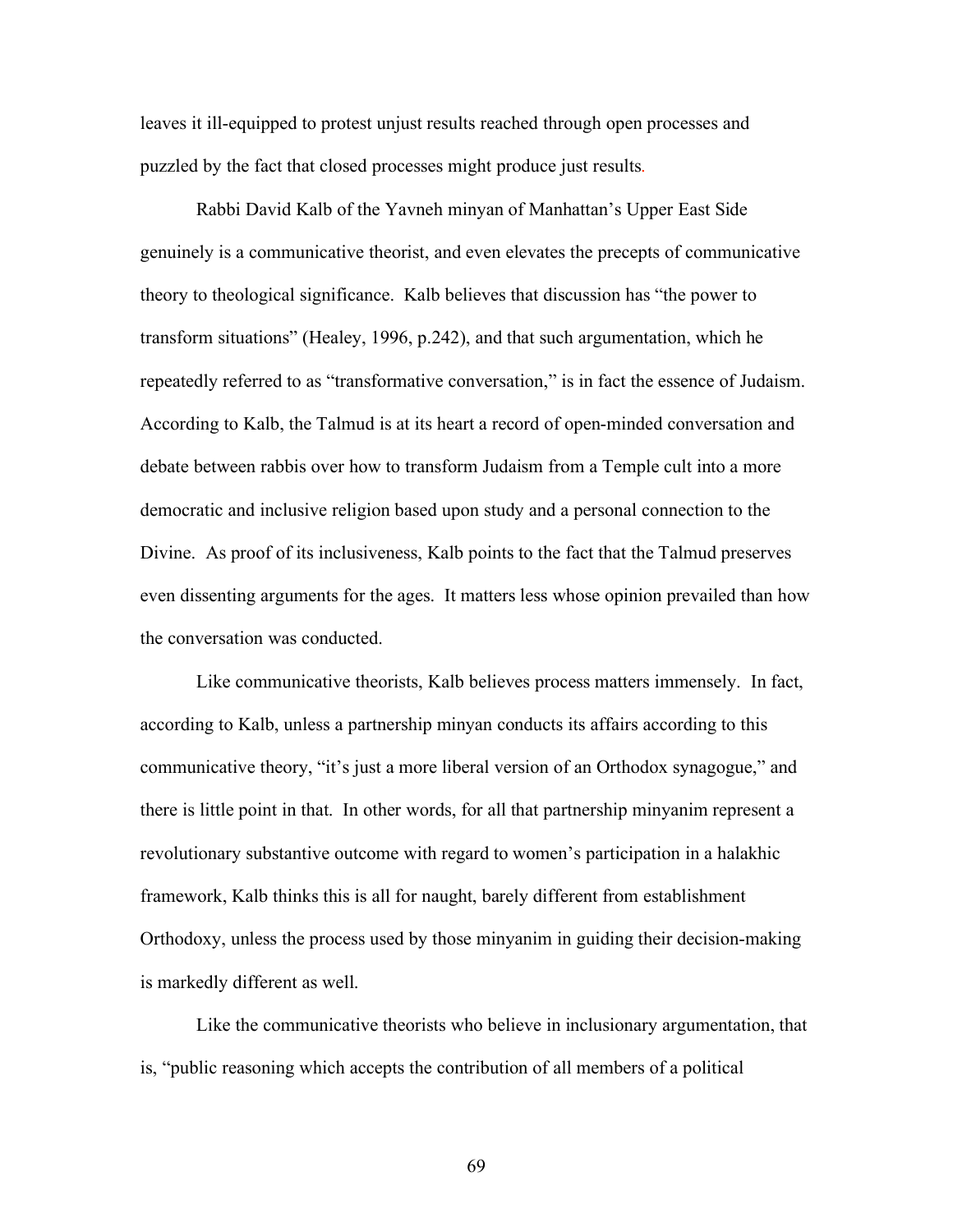leaves it ill-equipped to protest unjust results reached through open processes and puzzled by the fact that closed processes might produce just results.

Rabbi David Kalb of the Yavneh minyan of Manhattan's Upper East Side genuinely is a communicative theorist, and even elevates the precepts of communicative theory to theological significance. Kalb believes that discussion has "the power to transform situations" (Healey, 1996, p.242), and that such argumentation, which he repeatedly referred to as "transformative conversation," is in fact the essence of Judaism. According to Kalb, the Talmud is at its heart a record of open-minded conversation and debate between rabbis over how to transform Judaism from a Temple cult into a more democratic and inclusive religion based upon study and a personal connection to the Divine. As proof of its inclusiveness, Kalb points to the fact that the Talmud preserves even dissenting arguments for the ages. It matters less whose opinion prevailed than how the conversation was conducted.

Like communicative theorists, Kalb believes process matters immensely. In fact, according to Kalb, unless a partnership minyan conducts its affairs according to this communicative theory, "it's just a more liberal version of an Orthodox synagogue," and there is little point in that. In other words, for all that partnership minyanim represent a revolutionary substantive outcome with regard to women's participation in a halakhic framework, Kalb thinks this is all for naught, barely different from establishment Orthodoxy, unless the process used by those minyanim in guiding their decision-making is markedly different as well.

Like the communicative theorists who believe in inclusionary argumentation, that is, "public reasoning which accepts the contribution of all members of a political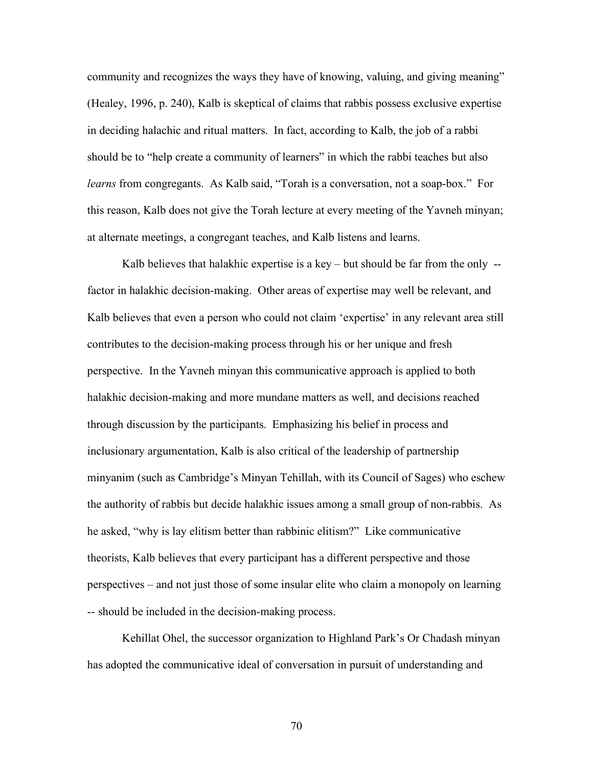community and recognizes the ways they have of knowing, valuing, and giving meaning" (Healey, 1996, p. 240), Kalb is skeptical of claims that rabbis possess exclusive expertise in deciding halachic and ritual matters. In fact, according to Kalb, the job of a rabbi should be to "help create a community of learners" in which the rabbi teaches but also *learns* from congregants. As Kalb said, "Torah is a conversation, not a soap-box." For this reason, Kalb does not give the Torah lecture at every meeting of the Yavneh minyan; at alternate meetings, a congregant teaches, and Kalb listens and learns.

Kalb believes that halakhic expertise is a key – but should be far from the only -- factor in halakhic decision-making. Other areas of expertise may well be relevant, and Kalb believes that even a person who could not claim 'expertise' in any relevant area still contributes to the decision-making process through his or her unique and fresh perspective. In the Yavneh minyan this communicative approach is applied to both halakhic decision-making and more mundane matters as well, and decisions reached through discussion by the participants. Emphasizing his belief in process and inclusionary argumentation, Kalb is also critical of the leadership of partnership minyanim (such as Cambridge's Minyan Tehillah, with its Council of Sages) who eschew the authority of rabbis but decide halakhic issues among a small group of non-rabbis. As he asked, "why is lay elitism better than rabbinic elitism?" Like communicative theorists, Kalb believes that every participant has a different perspective and those perspectives – and not just those of some insular elite who claim a monopoly on learning -- should be included in the decision-making process.

Kehillat Ohel, the successor organization to Highland Park's Or Chadash minyan has adopted the communicative ideal of conversation in pursuit of understanding and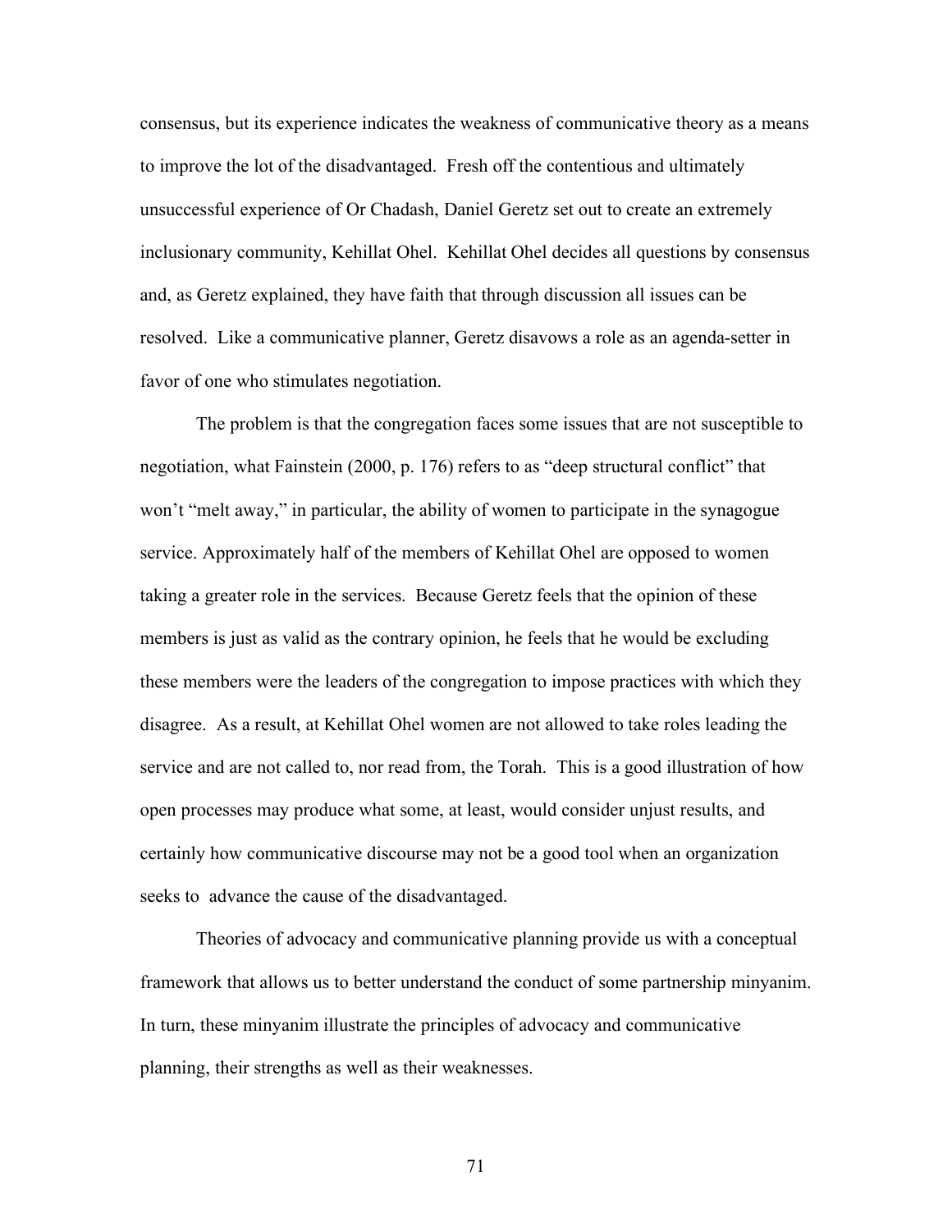consensus, but its experience indicates the weakness of communicative theory as a means to improve the lot of the disadvantaged. Fresh off the contentious and ultimately unsuccessful experience of Or Chadash, Daniel Geretz set out to create an extremely inclusionary community, Kehillat Ohel. Kehillat Ohel decides all questions by consensus and, as Geretz explained, they have faith that through discussion all issues can be resolved. Like a communicative planner, Geretz disavows a role as an agenda-setter in favor of one who stimulates negotiation.

The problem is that the congregation faces some issues that are not susceptible to negotiation, what Fainstein (2000, p. 176) refers to as "deep structural conflict" that won't "melt away," in particular, the ability of women to participate in the synagogue service. Approximately half of the members of Kehillat Ohel are opposed to women taking a greater role in the services. Because Geretz feels that the opinion of these members is just as valid as the contrary opinion, he feels that he would be excluding these members were the leaders of the congregation to impose practices with which they disagree. As a result, at Kehillat Ohel women are not allowed to take roles leading the service and are not called to, nor read from, the Torah. This is a good illustration of how open processes may produce what some, at least, would consider unjust results, and certainly how communicative discourse may not be a good tool when an organization seeks to advance the cause of the disadvantaged.

Theories of advocacy and communicative planning provide us with a conceptual framework that allows us to better understand the conduct of some partnership minyanim. In turn, these minyanim illustrate the principles of advocacy and communicative planning, their strengths as well as their weaknesses.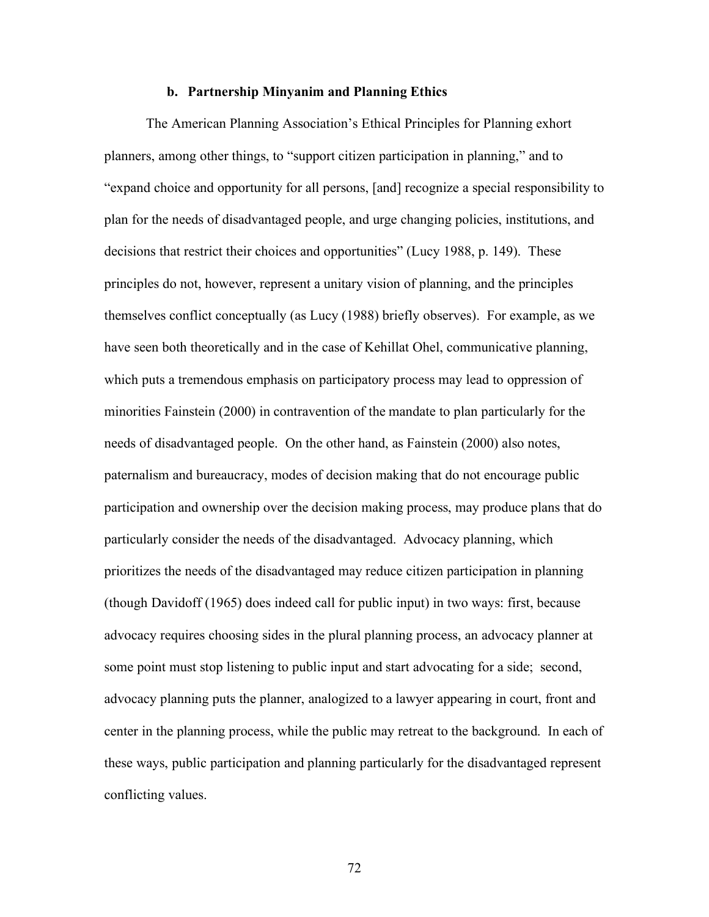### b. Partnership Minyanim and Planning Ethics

The American Planning Association's Ethical Principles for Planning exhort planners, among other things, to "support citizen participation in planning," and to "expand choice and opportunity for all persons, [and] recognize a special responsibility to plan for the needs of disadvantaged people, and urge changing policies, institutions, and decisions that restrict their choices and opportunities" (Lucy 1988, p. 149). These principles do not, however, represent a unitary vision of planning, and the principles themselves conflict conceptually (as Lucy (1988) briefly observes). For example, as we have seen both theoretically and in the case of Kehillat Ohel, communicative planning, which puts a tremendous emphasis on participatory process may lead to oppression of minorities Fainstein (2000) in contravention of the mandate to plan particularly for the needs of disadvantaged people. On the other hand, as Fainstein (2000) also notes, paternalism and bureaucracy, modes of decision making that do not encourage public participation and ownership over the decision making process, may produce plans that do particularly consider the needs of the disadvantaged. Advocacy planning, which prioritizes the needs of the disadvantaged may reduce citizen participation in planning (though Davidoff (1965) does indeed call for public input) in two ways: first, because advocacy requires choosing sides in the plural planning process, an advocacy planner at some point must stop listening to public input and start advocating for a side; second, advocacy planning puts the planner, analogized to a lawyer appearing in court, front and center in the planning process, while the public may retreat to the background. In each of these ways, public participation and planning particularly for the disadvantaged represent conflicting values.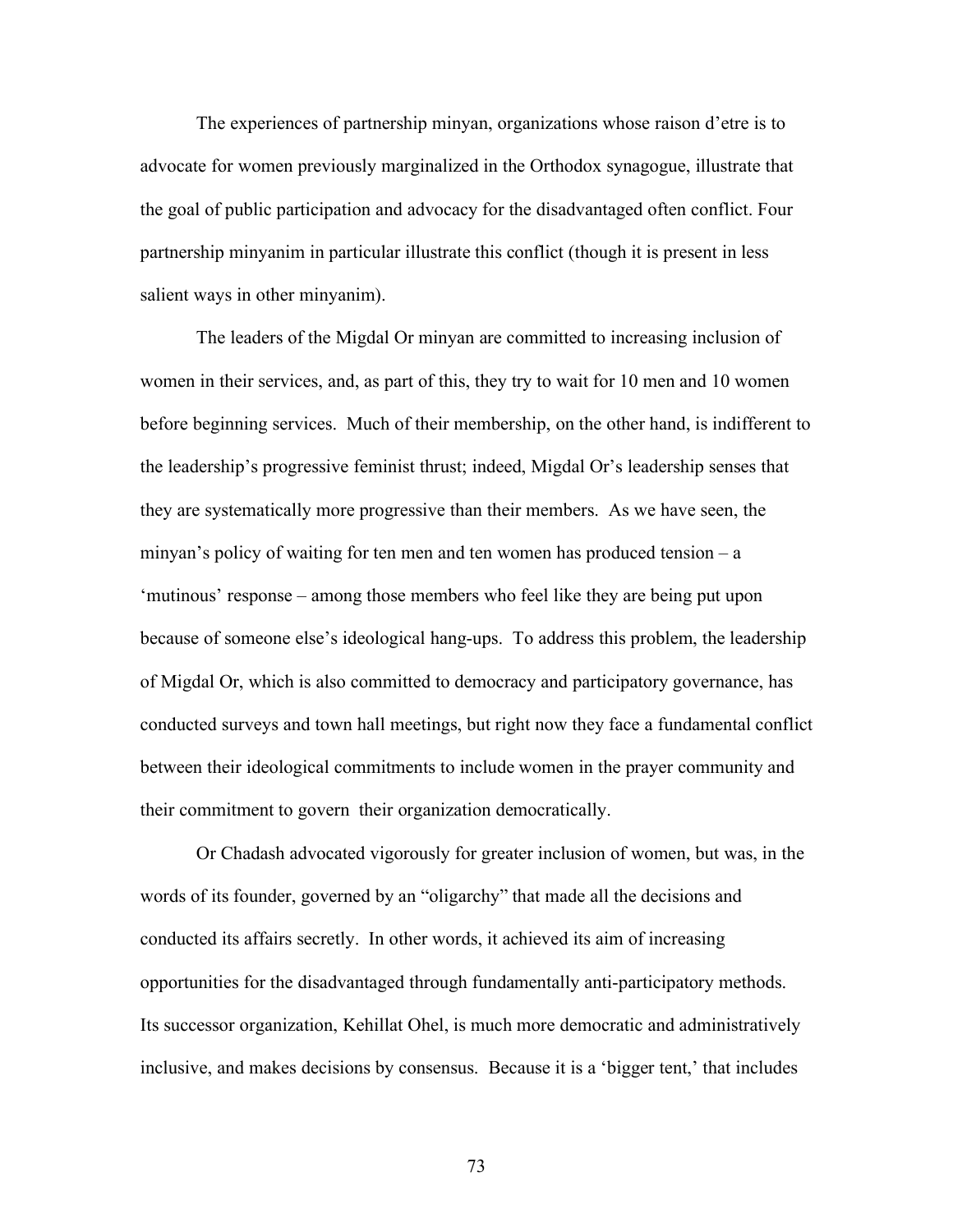The experiences of partnership minyan, organizations whose raison d'etre is to advocate for women previously marginalized in the Orthodox synagogue, illustrate that the goal of public participation and advocacy for the disadvantaged often conflict. Four partnership minyanim in particular illustrate this conflict (though it is present in less salient ways in other minyanim).

The leaders of the Migdal Or minyan are committed to increasing inclusion of women in their services, and, as part of this, they try to wait for 10 men and 10 women before beginning services. Much of their membership, on the other hand, is indifferent to the leadership's progressive feminist thrust; indeed, Migdal Or's leadership senses that they are systematically more progressive than their members. As we have seen, the minyan's policy of waiting for ten men and ten women has produced tension – a 'mutinous' response – among those members who feel like they are being put upon because of someone else's ideological hang-ups. To address this problem, the leadership of Migdal Or, which is also committed to democracy and participatory governance, has conducted surveys and town hall meetings, but right now they face a fundamental conflict between their ideological commitments to include women in the prayer community and their commitment to govern their organization democratically.

Or Chadash advocated vigorously for greater inclusion of women, but was, in the words of its founder, governed by an "oligarchy" that made all the decisions and conducted its affairs secretly. In other words, it achieved its aim of increasing opportunities for the disadvantaged through fundamentally anti-participatory methods. Its successor organization, Kehillat Ohel, is much more democratic and administratively inclusive, and makes decisions by consensus. Because it is a 'bigger tent,' that includes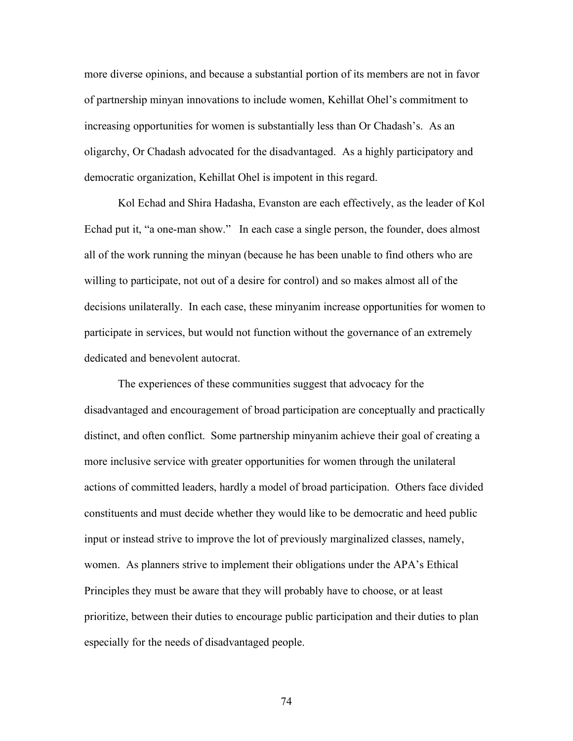more diverse opinions, and because a substantial portion of its members are not in favor of partnership minyan innovations to include women, Kehillat Ohel's commitment to increasing opportunities for women is substantially less than Or Chadash's. As an oligarchy, Or Chadash advocated for the disadvantaged. As a highly participatory and democratic organization, Kehillat Ohel is impotent in this regard.

Kol Echad and Shira Hadasha, Evanston are each effectively, as the leader of Kol Echad put it, "a one-man show." In each case a single person, the founder, does almost all of the work running the minyan (because he has been unable to find others who are willing to participate, not out of a desire for control) and so makes almost all of the decisions unilaterally. In each case, these minyanim increase opportunities for women to participate in services, but would not function without the governance of an extremely dedicated and benevolent autocrat.

The experiences of these communities suggest that advocacy for the disadvantaged and encouragement of broad participation are conceptually and practically distinct, and often conflict. Some partnership minyanim achieve their goal of creating a more inclusive service with greater opportunities for women through the unilateral actions of committed leaders, hardly a model of broad participation. Others face divided constituents and must decide whether they would like to be democratic and heed public input or instead strive to improve the lot of previously marginalized classes, namely, women. As planners strive to implement their obligations under the APA's Ethical Principles they must be aware that they will probably have to choose, or at least prioritize, between their duties to encourage public participation and their duties to plan especially for the needs of disadvantaged people.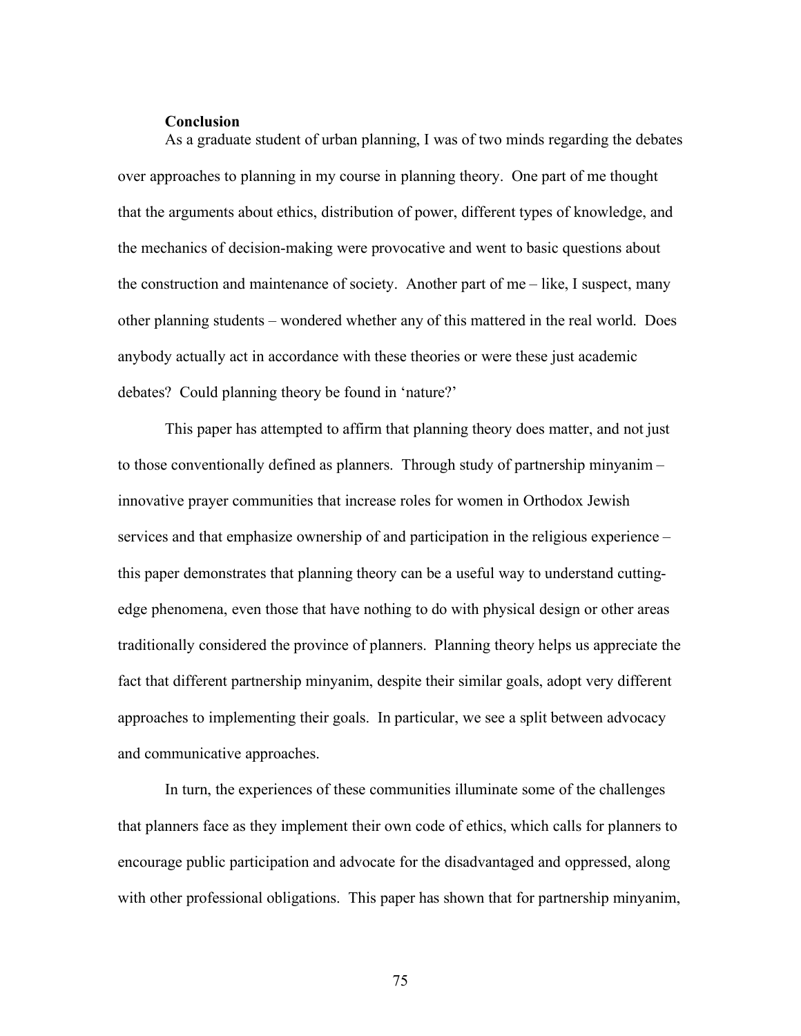## Conclusion

As a graduate student of urban planning, I was of two minds regarding the debates over approaches to planning in my course in planning theory. One part of me thought that the arguments about ethics, distribution of power, different types of knowledge, and the mechanics of decision-making were provocative and went to basic questions about the construction and maintenance of society. Another part of me – like, I suspect, many other planning students – wondered whether any of this mattered in the real world. Does anybody actually act in accordance with these theories or were these just academic debates? Could planning theory be found in 'nature?'

This paper has attempted to affirm that planning theory does matter, and not just to those conventionally defined as planners. Through study of partnership minyanim – innovative prayer communities that increase roles for women in Orthodox Jewish services and that emphasize ownership of and participation in the religious experience – this paper demonstrates that planning theory can be a useful way to understand cutting-edge phenomena, even those that have nothing to do with physical design or other areas traditionally considered the province of planners. Planning theory helps us appreciate the fact that different partnership minyanim, despite their similar goals, adopt very different approaches to implementing their goals. In particular, we see a split between advocacy and communicative approaches.

In turn, the experiences of these communities illuminate some of the challenges that planners face as they implement their own code of ethics, which calls for planners to encourage public participation and advocate for the disadvantaged and oppressed, along with other professional obligations. This paper has shown that for partnership minyanim,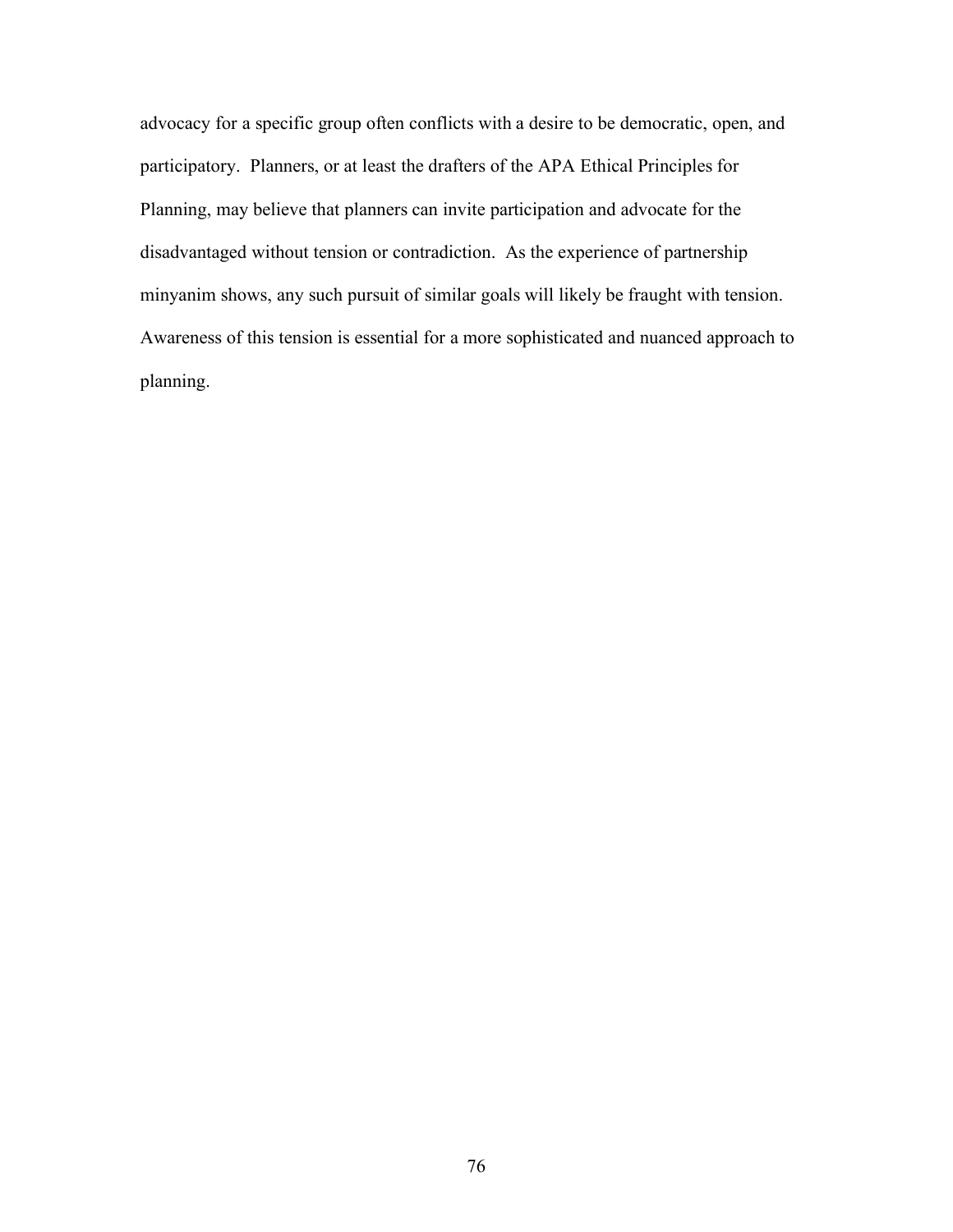advocacy for a specific group often conflicts with a desire to be democratic, open, and participatory. Planners, or at least the drafters of the APA Ethical Principles for Planning, may believe that planners can invite participation and advocate for the disadvantaged without tension or contradiction. As the experience of partnership minyanim shows, any such pursuit of similar goals will likely be fraught with tension. Awareness of this tension is essential for a more sophisticated and nuanced approach to planning.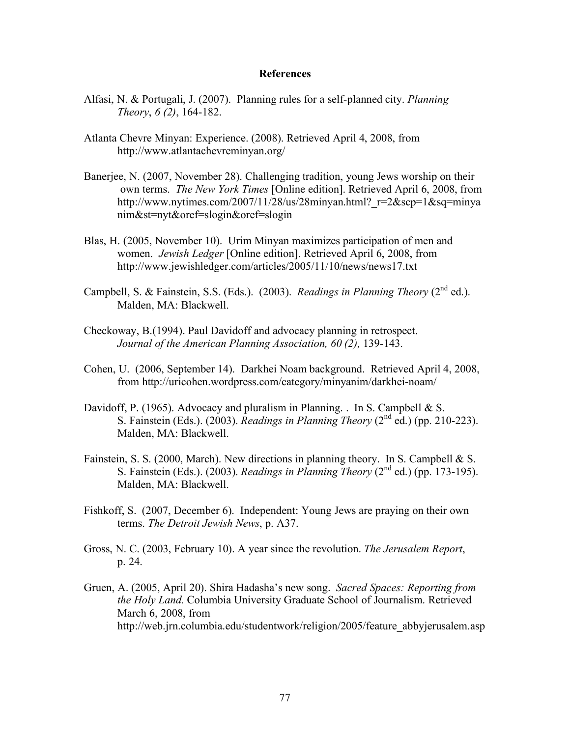**References**

Alfasi, N. & Portugali, J. (2007). Planning rules for a self-planned city. *Planning Theory*, *6 (2)*, 164-182.

Atlanta Chevre Minyan: Experience. (2008). Retrieved April 4, 2008, from http://www.atlantachevreminyan.org/

Banerjee, N. (2007, November 28). Challenging tradition, young Jews worship on their own terms. *The New York Times* [Online edition]. Retrieved April 6, 2008, from http://www.nytimes.com/2007/11/28/us/28minyan.html?_r=2&scp=1&sq=minyanim&st=nyt&oref=slogin&oref=slogin

Blas, H. (2005, November 10). Urim Minyan maximizes participation of men and women. *Jewish Ledger* [Online edition]. Retrieved April 6, 2008, from http://www.jewishledger.com/articles/2005/11/10/news/news17.txt

Campbell, S. & Fainstein, S.S. (Eds.). (2003). *Readings in Planning Theory* (2nd ed.). Malden, MA: Blackwell.

Checkoway, B.(1994). Paul Davidoff and advocacy planning in retrospect. *Journal of the American Planning Association, 60 (2),* 139-143.

Cohen, U. (2006, September 14). Darkhei Noam background. Retrieved April 4, 2008, from http://uricohen.wordpress.com/category/minyanim/darkhei-noam/

Davidoff, P. (1965). Advocacy and pluralism in Planning. . In S. Campbell & S. S. Fainstein (Eds.). (2003). *Readings in Planning Theory* (2nd ed.) (pp. 210-223). Malden, MA: Blackwell.

Fainstein, S. S. (2000, March). New directions in planning theory. In S. Campbell & S. S. Fainstein (Eds.). (2003). *Readings in Planning Theory* (2nd ed.) (pp. 173-195). Malden, MA: Blackwell.

Fishkoff, S. (2007, December 6). Independent: Young Jews are praying on their own terms. *The Detroit Jewish News*, p. A37.

Gross, N. C. (2003, February 10). A year since the revolution. *The Jerusalem Report*, p. 24.

Gruen, A. (2005, April 20). Shira Hadasha's new song. *Sacred Spaces: Reporting from the Holy Land.* Columbia University Graduate School of Journalism. Retrieved March 6, 2008, from http://web.jrn.columbia.edu/studentwork/religion/2005/feature_abbyjerusalem.asp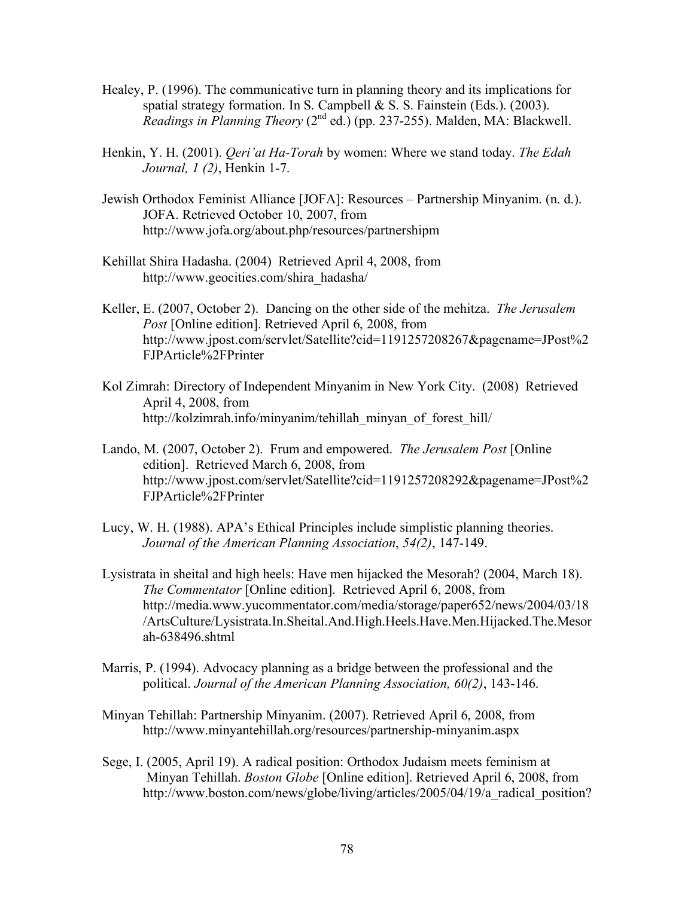Healey, P. (1996). The communicative turn in planning theory and its implications for spatial strategy formation. In S. Campbell & S. S. Fainstein (Eds.). (2003). *Readings in Planning Theory* (2nd ed.) (pp. 237-255). Malden, MA: Blackwell.

Henkin, Y. H. (2001). *Qeri'at Ha-Torah* by women: Where we stand today. *The Edah Journal, 1 (2)*, Henkin 1-7.

Jewish Orthodox Feminist Alliance [JOFA]: Resources – Partnership Minyanim. (n. d.). JOFA. Retrieved October 10, 2007, from http://www.jofa.org/about.php/resources/partnershipm

Kehillat Shira Hadasha. (2004) Retrieved April 4, 2008, from http://www.geocities.com/shira_hadasha/

Keller, E. (2007, October 2). Dancing on the other side of the mehitza. *The Jerusalem Post* [Online edition]. Retrieved April 6, 2008, from http://www.jpost.com/servlet/Satellite?cid=1191257208267&pagename=JPost%2FJPArticle%2FPrinter

Kol Zimrah: Directory of Independent Minyanim in New York City. (2008) Retrieved April 4, 2008, from http://kolzimrah.info/minyanim/tehillah_minyan_of_forest_hill/

Lando, M. (2007, October 2). Frum and empowered. *The Jerusalem Post* [Online edition]. Retrieved March 6, 2008, from http://www.jpost.com/servlet/Satellite?cid=1191257208292&pagename=JPost%2FJPArticle%2FPrinter

Lucy, W. H. (1988). APA's Ethical Principles include simplistic planning theories. *Journal of the American Planning Association*, *54(2)*, 147-149.

Lysistrata in sheital and high heels: Have men hijacked the Mesorah? (2004, March 18). *The Commentator* [Online edition]. Retrieved April 6, 2008, from http://media.www.yucommentator.com/media/storage/paper652/news/2004/03/18/ArtsCulture/Lysistrata.In.Sheital.And.High.Heels.Have.Men.Hijacked.The.Mesorah-638496.shtml

Marris, P. (1994). Advocacy planning as a bridge between the professional and the political. *Journal of the American Planning Association, 60(2)*, 143-146.

Minyan Tehillah: Partnership Minyanim. (2007). Retrieved April 6, 2008, from http://www.minyantehillah.org/resources/partnership-minyanim.aspx

Sege, I. (2005, April 19). A radical position: Orthodox Judaism meets feminism at Minyan Tehillah. *Boston Globe* [Online edition]. Retrieved April 6, 2008, from http://www.boston.com/news/globe/living/articles/2005/04/19/a_radical_position?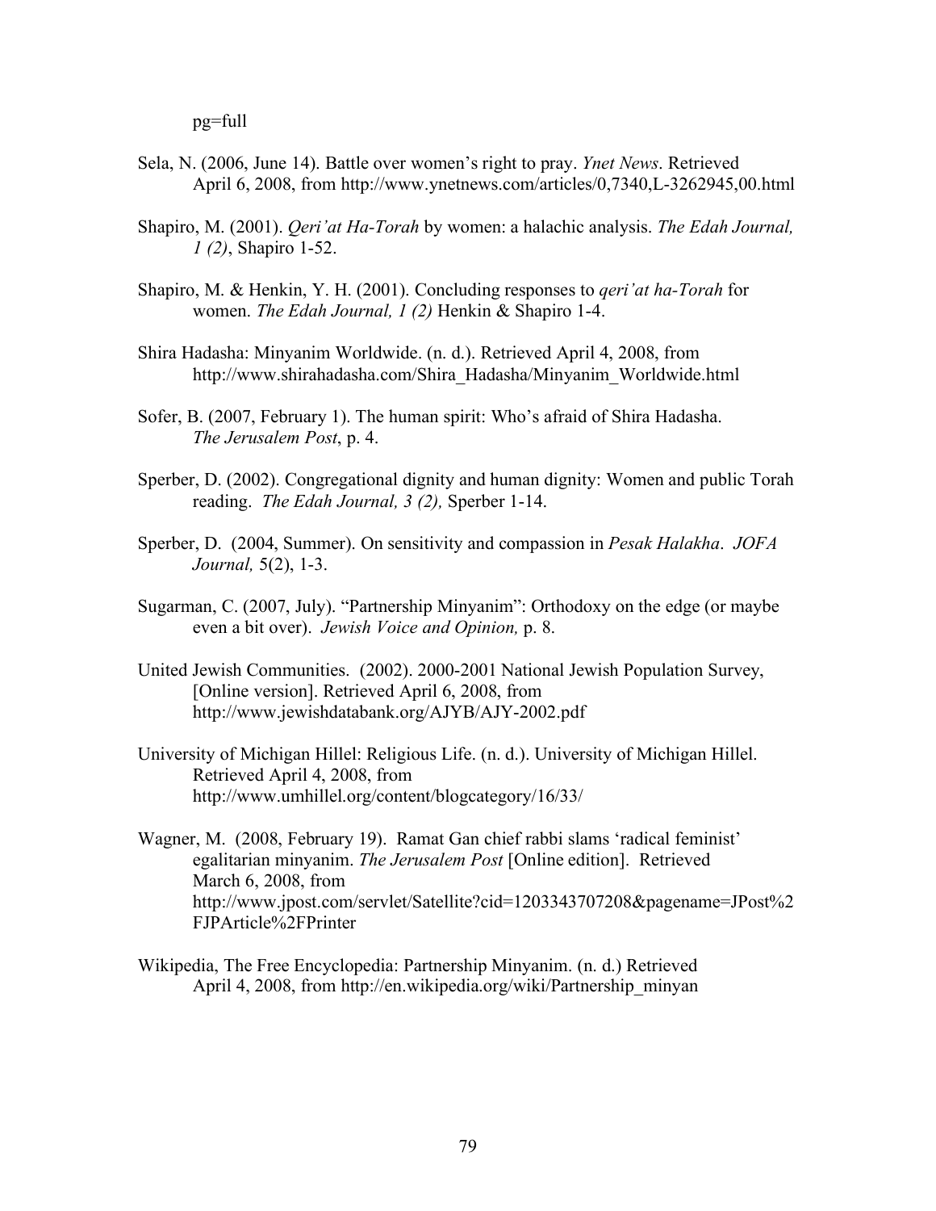pg=full

Sela, N. (2006, June 14). Battle over women's right to pray. *Ynet News*. Retrieved April 6, 2008, from http://www.ynetnews.com/articles/0,7340,L-3262945,00.html

Shapiro, M. (2001). *Qeri'at Ha-Torah* by women: a halachic analysis. *The Edah Journal, 1 (2)*, Shapiro 1-52.

Shapiro, M. & Henkin, Y. H. (2001). Concluding responses to *qeri'at ha-Torah* for women. *The Edah Journal, 1 (2)* Henkin & Shapiro 1-4.

Shira Hadasha: Minyanim Worldwide. (n. d.). Retrieved April 4, 2008, from http://www.shirahadasha.com/Shira_Hadasha/Minyanim_Worldwide.html

Sofer, B. (2007, February 1). The human spirit: Who's afraid of Shira Hadasha. *The Jerusalem Post*, p. 4.

Sperber, D. (2002). Congregational dignity and human dignity: Women and public Torah reading. *The Edah Journal, 3 (2),* Sperber 1-14.

Sperber, D. (2004, Summer). On sensitivity and compassion in *Pesak Halakha*. *JOFA Journal,* 5(2), 1-3.

Sugarman, C. (2007, July). "Partnership Minyanim": Orthodoxy on the edge (or maybe even a bit over). *Jewish Voice and Opinion,* p. 8.

United Jewish Communities. (2002). 2000-2001 National Jewish Population Survey, [Online version]. Retrieved April 6, 2008, from http://www.jewishdatabank.org/AJYB/AJY-2002.pdf

University of Michigan Hillel: Religious Life. (n. d.). University of Michigan Hillel. Retrieved April 4, 2008, from http://www.umhillel.org/content/blogcategory/16/33/

Wagner, M. (2008, February 19). Ramat Gan chief rabbi slams 'radical feminist' egalitarian minyanim. *The Jerusalem Post* [Online edition]. Retrieved March 6, 2008, from http://www.jpost.com/servlet/Satellite?cid=1203343707208&pagename=JPost%2FJPArticle%2FPrinter

Wikipedia, The Free Encyclopedia: Partnership Minyanim. (n. d.) Retrieved April 4, 2008, from http://en.wikipedia.org/wiki/Partnership_minyan